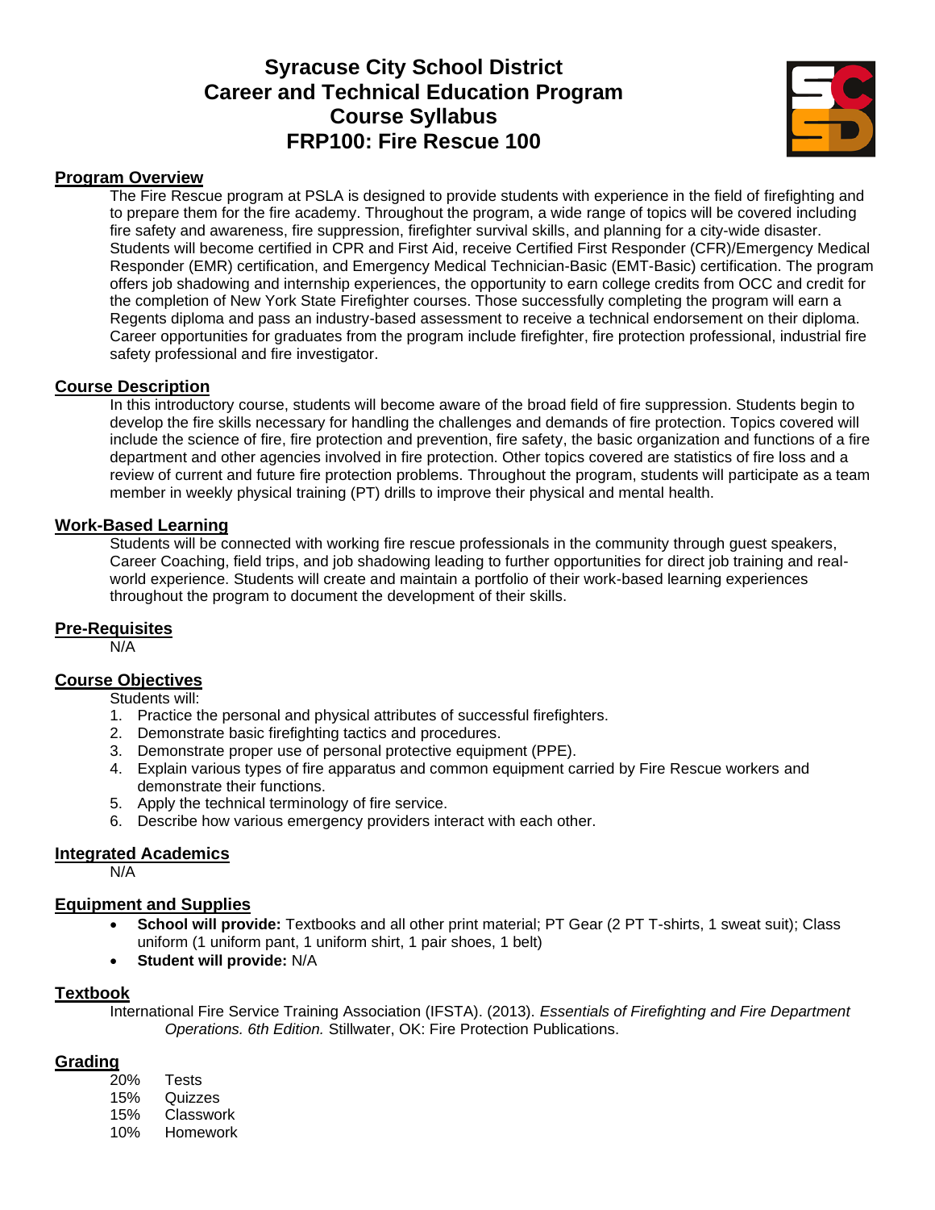# Syracuse City School District
# Career and Technical Education Program
# Course Syllabus
# FRP100: Fire Rescue 100

## Program Overview

The Fire Rescue program at PSLA is designed to provide students with experience in the field of firefighting and to prepare them for the fire academy. Throughout the program, a wide range of topics will be covered including fire safety and awareness, fire suppression, firefighter survival skills, and planning for a city-wide disaster. Students will become certified in CPR and First Aid, receive Certified First Responder (CFR)/Emergency Medical Responder (EMR) certification, and Emergency Medical Technician-Basic (EMT-Basic) certification. The program offers job shadowing and internship experiences, the opportunity to earn college credits from OCC and credit for the completion of New York State Firefighter courses. Those successfully completing the program will earn a Regents diploma and pass an industry-based assessment to receive a technical endorsement on their diploma. Career opportunities for graduates from the program include firefighter, fire protection professional, industrial fire safety professional and fire investigator.

## Course Description

In this introductory course, students will become aware of the broad field of fire suppression. Students begin to develop the fire skills necessary for handling the challenges and demands of fire protection. Topics covered will include the science of fire, fire protection and prevention, fire safety, the basic organization and functions of a fire department and other agencies involved in fire protection. Other topics covered are statistics of fire loss and a review of current and future fire protection problems. Throughout the program, students will participate as a team member in weekly physical training (PT) drills to improve their physical and mental health.

## Work-Based Learning

Students will be connected with working fire rescue professionals in the community through guest speakers, Career Coaching, field trips, and job shadowing leading to further opportunities for direct job training and real-world experience. Students will create and maintain a portfolio of their work-based learning experiences throughout the program to document the development of their skills.

## Pre-Requisites

N/A

## Course Objectives

Students will:

1. Practice the personal and physical attributes of successful firefighters.
2. Demonstrate basic firefighting tactics and procedures.
3. Demonstrate proper use of personal protective equipment (PPE).
4. Explain various types of fire apparatus and common equipment carried by Fire Rescue workers and demonstrate their functions.
5. Apply the technical terminology of fire service.
6. Describe how various emergency providers interact with each other.

## Integrated Academics

N/A

## Equipment and Supplies

- **School will provide:** Textbooks and all other print material; PT Gear (2 PT T-shirts, 1 sweat suit); Class uniform (1 uniform pant, 1 uniform shirt, 1 pair shoes, 1 belt)
- **Student will provide:** N/A

## Textbook

International Fire Service Training Association (IFSTA). (2013). *Essentials of Firefighting and Fire Department Operations. 6th Edition.* Stillwater, OK: Fire Protection Publications.

## Grading

20% Tests
15% Quizzes
15% Classwork
10% Homework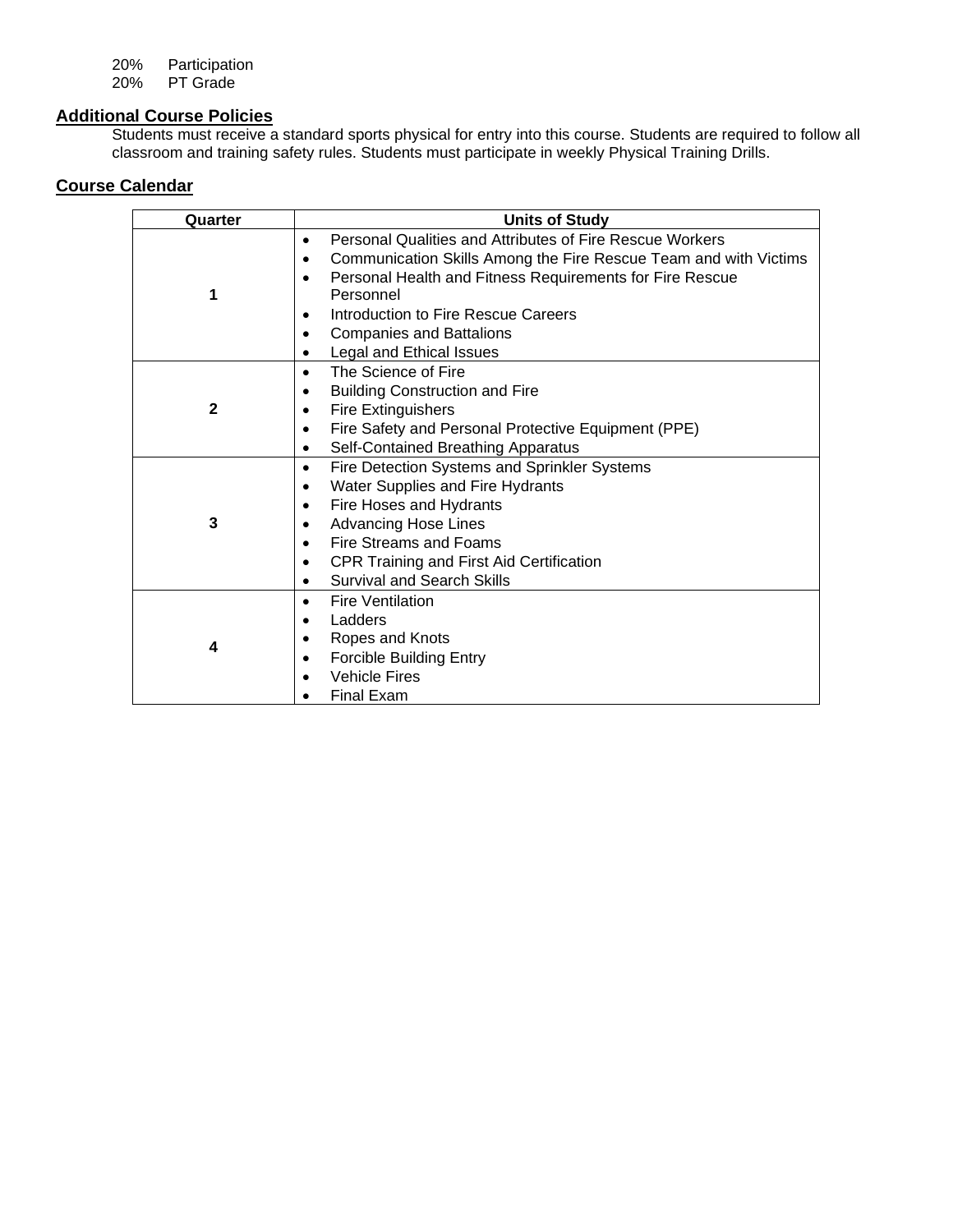20%  Participation
20%  PT Grade

## Additional Course Policies

Students must receive a standard sports physical for entry into this course. Students are required to follow all classroom and training safety rules. Students must participate in weekly Physical Training Drills.

## Course Calendar

| Quarter | Units of Study |
|---|---|
| 1 | • Personal Qualities and Attributes of Fire Rescue Workers<br>• Communication Skills Among the Fire Rescue Team and with Victims<br>• Personal Health and Fitness Requirements for Fire Rescue Personnel<br>• Introduction to Fire Rescue Careers<br>• Companies and Battalions<br>• Legal and Ethical Issues |
| 2 | • The Science of Fire<br>• Building Construction and Fire<br>• Fire Extinguishers<br>• Fire Safety and Personal Protective Equipment (PPE)<br>• Self-Contained Breathing Apparatus |
| 3 | • Fire Detection Systems and Sprinkler Systems<br>• Water Supplies and Fire Hydrants<br>• Fire Hoses and Hydrants<br>• Advancing Hose Lines<br>• Fire Streams and Foams<br>• CPR Training and First Aid Certification<br>• Survival and Search Skills |
| 4 | • Fire Ventilation<br>• Ladders<br>• Ropes and Knots<br>• Forcible Building Entry<br>• Vehicle Fires<br>• Final Exam |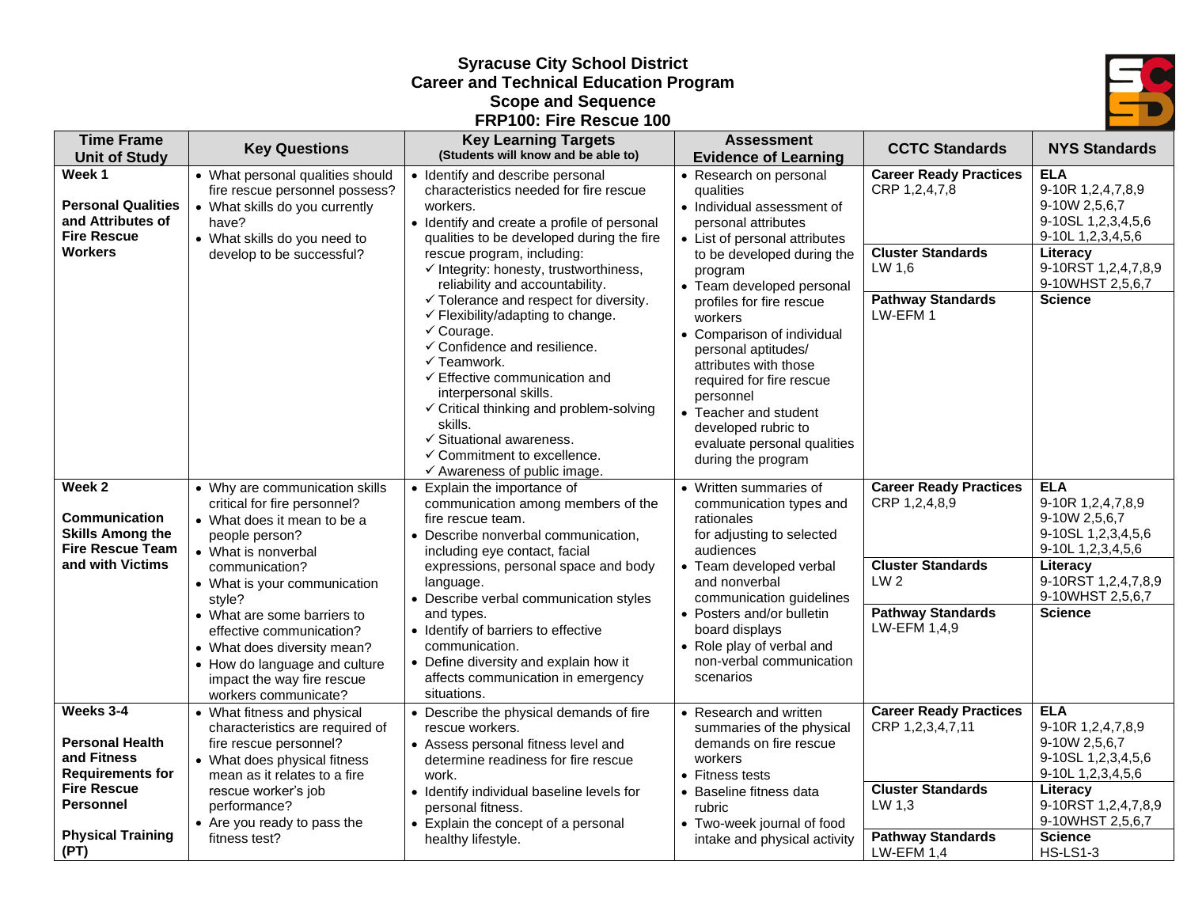# Syracuse City School District
## Career and Technical Education Program
## Scope and Sequence
## FRP100: Fire Rescue 100

| Time Frame Unit of Study | Key Questions | Key Learning Targets (Students will know and be able to) | Assessment Evidence of Learning | CCTC Standards | NYS Standards |
|---|---|---|---|---|---|
| **Week 1**<br><br>**Personal Qualities and Attributes of Fire Rescue Workers** | • What personal qualities should fire rescue personnel possess?<br>• What skills do you currently have?<br>• What skills do you need to develop to be successful? | • Identify and describe personal characteristics needed for fire rescue workers.<br>• Identify and create a profile of personal qualities to be developed during the fire rescue program, including:<br>✓ Integrity: honesty, trustworthiness, reliability and accountability.<br>✓ Tolerance and respect for diversity.<br>✓ Flexibility/adapting to change.<br>✓ Courage.<br>✓ Confidence and resilience.<br>✓ Teamwork.<br>✓ Effective communication and interpersonal skills.<br>✓ Critical thinking and problem-solving skills.<br>✓ Situational awareness.<br>✓ Commitment to excellence.<br>✓ Awareness of public image. | • Research on personal qualities<br>• Individual assessment of personal attributes<br>• List of personal attributes to be developed during the program<br>• Team developed personal profiles for fire rescue workers<br>• Comparison of individual personal aptitudes/ attributes with those required for fire rescue personnel<br>• Teacher and student developed rubric to evaluate personal qualities during the program | **Career Ready Practices**<br>CRP 1,2,4,7,8<br><br>**Cluster Standards**<br>LW 1,6<br><br>**Pathway Standards**<br>LW-EFM 1 | **ELA**<br>9-10R 1,2,4,7,8,9<br>9-10W 2,5,6,7<br>9-10SL 1,2,3,4,5,6<br>9-10L 1,2,3,4,5,6<br><br>**Literacy**<br>9-10RST 1,2,4,7,8,9<br>9-10WHST 2,5,6,7<br><br>**Science** |
| **Week 2**<br><br>**Communication Skills Among the Fire Rescue Team and with Victims** | • Why are communication skills critical for fire personnel?<br>• What does it mean to be a people person?<br>• What is nonverbal communication?<br>• What is your communication style?<br>• What are some barriers to effective communication?<br>• What does diversity mean?<br>• How do language and culture impact the way fire rescue workers communicate? | • Explain the importance of communication among members of the fire rescue team.<br>• Describe nonverbal communication, including eye contact, facial expressions, personal space and body language.<br>• Describe verbal communication styles and types.<br>• Identify of barriers to effective communication.<br>• Define diversity and explain how it affects communication in emergency situations. | • Written summaries of communication types and rationales for adjusting to selected audiences<br>• Team developed verbal and nonverbal communication guidelines<br>• Posters and/or bulletin board displays<br>• Role play of verbal and non-verbal communication scenarios | **Career Ready Practices**<br>CRP 1,2,4,8,9<br><br>**Cluster Standards**<br>LW 2<br><br>**Pathway Standards**<br>LW-EFM 1,4,9 | **ELA**<br>9-10R 1,2,4,7,8,9<br>9-10W 2,5,6,7<br>9-10SL 1,2,3,4,5,6<br>9-10L 1,2,3,4,5,6<br><br>**Literacy**<br>9-10RST 1,2,4,7,8,9<br>9-10WHST 2,5,6,7<br><br>**Science** |
| **Weeks 3-4**<br><br>**Personal Health and Fitness Requirements for Fire Rescue Personnel**<br><br>**Physical Training (PT)** | • What fitness and physical characteristics are required of fire rescue personnel?<br>• What does physical fitness mean as it relates to a fire rescue worker's job performance?<br>• Are you ready to pass the fitness test? | • Describe the physical demands of fire rescue workers.<br>• Assess personal fitness level and determine readiness for fire rescue work.<br>• Identify individual baseline levels for personal fitness.<br>• Explain the concept of a personal healthy lifestyle. | • Research and written summaries of the physical demands on fire rescue workers<br>• Fitness tests<br>• Baseline fitness data rubric<br>• Two-week journal of food intake and physical activity | **Career Ready Practices**<br>CRP 1,2,3,4,7,11<br><br>**Cluster Standards**<br>LW 1,3<br><br>**Pathway Standards**<br>LW-EFM 1,4 | **ELA**<br>9-10R 1,2,4,7,8,9<br>9-10W 2,5,6,7<br>9-10SL 1,2,3,4,5,6<br>9-10L 1,2,3,4,5,6<br><br>**Literacy**<br>9-10RST 1,2,4,7,8,9<br>9-10WHST 2,5,6,7<br><br>**Science**<br>HS-LS1-3 |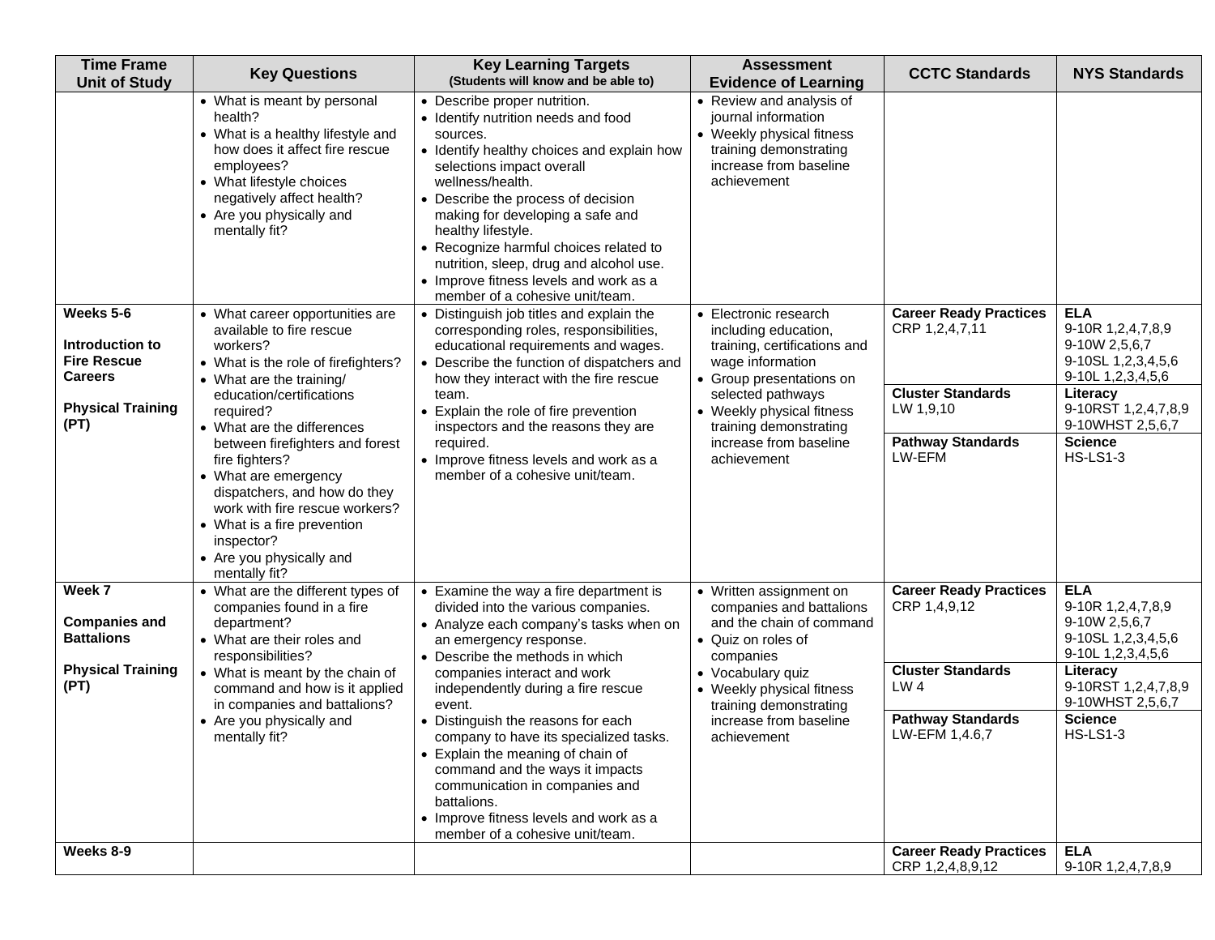| Time Frame Unit of Study | Key Questions | Key Learning Targets (Students will know and be able to) | Assessment Evidence of Learning | CCTC Standards | NYS Standards |
|---|---|---|---|---|---|
| | • What is meant by personal health?<br>• What is a healthy lifestyle and how does it affect fire rescue employees?<br>• What lifestyle choices negatively affect health?<br>• Are you physically and mentally fit? | • Describe proper nutrition.<br>• Identify nutrition needs and food sources.<br>• Identify healthy choices and explain how selections impact overall wellness/health.<br>• Describe the process of decision making for developing a safe and healthy lifestyle.<br>• Recognize harmful choices related to nutrition, sleep, drug and alcohol use.<br>• Improve fitness levels and work as a member of a cohesive unit/team. | • Review and analysis of journal information<br>• Weekly physical fitness training demonstrating increase from baseline achievement | | |
| **Weeks 5-6**<br><br>**Introduction to Fire Rescue Careers**<br><br>**Physical Training (PT)** | • What career opportunities are available to fire rescue workers?<br>• What is the role of firefighters?<br>• What are the training/ education/certifications required?<br>• What are the differences between firefighters and forest fire fighters?<br>• What are emergency dispatchers, and how do they work with fire rescue workers?<br>• What is a fire prevention inspector?<br>• Are you physically and mentally fit? | • Distinguish job titles and explain the corresponding roles, responsibilities, educational requirements and wages.<br>• Describe the function of dispatchers and how they interact with the fire rescue team.<br>• Explain the role of fire prevention inspectors and the reasons they are required.<br>• Improve fitness levels and work as a member of a cohesive unit/team. | • Electronic research including education, training, certifications and wage information<br>• Group presentations on selected pathways<br>• Weekly physical fitness training demonstrating increase from baseline achievement | **Career Ready Practices**<br>CRP 1,2,4,7,11<br><br>**Cluster Standards**<br>LW 1,9,10<br><br>**Pathway Standards**<br>LW-EFM | **ELA**<br>9-10R 1,2,4,7,8,9<br>9-10W 2,5,6,7<br>9-10SL 1,2,3,4,5,6<br>9-10L 1,2,3,4,5,6<br><br>**Literacy**<br>9-10RST 1,2,4,7,8,9<br>9-10WHST 2,5,6,7<br><br>**Science**<br>HS-LS1-3 |
| **Week 7**<br><br>**Companies and Battalions**<br><br>**Physical Training (PT)** | • What are the different types of companies found in a fire department?<br>• What are their roles and responsibilities?<br>• What is meant by the chain of command and how is it applied in companies and battalions?<br>• Are you physically and mentally fit? | • Examine the way a fire department is divided into the various companies.<br>• Analyze each company's tasks when on an emergency response.<br>• Describe the methods in which companies interact and work independently during a fire rescue event.<br>• Distinguish the reasons for each company to have its specialized tasks.<br>• Explain the meaning of chain of command and the ways it impacts communication in companies and battalions.<br>• Improve fitness levels and work as a member of a cohesive unit/team. | • Written assignment on companies and battalions and the chain of command<br>• Quiz on roles of companies<br>• Vocabulary quiz<br>• Weekly physical fitness training demonstrating increase from baseline achievement | **Career Ready Practices**<br>CRP 1,4,9,12<br><br>**Cluster Standards**<br>LW 4<br><br>**Pathway Standards**<br>LW-EFM 1,4.6,7 | **ELA**<br>9-10R 1,2,4,7,8,9<br>9-10W 2,5,6,7<br>9-10SL 1,2,3,4,5,6<br>9-10L 1,2,3,4,5,6<br><br>**Literacy**<br>9-10RST 1,2,4,7,8,9<br>9-10WHST 2,5,6,7<br><br>**Science**<br>HS-LS1-3 |
| **Weeks 8-9** | | | | **Career Ready Practices**<br>CRP 1,2,4,8,9,12 | **ELA**<br>9-10R 1,2,4,7,8,9 |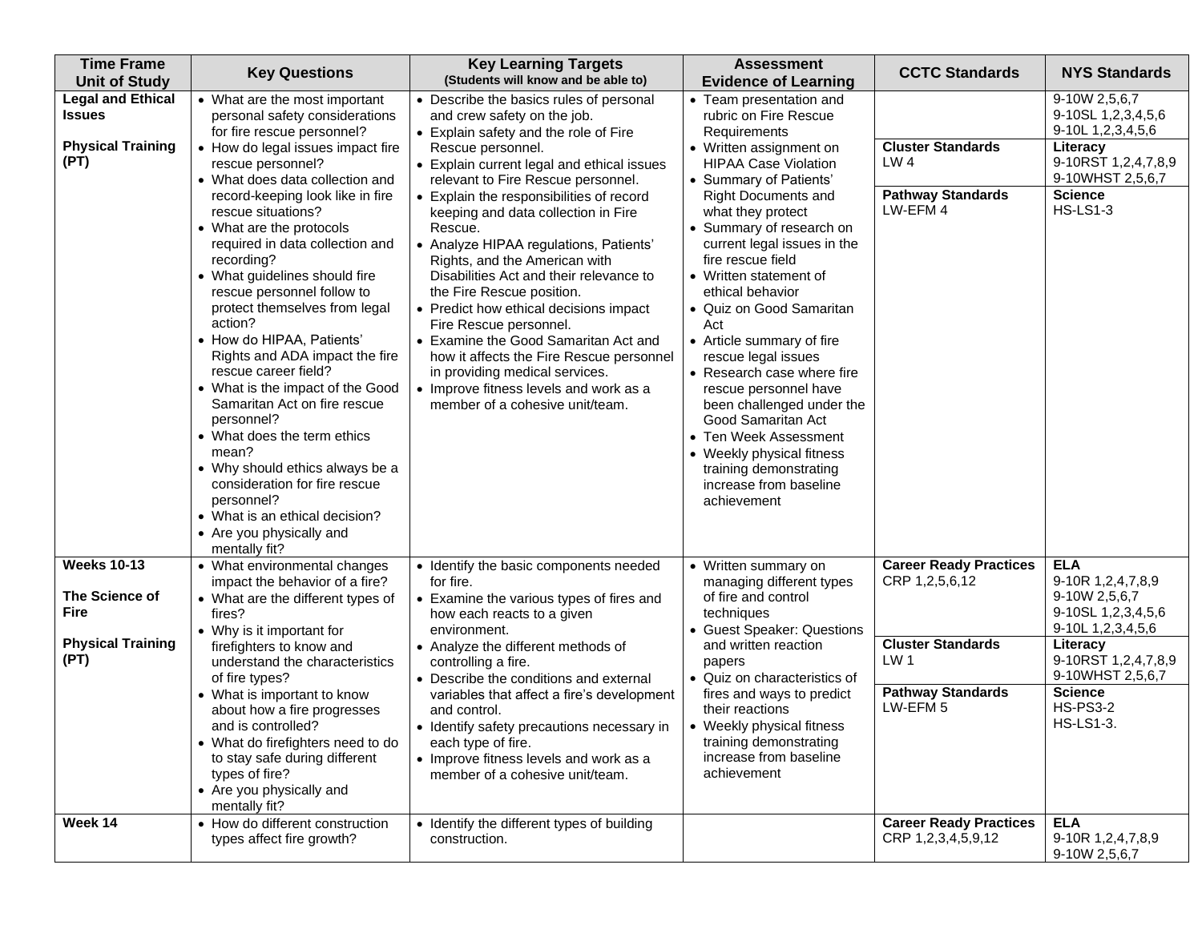| Time Frame Unit of Study | Key Questions | Key Learning Targets (Students will know and be able to) | Assessment Evidence of Learning | CCTC Standards | NYS Standards |
|---|---|---|---|---|---|
| **Legal and Ethical Issues**<br><br>**Physical Training (PT)** | • What are the most important personal safety considerations for fire rescue personnel?<br>• How do legal issues impact fire rescue personnel?<br>• What does data collection and record-keeping look like in fire rescue situations?<br>• What are the protocols required in data collection and recording?<br>• What guidelines should fire rescue personnel follow to protect themselves from legal action?<br>• How do HIPAA, Patients' Rights and ADA impact the fire rescue career field?<br>• What is the impact of the Good Samaritan Act on fire rescue personnel?<br>• What does the term ethics mean?<br>• Why should ethics always be a consideration for fire rescue personnel?<br>• What is an ethical decision?<br>• Are you physically and mentally fit? | • Describe the basics rules of personal and crew safety on the job.<br>• Explain safety and the role of Fire Rescue personnel.<br>• Explain current legal and ethical issues relevant to Fire Rescue personnel.<br>• Explain the responsibilities of record keeping and data collection in Fire Rescue.<br>• Analyze HIPAA regulations, Patients' Rights, and the American with Disabilities Act and their relevance to the Fire Rescue position.<br>• Predict how ethical decisions impact Fire Rescue personnel.<br>• Examine the Good Samaritan Act and how it affects the Fire Rescue personnel in providing medical services.<br>• Improve fitness levels and work as a member of a cohesive unit/team. | • Team presentation and rubric on Fire Rescue Requirements<br>• Written assignment on HIPAA Case Violation<br>• Summary of Patients' Right Documents and what they protect<br>• Summary of research on current legal issues in the fire rescue field<br>• Written statement of ethical behavior<br>• Quiz on Good Samaritan Act<br>• Article summary of fire rescue legal issues<br>• Research case where fire rescue personnel have been challenged under the Good Samaritan Act<br>• Ten Week Assessment<br>• Weekly physical fitness training demonstrating increase from baseline achievement | <br><br>**Cluster Standards**<br>LW 4<br><br>**Pathway Standards**<br>LW-EFM 4 | 9-10W 2,5,6,7<br>9-10SL 1,2,3,4,5,6<br>9-10L 1,2,3,4,5,6<br><br>**Literacy**<br>9-10RST 1,2,4,7,8,9<br>9-10WHST 2,5,6,7<br><br>**Science**<br>HS-LS1-3 |
| **Weeks 10-13**<br><br>**The Science of Fire**<br><br>**Physical Training (PT)** | • What environmental changes impact the behavior of a fire?<br>• What are the different types of fires?<br>• Why is it important for firefighters to know and understand the characteristics of fire types?<br>• What is important to know about how a fire progresses and is controlled?<br>• What do firefighters need to do to stay safe during different types of fire?<br>• Are you physically and mentally fit? | • Identify the basic components needed for fire.<br>• Examine the various types of fires and how each reacts to a given environment.<br>• Analyze the different methods of controlling a fire.<br>• Describe the conditions and external variables that affect a fire's development and control.<br>• Identify safety precautions necessary in each type of fire.<br>• Improve fitness levels and work as a member of a cohesive unit/team. | • Written summary on managing different types of fire and control techniques<br>• Guest Speaker: Questions and written reaction papers<br>• Quiz on characteristics of fires and ways to predict their reactions<br>• Weekly physical fitness training demonstrating increase from baseline achievement | **Career Ready Practices**<br>CRP 1,2,5,6,12<br><br>**Cluster Standards**<br>LW 1<br><br>**Pathway Standards**<br>LW-EFM 5 | **ELA**<br>9-10R 1,2,4,7,8,9<br>9-10W 2,5,6,7<br>9-10SL 1,2,3,4,5,6<br>9-10L 1,2,3,4,5,6<br><br>**Literacy**<br>9-10RST 1,2,4,7,8,9<br>9-10WHST 2,5,6,7<br><br>**Science**<br>HS-PS3-2<br>HS-LS1-3. |
| **Week 14** | • How do different construction types affect fire growth? | • Identify the different types of building construction. | | **Career Ready Practices**<br>CRP 1,2,3,4,5,9,12 | **ELA**<br>9-10R 1,2,4,7,8,9<br>9-10W 2,5,6,7 |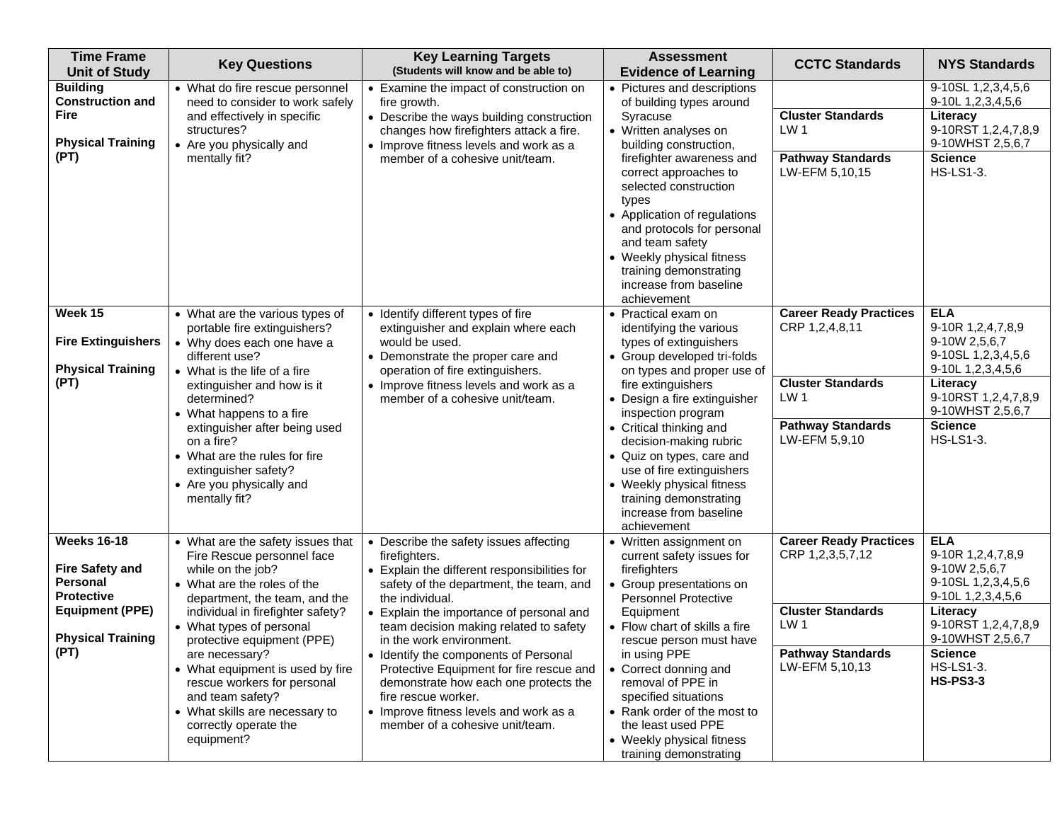| Time Frame Unit of Study | Key Questions | Key Learning Targets (Students will know and be able to) | Assessment Evidence of Learning | CCTC Standards | NYS Standards |
|---|---|---|---|---|---|
| **Building Construction and Fire**<br><br>**Physical Training (PT)** | • What do fire rescue personnel need to consider to work safely and effectively in specific structures?<br>• Are you physically and mentally fit? | • Examine the impact of construction on fire growth.<br>• Describe the ways building construction changes how firefighters attack a fire.<br>• Improve fitness levels and work as a member of a cohesive unit/team. | • Pictures and descriptions of building types around Syracuse<br>• Written analyses on building construction, firefighter awareness and correct approaches to selected construction types<br>• Application of regulations and protocols for personal and team safety<br>• Weekly physical fitness training demonstrating increase from baseline achievement | | 9-10SL 1,2,3,4,5,6<br>9-10L 1,2,3,4,5,6 |
| | | | | **Cluster Standards**<br>LW 1 | **Literacy**<br>9-10RST 1,2,4,7,8,9<br>9-10WHST 2,5,6,7 |
| | | | | **Pathway Standards**<br>LW-EFM 5,10,15 | **Science**<br>HS-LS1-3. |
| **Week 15**<br><br>**Fire Extinguishers**<br><br>**Physical Training (PT)** | • What are the various types of portable fire extinguishers?<br>• Why does each one have a different use?<br>• What is the life of a fire extinguisher and how is it determined?<br>• What happens to a fire extinguisher after being used on a fire?<br>• What are the rules for fire extinguisher safety?<br>• Are you physically and mentally fit? | • Identify different types of fire extinguisher and explain where each would be used.<br>• Demonstrate the proper care and operation of fire extinguishers.<br>• Improve fitness levels and work as a member of a cohesive unit/team. | • Practical exam on identifying the various types of extinguishers<br>• Group developed tri-folds on types and proper use of fire extinguishers<br>• Design a fire extinguisher inspection program<br>• Critical thinking and decision-making rubric<br>• Quiz on types, care and use of fire extinguishers<br>• Weekly physical fitness training demonstrating increase from baseline achievement | **Career Ready Practices**<br>CRP 1,2,4,8,11 | **ELA**<br>9-10R 1,2,4,7,8,9<br>9-10W 2,5,6,7<br>9-10SL 1,2,3,4,5,6<br>9-10L 1,2,3,4,5,6 |
| | | | | **Cluster Standards**<br>LW 1 | **Literacy**<br>9-10RST 1,2,4,7,8,9<br>9-10WHST 2,5,6,7 |
| | | | | **Pathway Standards**<br>LW-EFM 5,9,10 | **Science**<br>HS-LS1-3. |
| **Weeks 16-18**<br><br>**Fire Safety and Personal Protective Equipment (PPE)**<br><br>**Physical Training (PT)** | • What are the safety issues that Fire Rescue personnel face while on the job?<br>• What are the roles of the department, the team, and the individual in firefighter safety?<br>• What types of personal protective equipment (PPE) are necessary?<br>• What equipment is used by fire rescue workers for personal and team safety?<br>• What skills are necessary to correctly operate the equipment? | • Describe the safety issues affecting firefighters.<br>• Explain the different responsibilities for safety of the department, the team, and the individual.<br>• Explain the importance of personal and team decision making related to safety in the work environment.<br>• Identify the components of Personal Protective Equipment for fire rescue and demonstrate how each one protects the fire rescue worker.<br>• Improve fitness levels and work as a member of a cohesive unit/team. | • Written assignment on current safety issues for firefighters<br>• Group presentations on Personnel Protective Equipment<br>• Flow chart of skills a fire rescue person must have in using PPE<br>• Correct donning and removal of PPE in specified situations<br>• Rank order of the most to the least used PPE<br>• Weekly physical fitness training demonstrating | **Career Ready Practices**<br>CRP 1,2,3,5,7,12 | **ELA**<br>9-10R 1,2,4,7,8,9<br>9-10W 2,5,6,7<br>9-10SL 1,2,3,4,5,6<br>9-10L 1,2,3,4,5,6 |
| | | | | **Cluster Standards**<br>LW 1 | **Literacy**<br>9-10RST 1,2,4,7,8,9<br>9-10WHST 2,5,6,7 |
| | | | | **Pathway Standards**<br>LW-EFM 5,10,13 | **Science**<br>HS-LS1-3.<br>**HS-PS3-3** |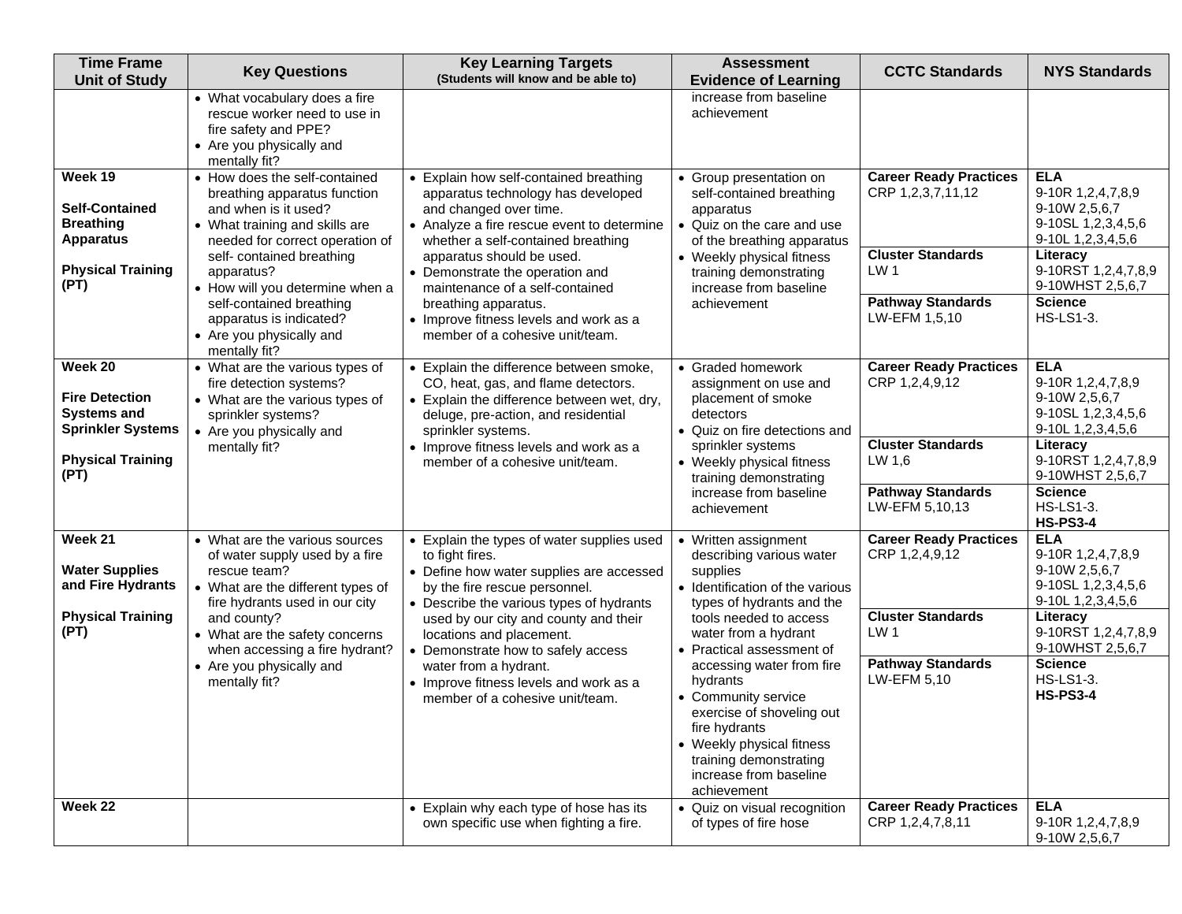| Time Frame Unit of Study | Key Questions | Key Learning Targets (Students will know and be able to) | Assessment Evidence of Learning | CCTC Standards | NYS Standards |
|---|---|---|---|---|---|
| | • What vocabulary does a fire rescue worker need to use in fire safety and PPE?<br>• Are you physically and mentally fit? | | increase from baseline achievement | | |
| **Week 19**<br><br>**Self-Contained Breathing Apparatus**<br><br>**Physical Training (PT)** | • How does the self-contained breathing apparatus function and when is it used?<br>• What training and skills are needed for correct operation of self- contained breathing apparatus?<br>• How will you determine when a self-contained breathing apparatus is indicated?<br>• Are you physically and mentally fit? | • Explain how self-contained breathing apparatus technology has developed and changed over time.<br>• Analyze a fire rescue event to determine whether a self-contained breathing apparatus should be used.<br>• Demonstrate the operation and maintenance of a self-contained breathing apparatus.<br>• Improve fitness levels and work as a member of a cohesive unit/team. | • Group presentation on self-contained breathing apparatus<br>• Quiz on the care and use of the breathing apparatus<br>• Weekly physical fitness training demonstrating increase from baseline achievement | **Career Ready Practices**<br>CRP 1,2,3,7,11,12<br><br>**Cluster Standards**<br>LW 1<br><br>**Pathway Standards**<br>LW-EFM 1,5,10 | **ELA**<br>9-10R 1,2,4,7,8,9<br>9-10W 2,5,6,7<br>9-10SL 1,2,3,4,5,6<br>9-10L 1,2,3,4,5,6<br><br>**Literacy**<br>9-10RST 1,2,4,7,8,9<br>9-10WHST 2,5,6,7<br><br>**Science**<br>HS-LS1-3. |
| **Week 20**<br><br>**Fire Detection Systems and Sprinkler Systems**<br><br>**Physical Training (PT)** | • What are the various types of fire detection systems?<br>• What are the various types of sprinkler systems?<br>• Are you physically and mentally fit? | • Explain the difference between smoke, CO, heat, gas, and flame detectors.<br>• Explain the difference between wet, dry, deluge, pre-action, and residential sprinkler systems.<br>• Improve fitness levels and work as a member of a cohesive unit/team. | • Graded homework assignment on use and placement of smoke detectors<br>• Quiz on fire detections and sprinkler systems<br>• Weekly physical fitness training demonstrating increase from baseline achievement | **Career Ready Practices**<br>CRP 1,2,4,9,12<br><br>**Cluster Standards**<br>LW 1,6<br><br>**Pathway Standards**<br>LW-EFM 5,10,13 | **ELA**<br>9-10R 1,2,4,7,8,9<br>9-10W 2,5,6,7<br>9-10SL 1,2,3,4,5,6<br>9-10L 1,2,3,4,5,6<br><br>**Literacy**<br>9-10RST 1,2,4,7,8,9<br>9-10WHST 2,5,6,7<br><br>**Science**<br>HS-LS1-3.<br>**HS-PS3-4** |
| **Week 21**<br><br>**Water Supplies and Fire Hydrants**<br><br>**Physical Training (PT)** | • What are the various sources of water supply used by a fire rescue team?<br>• What are the different types of fire hydrants used in our city and county?<br>• What are the safety concerns when accessing a fire hydrant?<br>• Are you physically and mentally fit? | • Explain the types of water supplies used to fight fires.<br>• Define how water supplies are accessed by the fire rescue personnel.<br>• Describe the various types of hydrants used by our city and county and their locations and placement.<br>• Demonstrate how to safely access water from a hydrant.<br>• Improve fitness levels and work as a member of a cohesive unit/team. | • Written assignment describing various water supplies<br>• Identification of the various types of hydrants and the tools needed to access water from a hydrant<br>• Practical assessment of accessing water from fire hydrants<br>• Community service exercise of shoveling out fire hydrants<br>• Weekly physical fitness training demonstrating increase from baseline achievement | **Career Ready Practices**<br>CRP 1,2,4,9,12<br><br>**Cluster Standards**<br>LW 1<br><br>**Pathway Standards**<br>LW-EFM 5,10 | **ELA**<br>9-10R 1,2,4,7,8,9<br>9-10W 2,5,6,7<br>9-10SL 1,2,3,4,5,6<br>9-10L 1,2,3,4,5,6<br><br>**Literacy**<br>9-10RST 1,2,4,7,8,9<br>9-10WHST 2,5,6,7<br><br>**Science**<br>HS-LS1-3.<br>**HS-PS3-4** |
| **Week 22** | | • Explain why each type of hose has its own specific use when fighting a fire. | • Quiz on visual recognition of types of fire hose | **Career Ready Practices**<br>CRP 1,2,4,7,8,11 | **ELA**<br>9-10R 1,2,4,7,8,9<br>9-10W 2,5,6,7 |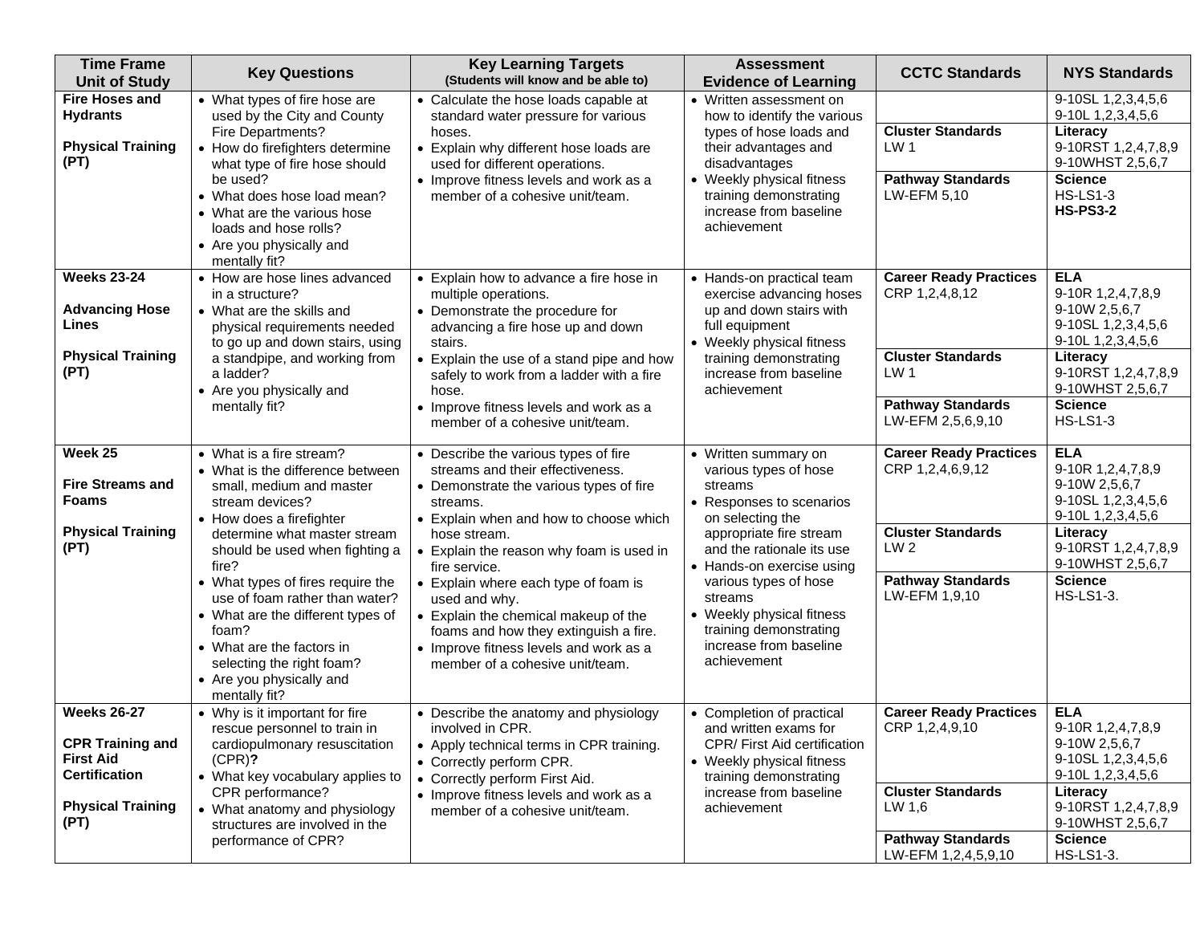| Time Frame Unit of Study | Key Questions | Key Learning Targets (Students will know and be able to) | Assessment Evidence of Learning | CCTC Standards | NYS Standards |
|---|---|---|---|---|---|
| **Fire Hoses and Hydrants**<br><br>**Physical Training (PT)** | • What types of fire hose are used by the City and County Fire Departments?<br>• How do firefighters determine what type of fire hose should be used?<br>• What does hose load mean?<br>• What are the various hose loads and hose rolls?<br>• Are you physically and mentally fit? | • Calculate the hose loads capable at standard water pressure for various hoses.<br>• Explain why different hose loads are used for different operations.<br>• Improve fitness levels and work as a member of a cohesive unit/team. | • Written assessment on how to identify the various types of hose loads and their advantages and disadvantages<br>• Weekly physical fitness training demonstrating increase from baseline achievement | <br><br>**Cluster Standards**<br>LW 1<br><br>**Pathway Standards**<br>LW-EFM 5,10 | 9-10SL 1,2,3,4,5,6<br>9-10L 1,2,3,4,5,6<br><br>**Literacy**<br>9-10RST 1,2,4,7,8,9<br>9-10WHST 2,5,6,7<br><br>**Science**<br>HS-LS1-3<br>**HS-PS3-2** |
| **Weeks 23-24**<br><br>**Advancing Hose Lines**<br><br>**Physical Training (PT)** | • How are hose lines advanced in a structure?<br>• What are the skills and physical requirements needed to go up and down stairs, using a standpipe, and working from a ladder?<br>• Are you physically and mentally fit? | • Explain how to advance a fire hose in multiple operations.<br>• Demonstrate the procedure for advancing a fire hose up and down stairs.<br>• Explain the use of a stand pipe and how safely to work from a ladder with a fire hose.<br>• Improve fitness levels and work as a member of a cohesive unit/team. | • Hands-on practical team exercise advancing hoses up and down stairs with full equipment<br>• Weekly physical fitness training demonstrating increase from baseline achievement | **Career Ready Practices**<br>CRP 1,2,4,8,12<br><br>**Cluster Standards**<br>LW 1<br><br>**Pathway Standards**<br>LW-EFM 2,5,6,9,10 | **ELA**<br>9-10R 1,2,4,7,8,9<br>9-10W 2,5,6,7<br>9-10SL 1,2,3,4,5,6<br>9-10L 1,2,3,4,5,6<br><br>**Literacy**<br>9-10RST 1,2,4,7,8,9<br>9-10WHST 2,5,6,7<br><br>**Science**<br>HS-LS1-3 |
| **Week 25**<br><br>**Fire Streams and Foams**<br><br>**Physical Training (PT)** | • What is a fire stream?<br>• What is the difference between small, medium and master stream devices?<br>• How does a firefighter determine what master stream should be used when fighting a fire?<br>• What types of fires require the use of foam rather than water?<br>• What are the different types of foam?<br>• What are the factors in selecting the right foam?<br>• Are you physically and mentally fit? | • Describe the various types of fire streams and their effectiveness.<br>• Demonstrate the various types of fire streams.<br>• Explain when and how to choose which hose stream.<br>• Explain the reason why foam is used in fire service.<br>• Explain where each type of foam is used and why.<br>• Explain the chemical makeup of the foams and how they extinguish a fire.<br>• Improve fitness levels and work as a member of a cohesive unit/team. | • Written summary on various types of hose streams<br>• Responses to scenarios on selecting the appropriate fire stream and the rationale its use<br>• Hands-on exercise using various types of hose streams<br>• Weekly physical fitness training demonstrating increase from baseline achievement | **Career Ready Practices**<br>CRP 1,2,4,6,9,12<br><br>**Cluster Standards**<br>LW 2<br><br>**Pathway Standards**<br>LW-EFM 1,9,10 | **ELA**<br>9-10R 1,2,4,7,8,9<br>9-10W 2,5,6,7<br>9-10SL 1,2,3,4,5,6<br>9-10L 1,2,3,4,5,6<br><br>**Literacy**<br>9-10RST 1,2,4,7,8,9<br>9-10WHST 2,5,6,7<br><br>**Science**<br>HS-LS1-3. |
| **Weeks 26-27**<br><br>**CPR Training and First Aid Certification**<br><br>**Physical Training (PT)** | • Why is it important for fire rescue personnel to train in cardiopulmonary resuscitation (CPR)**?**<br>• What key vocabulary applies to CPR performance?<br>• What anatomy and physiology structures are involved in the performance of CPR? | • Describe the anatomy and physiology involved in CPR.<br>• Apply technical terms in CPR training.<br>• Correctly perform CPR.<br>• Correctly perform First Aid.<br>• Improve fitness levels and work as a member of a cohesive unit/team. | • Completion of practical and written exams for CPR/ First Aid certification<br>• Weekly physical fitness training demonstrating increase from baseline achievement | **Career Ready Practices**<br>CRP 1,2,4,9,10<br><br>**Cluster Standards**<br>LW 1,6<br><br>**Pathway Standards**<br>LW-EFM 1,2,4,5,9,10 | **ELA**<br>9-10R 1,2,4,7,8,9<br>9-10W 2,5,6,7<br>9-10SL 1,2,3,4,5,6<br>9-10L 1,2,3,4,5,6<br><br>**Literacy**<br>9-10RST 1,2,4,7,8,9<br>9-10WHST 2,5,6,7<br><br>**Science**<br>HS-LS1-3. |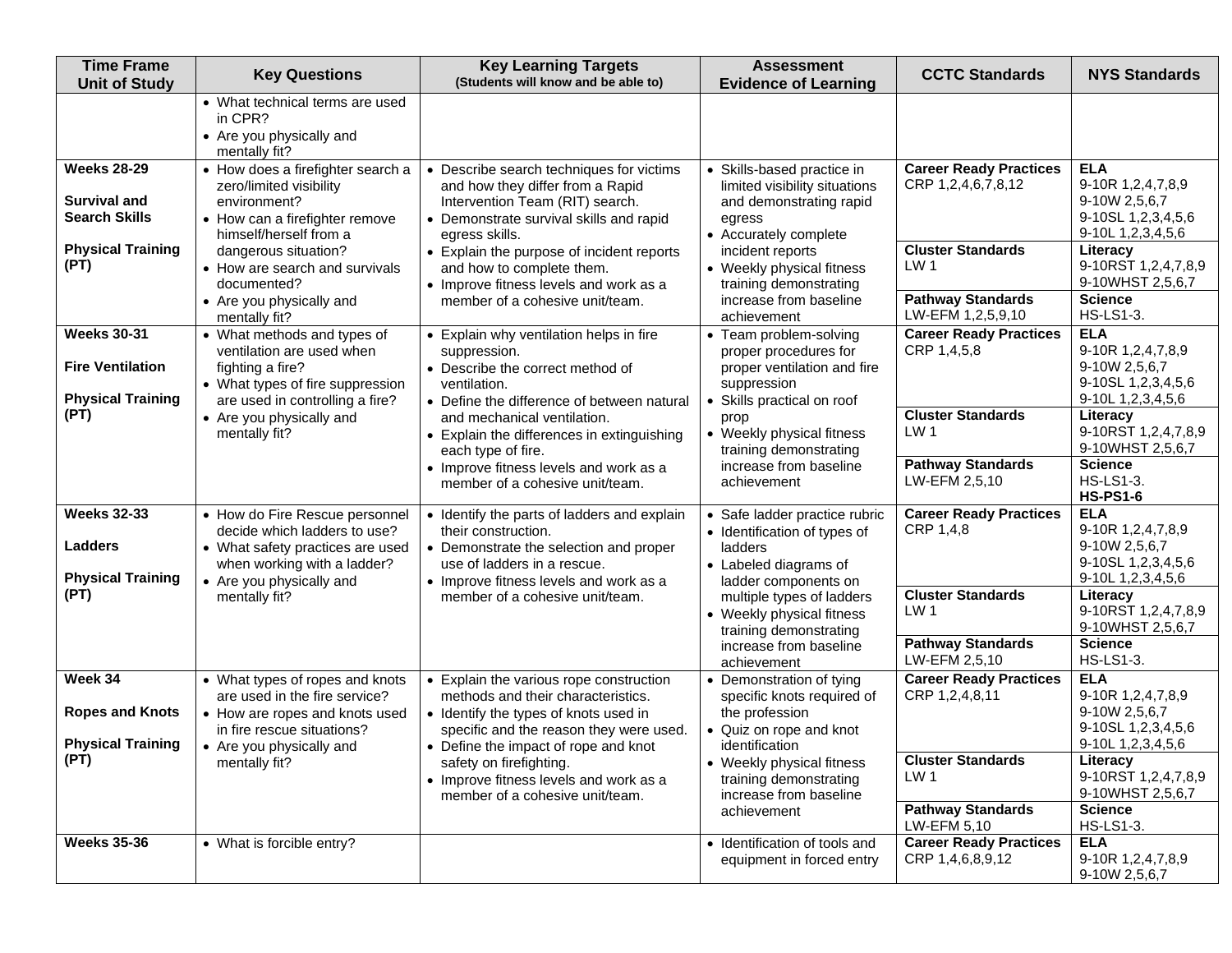| Time Frame Unit of Study | Key Questions | Key Learning Targets (Students will know and be able to) | Assessment Evidence of Learning | CCTC Standards | NYS Standards |
|---|---|---|---|---|---|
| | • What technical terms are used in CPR?<br>• Are you physically and mentally fit? | | | | |
| **Weeks 28-29**<br><br>**Survival and Search Skills**<br><br>**Physical Training (PT)** | • How does a firefighter search a zero/limited visibility environment?<br>• How can a firefighter remove himself/herself from a dangerous situation?<br>• How are search and survivals documented?<br>• Are you physically and mentally fit? | • Describe search techniques for victims and how they differ from a Rapid Intervention Team (RIT) search.<br>• Demonstrate survival skills and rapid egress skills.<br>• Explain the purpose of incident reports and how to complete them.<br>• Improve fitness levels and work as a member of a cohesive unit/team. | • Skills-based practice in limited visibility situations and demonstrating rapid egress<br>• Accurately complete incident reports<br>• Weekly physical fitness training demonstrating increase from baseline achievement | **Career Ready Practices**<br>CRP 1,2,4,6,7,8,12<br><br>**Cluster Standards**<br>LW 1<br><br>**Pathway Standards**<br>LW-EFM 1,2,5,9,10 | **ELA**<br>9-10R 1,2,4,7,8,9<br>9-10W 2,5,6,7<br>9-10SL 1,2,3,4,5,6<br>9-10L 1,2,3,4,5,6<br><br>**Literacy**<br>9-10RST 1,2,4,7,8,9<br>9-10WHST 2,5,6,7<br><br>**Science**<br>HS-LS1-3. |
| **Weeks 30-31**<br><br>**Fire Ventilation**<br><br>**Physical Training (PT)** | • What methods and types of ventilation are used when fighting a fire?<br>• What types of fire suppression are used in controlling a fire?<br>• Are you physically and mentally fit? | • Explain why ventilation helps in fire suppression.<br>• Describe the correct method of ventilation.<br>• Define the difference of between natural and mechanical ventilation.<br>• Explain the differences in extinguishing each type of fire.<br>• Improve fitness levels and work as a member of a cohesive unit/team. | • Team problem-solving proper procedures for proper ventilation and fire suppression<br>• Skills practical on roof prop<br>• Weekly physical fitness training demonstrating increase from baseline achievement | **Career Ready Practices**<br>CRP 1,4,5,8<br><br>**Cluster Standards**<br>LW 1<br><br>**Pathway Standards**<br>LW-EFM 2,5,10 | **ELA**<br>9-10R 1,2,4,7,8,9<br>9-10W 2,5,6,7<br>9-10SL 1,2,3,4,5,6<br>9-10L 1,2,3,4,5,6<br><br>**Literacy**<br>9-10RST 1,2,4,7,8,9<br>9-10WHST 2,5,6,7<br><br>**Science**<br>HS-LS1-3.<br>**HS-PS1-6** |
| **Weeks 32-33**<br><br>**Ladders**<br><br>**Physical Training (PT)** | • How do Fire Rescue personnel decide which ladders to use?<br>• What safety practices are used when working with a ladder?<br>• Are you physically and mentally fit? | • Identify the parts of ladders and explain their construction.<br>• Demonstrate the selection and proper use of ladders in a rescue.<br>• Improve fitness levels and work as a member of a cohesive unit/team. | • Safe ladder practice rubric<br>• Identification of types of ladders<br>• Labeled diagrams of ladder components on multiple types of ladders<br>• Weekly physical fitness training demonstrating increase from baseline achievement | **Career Ready Practices**<br>CRP 1,4,8<br><br>**Cluster Standards**<br>LW 1<br><br>**Pathway Standards**<br>LW-EFM 2,5,10 | **ELA**<br>9-10R 1,2,4,7,8,9<br>9-10W 2,5,6,7<br>9-10SL 1,2,3,4,5,6<br>9-10L 1,2,3,4,5,6<br><br>**Literacy**<br>9-10RST 1,2,4,7,8,9<br>9-10WHST 2,5,6,7<br><br>**Science**<br>HS-LS1-3. |
| **Week 34**<br><br>**Ropes and Knots**<br><br>**Physical Training (PT)** | • What types of ropes and knots are used in the fire service?<br>• How are ropes and knots used in fire rescue situations?<br>• Are you physically and mentally fit? | • Explain the various rope construction methods and their characteristics.<br>• Identify the types of knots used in specific and the reason they were used.<br>• Define the impact of rope and knot safety on firefighting.<br>• Improve fitness levels and work as a member of a cohesive unit/team. | • Demonstration of tying specific knots required of the profession<br>• Quiz on rope and knot identification<br>• Weekly physical fitness training demonstrating increase from baseline achievement | **Career Ready Practices**<br>CRP 1,2,4,8,11<br><br>**Cluster Standards**<br>LW 1<br><br>**Pathway Standards**<br>LW-EFM 5,10 | **ELA**<br>9-10R 1,2,4,7,8,9<br>9-10W 2,5,6,7<br>9-10SL 1,2,3,4,5,6<br>9-10L 1,2,3,4,5,6<br><br>**Literacy**<br>9-10RST 1,2,4,7,8,9<br>9-10WHST 2,5,6,7<br><br>**Science**<br>HS-LS1-3. |
| **Weeks 35-36** | • What is forcible entry? | | • Identification of tools and equipment in forced entry | **Career Ready Practices**<br>CRP 1,4,6,8,9,12 | **ELA**<br>9-10R 1,2,4,7,8,9<br>9-10W 2,5,6,7 |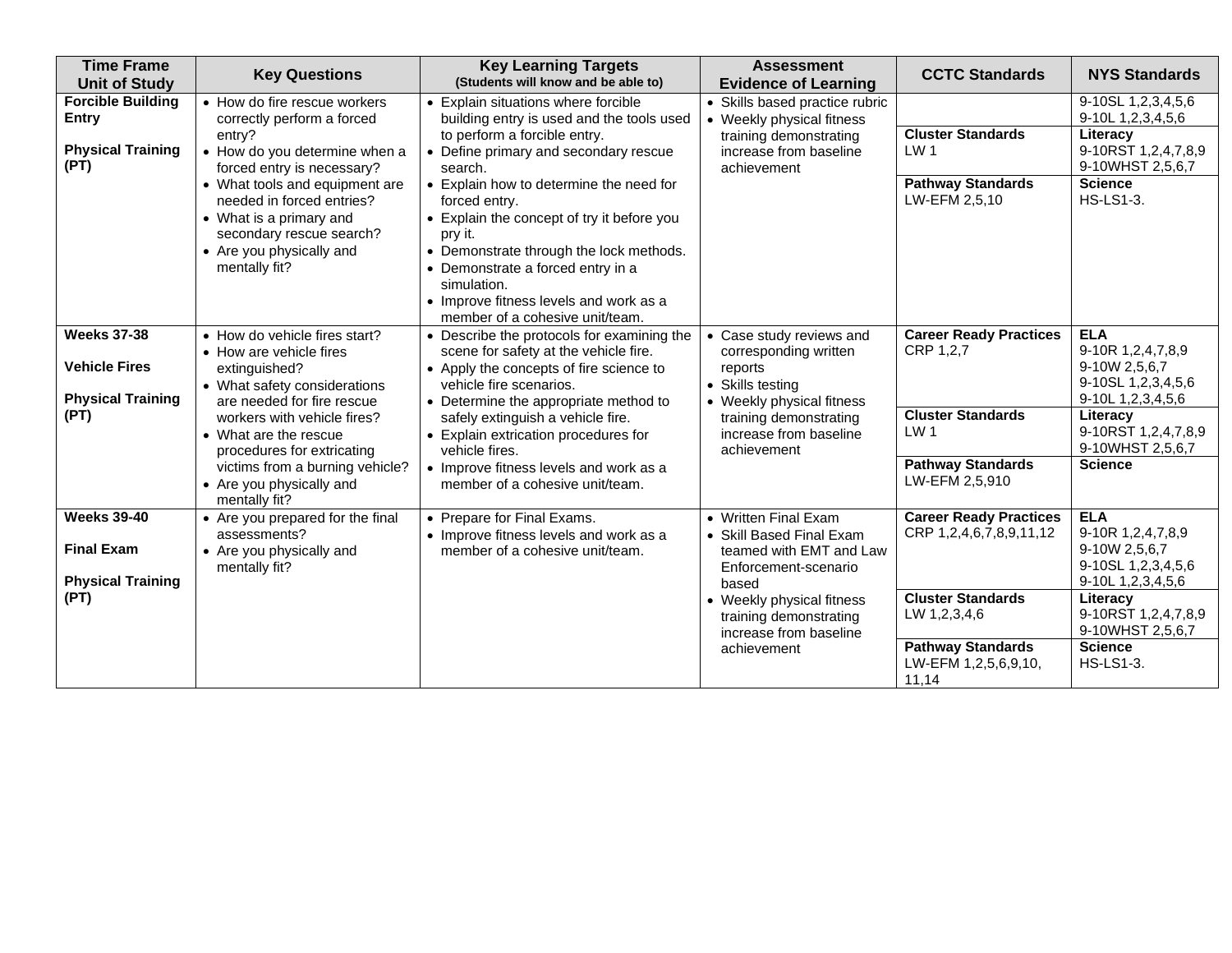| Time Frame Unit of Study | Key Questions | Key Learning Targets (Students will know and be able to) | Assessment Evidence of Learning | CCTC Standards | NYS Standards |
|---|---|---|---|---|---|
| **Forcible Building Entry**<br><br>**Physical Training (PT)** | • How do fire rescue workers correctly perform a forced entry?<br>• How do you determine when a forced entry is necessary?<br>• What tools and equipment are needed in forced entries?<br>• What is a primary and secondary rescue search?<br>• Are you physically and mentally fit? | • Explain situations where forcible building entry is used and the tools used to perform a forcible entry.<br>• Define primary and secondary rescue search.<br>• Explain how to determine the need for forced entry.<br>• Explain the concept of try it before you pry it.<br>• Demonstrate through the lock methods.<br>• Demonstrate a forced entry in a simulation.<br>• Improve fitness levels and work as a member of a cohesive unit/team. | • Skills based practice rubric<br>• Weekly physical fitness training demonstrating increase from baseline achievement | | 9-10SL 1,2,3,4,5,6<br>9-10L 1,2,3,4,5,6 |
| | | | | **Cluster Standards**<br>LW 1 | **Literacy**<br>9-10RST 1,2,4,7,8,9<br>9-10WHST 2,5,6,7 |
| | | | | **Pathway Standards**<br>LW-EFM 2,5,10 | **Science**<br>HS-LS1-3. |
| **Weeks 37-38**<br><br>**Vehicle Fires**<br><br>**Physical Training (PT)** | • How do vehicle fires start?<br>• How are vehicle fires extinguished?<br>• What safety considerations are needed for fire rescue workers with vehicle fires?<br>• What are the rescue procedures for extricating victims from a burning vehicle?<br>• Are you physically and mentally fit? | • Describe the protocols for examining the scene for safety at the vehicle fire.<br>• Apply the concepts of fire science to vehicle fire scenarios.<br>• Determine the appropriate method to safely extinguish a vehicle fire.<br>• Explain extrication procedures for vehicle fires.<br>• Improve fitness levels and work as a member of a cohesive unit/team. | • Case study reviews and corresponding written reports<br>• Skills testing<br>• Weekly physical fitness training demonstrating increase from baseline achievement | **Career Ready Practices**<br>CRP 1,2,7 | **ELA**<br>9-10R 1,2,4,7,8,9<br>9-10W 2,5,6,7<br>9-10SL 1,2,3,4,5,6<br>9-10L 1,2,3,4,5,6 |
| | | | | **Cluster Standards**<br>LW 1 | **Literacy**<br>9-10RST 1,2,4,7,8,9<br>9-10WHST 2,5,6,7 |
| | | | | **Pathway Standards**<br>LW-EFM 2,5,910 | **Science** |
| **Weeks 39-40**<br><br>**Final Exam**<br><br>**Physical Training (PT)** | • Are you prepared for the final assessments?<br>• Are you physically and mentally fit? | • Prepare for Final Exams.<br>• Improve fitness levels and work as a member of a cohesive unit/team. | • Written Final Exam<br>• Skill Based Final Exam teamed with EMT and Law Enforcement-scenario based<br>• Weekly physical fitness training demonstrating increase from baseline achievement | **Career Ready Practices**<br>CRP 1,2,4,6,7,8,9,11,12 | **ELA**<br>9-10R 1,2,4,7,8,9<br>9-10W 2,5,6,7<br>9-10SL 1,2,3,4,5,6<br>9-10L 1,2,3,4,5,6 |
| | | | | **Cluster Standards**<br>LW 1,2,3,4,6 | **Literacy**<br>9-10RST 1,2,4,7,8,9<br>9-10WHST 2,5,6,7 |
| | | | | **Pathway Standards**<br>LW-EFM 1,2,5,6,9,10, 11,14 | **Science**<br>HS-LS1-3. |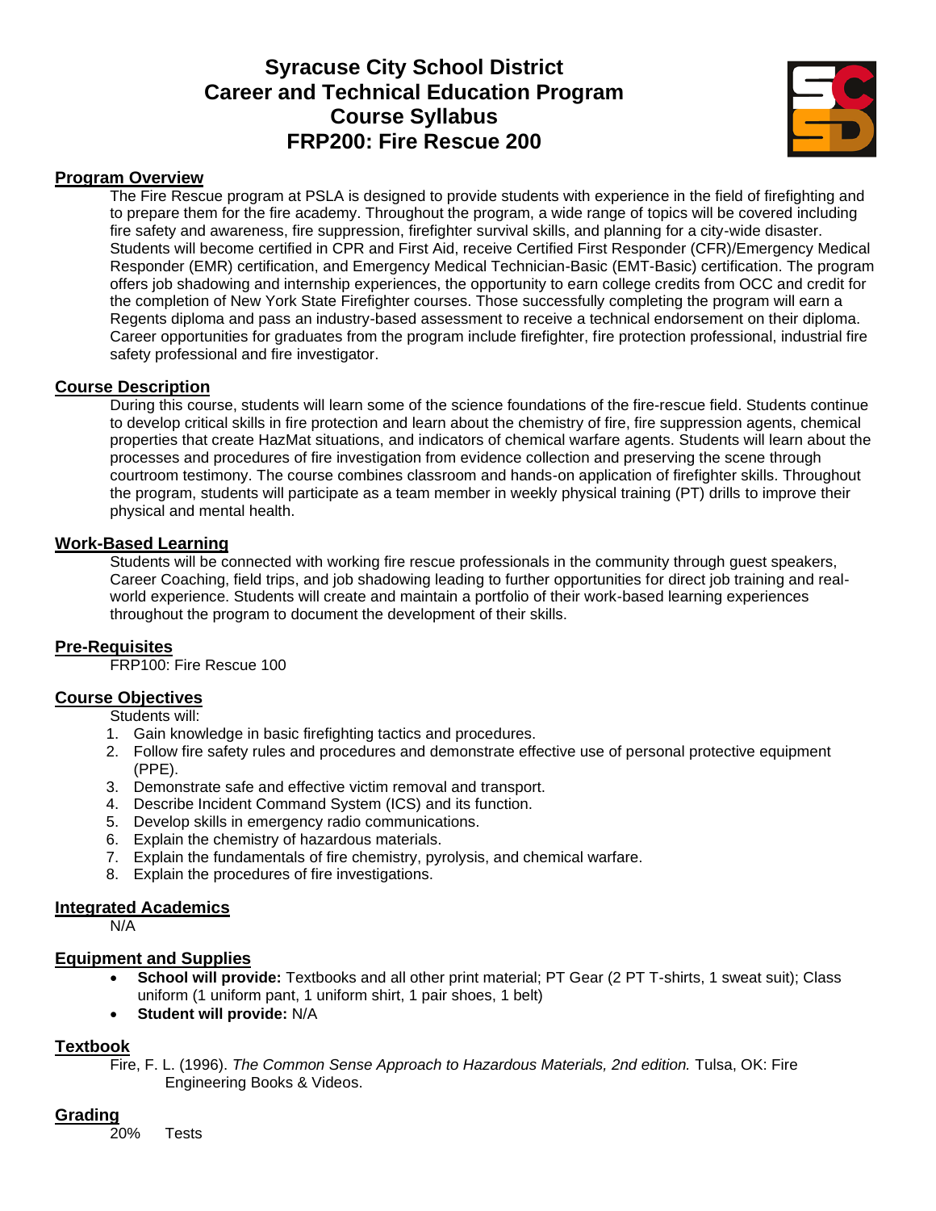# Syracuse City School District
# Career and Technical Education Program
# Course Syllabus
# FRP200: Fire Rescue 200

## Program Overview

The Fire Rescue program at PSLA is designed to provide students with experience in the field of firefighting and to prepare them for the fire academy. Throughout the program, a wide range of topics will be covered including fire safety and awareness, fire suppression, firefighter survival skills, and planning for a city-wide disaster. Students will become certified in CPR and First Aid, receive Certified First Responder (CFR)/Emergency Medical Responder (EMR) certification, and Emergency Medical Technician-Basic (EMT-Basic) certification. The program offers job shadowing and internship experiences, the opportunity to earn college credits from OCC and credit for the completion of New York State Firefighter courses. Those successfully completing the program will earn a Regents diploma and pass an industry-based assessment to receive a technical endorsement on their diploma. Career opportunities for graduates from the program include firefighter, fire protection professional, industrial fire safety professional and fire investigator.

## Course Description

During this course, students will learn some of the science foundations of the fire-rescue field. Students continue to develop critical skills in fire protection and learn about the chemistry of fire, fire suppression agents, chemical properties that create HazMat situations, and indicators of chemical warfare agents. Students will learn about the processes and procedures of fire investigation from evidence collection and preserving the scene through courtroom testimony. The course combines classroom and hands-on application of firefighter skills. Throughout the program, students will participate as a team member in weekly physical training (PT) drills to improve their physical and mental health.

## Work-Based Learning

Students will be connected with working fire rescue professionals in the community through guest speakers, Career Coaching, field trips, and job shadowing leading to further opportunities for direct job training and real-world experience. Students will create and maintain a portfolio of their work-based learning experiences throughout the program to document the development of their skills.

## Pre-Requisites

FRP100: Fire Rescue 100

## Course Objectives

Students will:

1. Gain knowledge in basic firefighting tactics and procedures.
2. Follow fire safety rules and procedures and demonstrate effective use of personal protective equipment (PPE).
3. Demonstrate safe and effective victim removal and transport.
4. Describe Incident Command System (ICS) and its function.
5. Develop skills in emergency radio communications.
6. Explain the chemistry of hazardous materials.
7. Explain the fundamentals of fire chemistry, pyrolysis, and chemical warfare.
8. Explain the procedures of fire investigations.

## Integrated Academics

N/A

## Equipment and Supplies

- **School will provide:** Textbooks and all other print material; PT Gear (2 PT T-shirts, 1 sweat suit); Class uniform (1 uniform pant, 1 uniform shirt, 1 pair shoes, 1 belt)
- **Student will provide:** N/A

## Textbook

Fire, F. L. (1996). *The Common Sense Approach to Hazardous Materials, 2nd edition.* Tulsa, OK: Fire Engineering Books & Videos.

## Grading

20% Tests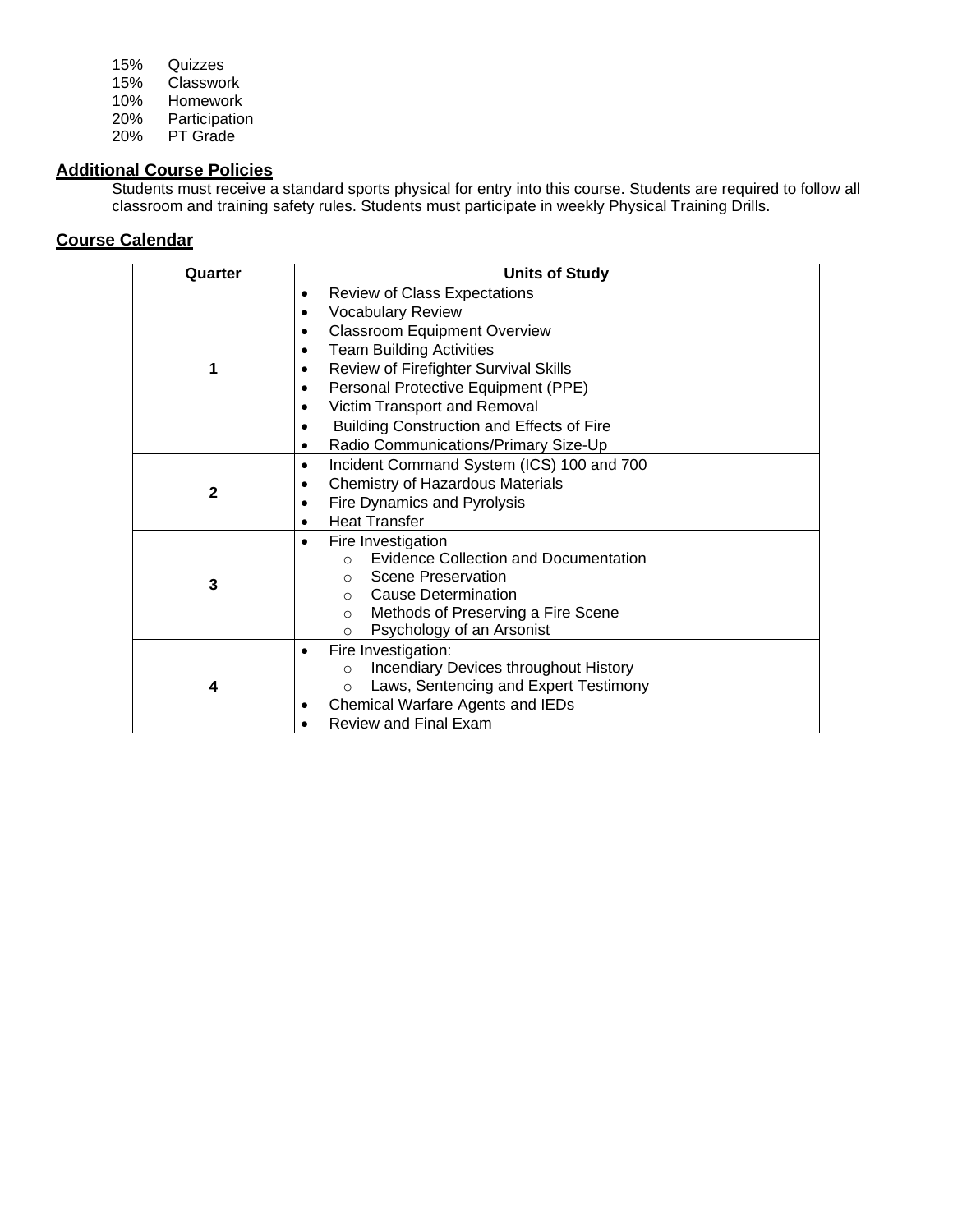15% Quizzes
15% Classwork
10% Homework
20% Participation
20% PT Grade

## Additional Course Policies

Students must receive a standard sports physical for entry into this course. Students are required to follow all classroom and training safety rules. Students must participate in weekly Physical Training Drills.

## Course Calendar

| Quarter | Units of Study |
|---|---|
| 1 | • Review of Class Expectations<br>• Vocabulary Review<br>• Classroom Equipment Overview<br>• Team Building Activities<br>• Review of Firefighter Survival Skills<br>• Personal Protective Equipment (PPE)<br>• Victim Transport and Removal<br>• Building Construction and Effects of Fire<br>• Radio Communications/Primary Size-Up |
| 2 | • Incident Command System (ICS) 100 and 700<br>• Chemistry of Hazardous Materials<br>• Fire Dynamics and Pyrolysis<br>• Heat Transfer |
| 3 | • Fire Investigation<br>  ○ Evidence Collection and Documentation<br>  ○ Scene Preservation<br>  ○ Cause Determination<br>  ○ Methods of Preserving a Fire Scene<br>  ○ Psychology of an Arsonist |
| 4 | • Fire Investigation:<br>  ○ Incendiary Devices throughout History<br>  ○ Laws, Sentencing and Expert Testimony<br>• Chemical Warfare Agents and IEDs<br>• Review and Final Exam |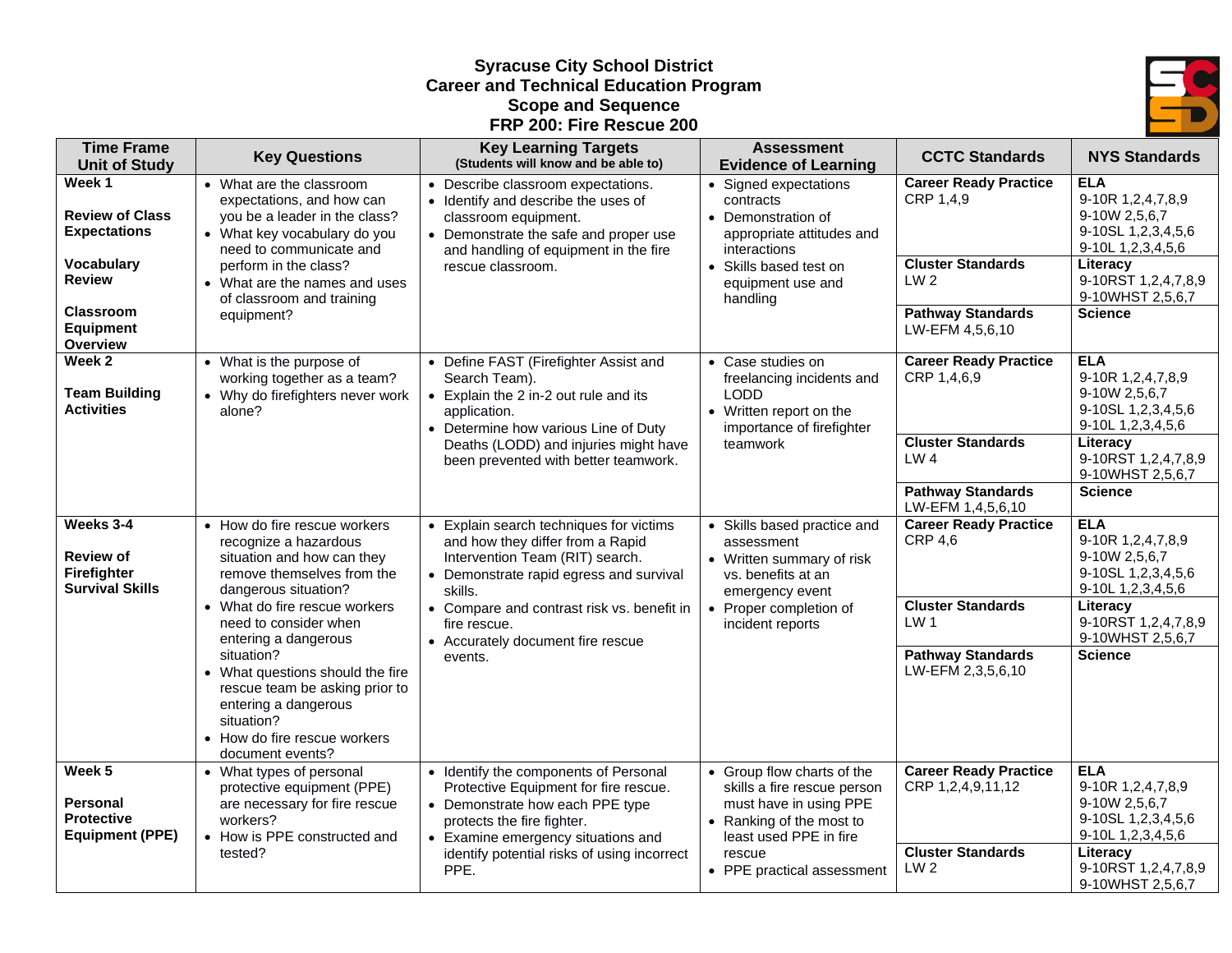# Syracuse City School District
## Career and Technical Education Program
## Scope and Sequence
## FRP 200: Fire Rescue 200

| Time Frame Unit of Study | Key Questions | Key Learning Targets (Students will know and be able to) | Assessment Evidence of Learning | CCTC Standards | NYS Standards |
|---|---|---|---|---|---|
| **Week 1**<br><br>**Review of Class Expectations**<br><br>**Vocabulary Review**<br><br>**Classroom Equipment Overview** | • What are the classroom expectations, and how can you be a leader in the class?<br>• What key vocabulary do you need to communicate and perform in the class?<br>• What are the names and uses of classroom and training equipment? | • Describe classroom expectations.<br>• Identify and describe the uses of classroom equipment.<br>• Demonstrate the safe and proper use and handling of equipment in the fire rescue classroom. | • Signed expectations contracts<br>• Demonstration of appropriate attitudes and interactions<br>• Skills based test on equipment use and handling | **Career Ready Practice**<br>CRP 1,4,9<br><br>**Cluster Standards**<br>LW 2<br><br>**Pathway Standards**<br>LW-EFM 4,5,6,10 | **ELA**<br>9-10R 1,2,4,7,8,9<br>9-10W 2,5,6,7<br>9-10SL 1,2,3,4,5,6<br>9-10L 1,2,3,4,5,6<br><br>**Literacy**<br>9-10RST 1,2,4,7,8,9<br>9-10WHST 2,5,6,7<br><br>**Science** |
| **Week 2**<br><br>**Team Building Activities** | • What is the purpose of working together as a team?<br>• Why do firefighters never work alone? | • Define FAST (Firefighter Assist and Search Team).<br>• Explain the 2 in-2 out rule and its application.<br>• Determine how various Line of Duty Deaths (LODD) and injuries might have been prevented with better teamwork. | • Case studies on freelancing incidents and LODD<br>• Written report on the importance of firefighter teamwork | **Career Ready Practice**<br>CRP 1,4,6,9<br><br>**Cluster Standards**<br>LW 4<br><br>**Pathway Standards**<br>LW-EFM 1,4,5,6,10 | **ELA**<br>9-10R 1,2,4,7,8,9<br>9-10W 2,5,6,7<br>9-10SL 1,2,3,4,5,6<br>9-10L 1,2,3,4,5,6<br><br>**Literacy**<br>9-10RST 1,2,4,7,8,9<br>9-10WHST 2,5,6,7<br><br>**Science** |
| **Weeks 3-4**<br><br>**Review of Firefighter Survival Skills** | • How do fire rescue workers recognize a hazardous situation and how can they remove themselves from the dangerous situation?<br>• What do fire rescue workers need to consider when entering a dangerous situation?<br>• What questions should the fire rescue team be asking prior to entering a dangerous situation?<br>• How do fire rescue workers document events? | • Explain search techniques for victims and how they differ from a Rapid Intervention Team (RIT) search.<br>• Demonstrate rapid egress and survival skills.<br>• Compare and contrast risk vs. benefit in fire rescue.<br>• Accurately document fire rescue events. | • Skills based practice and assessment<br>• Written summary of risk vs. benefits at an emergency event<br>• Proper completion of incident reports | **Career Ready Practice**<br>CRP 4,6<br><br>**Cluster Standards**<br>LW 1<br><br>**Pathway Standards**<br>LW-EFM 2,3,5,6,10 | **ELA**<br>9-10R 1,2,4,7,8,9<br>9-10W 2,5,6,7<br>9-10SL 1,2,3,4,5,6<br>9-10L 1,2,3,4,5,6<br><br>**Literacy**<br>9-10RST 1,2,4,7,8,9<br>9-10WHST 2,5,6,7<br><br>**Science** |
| **Week 5**<br><br>**Personal Protective Equipment (PPE)** | • What types of personal protective equipment (PPE) are necessary for fire rescue workers?<br>• How is PPE constructed and tested? | • Identify the components of Personal Protective Equipment for fire rescue.<br>• Demonstrate how each PPE type protects the fire fighter.<br>• Examine emergency situations and identify potential risks of using incorrect PPE. | • Group flow charts of the skills a fire rescue person must have in using PPE<br>• Ranking of the most to least used PPE in fire rescue<br>• PPE practical assessment | **Career Ready Practice**<br>CRP 1,2,4,9,11,12<br><br>**Cluster Standards**<br>LW 2 | **ELA**<br>9-10R 1,2,4,7,8,9<br>9-10W 2,5,6,7<br>9-10SL 1,2,3,4,5,6<br>9-10L 1,2,3,4,5,6<br><br>**Literacy**<br>9-10RST 1,2,4,7,8,9<br>9-10WHST 2,5,6,7 |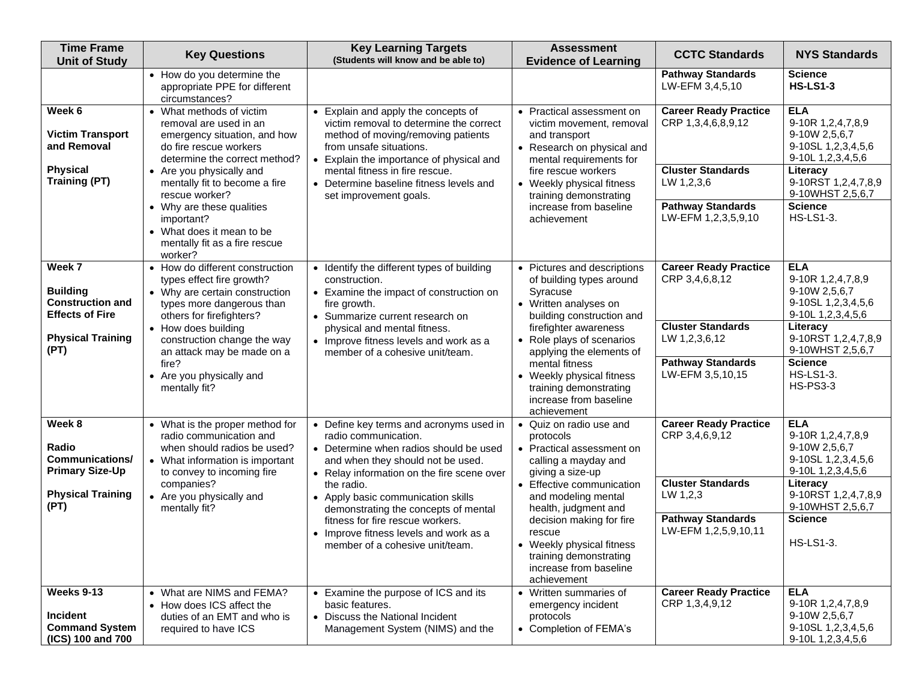| Time Frame Unit of Study | Key Questions | Key Learning Targets (Students will know and be able to) | Assessment Evidence of Learning | CCTC Standards | NYS Standards |
|---|---|---|---|---|---|
| | • How do you determine the appropriate PPE for different circumstances? | | | **Pathway Standards** LW-EFM 3,4,5,10 | **Science** **HS-LS1-3** |
| **Week 6**<br><br>**Victim Transport and Removal**<br><br>**Physical Training (PT)** | • What methods of victim removal are used in an emergency situation, and how do fire rescue workers determine the correct method?<br>• Are you physically and mentally fit to become a fire rescue worker?<br>• Why are these qualities important?<br>• What does it mean to be mentally fit as a fire rescue worker? | • Explain and apply the concepts of victim removal to determine the correct method of moving/removing patients from unsafe situations.<br>• Explain the importance of physical and mental fitness in fire rescue.<br>• Determine baseline fitness levels and set improvement goals. | • Practical assessment on victim movement, removal and transport<br>• Research on physical and mental requirements for fire rescue workers<br>• Weekly physical fitness training demonstrating increase from baseline achievement | **Career Ready Practice** CRP 1,3,4,6,8,9,12<br><br>**Cluster Standards** LW 1,2,3,6<br><br>**Pathway Standards** LW-EFM 1,2,3,5,9,10 | **ELA** 9-10R 1,2,4,7,8,9 9-10W 2,5,6,7 9-10SL 1,2,3,4,5,6 9-10L 1,2,3,4,5,6<br><br>**Literacy** 9-10RST 1,2,4,7,8,9 9-10WHST 2,5,6,7<br><br>**Science** HS-LS1-3. |
| **Week 7**<br><br>**Building Construction and Effects of Fire**<br><br>**Physical Training (PT)** | • How do different construction types effect fire growth?<br>• Why are certain construction types more dangerous than others for firefighters?<br>• How does building construction change the way an attack may be made on a fire?<br>• Are you physically and mentally fit? | • Identify the different types of building construction.<br>• Examine the impact of construction on fire growth.<br>• Summarize current research on physical and mental fitness.<br>• Improve fitness levels and work as a member of a cohesive unit/team. | • Pictures and descriptions of building types around Syracuse<br>• Written analyses on building construction and firefighter awareness<br>• Role plays of scenarios applying the elements of mental fitness<br>• Weekly physical fitness training demonstrating increase from baseline achievement | **Career Ready Practice** CRP 3,4,6,8,12<br><br>**Cluster Standards** LW 1,2,3,6,12<br><br>**Pathway Standards** LW-EFM 3,5,10,15 | **ELA** 9-10R 1,2,4,7,8,9 9-10W 2,5,6,7 9-10SL 1,2,3,4,5,6 9-10L 1,2,3,4,5,6<br><br>**Literacy** 9-10RST 1,2,4,7,8,9 9-10WHST 2,5,6,7<br><br>**Science** HS-LS1-3. HS-PS3-3 |
| **Week 8**<br><br>**Radio Communications/ Primary Size-Up**<br><br>**Physical Training (PT)** | • What is the proper method for radio communication and when should radios be used?<br>• What information is important to convey to incoming fire companies?<br>• Are you physically and mentally fit? | • Define key terms and acronyms used in radio communication.<br>• Determine when radios should be used and when they should not be used.<br>• Relay information on the fire scene over the radio.<br>• Apply basic communication skills demonstrating the concepts of mental fitness for fire rescue workers.<br>• Improve fitness levels and work as a member of a cohesive unit/team. | • Quiz on radio use and protocols<br>• Practical assessment on calling a mayday and giving a size-up<br>• Effective communication and modeling mental health, judgment and decision making for fire rescue<br>• Weekly physical fitness training demonstrating increase from baseline achievement | **Career Ready Practice** CRP 3,4,6,9,12<br><br>**Cluster Standards** LW 1,2,3<br><br>**Pathway Standards** LW-EFM 1,2,5,9,10,11 | **ELA** 9-10R 1,2,4,7,8,9 9-10W 2,5,6,7 9-10SL 1,2,3,4,5,6 9-10L 1,2,3,4,5,6<br><br>**Literacy** 9-10RST 1,2,4,7,8,9 9-10WHST 2,5,6,7<br><br>**Science** HS-LS1-3. |
| **Weeks 9-13**<br><br>**Incident Command System (ICS) 100 and 700** | • What are NIMS and FEMA?<br>• How does ICS affect the duties of an EMT and who is required to have ICS | • Examine the purpose of ICS and its basic features.<br>• Discuss the National Incident Management System (NIMS) and the | • Written summaries of emergency incident protocols<br>• Completion of FEMA's | **Career Ready Practice** CRP 1,3,4,9,12 | **ELA** 9-10R 1,2,4,7,8,9 9-10W 2,5,6,7 9-10SL 1,2,3,4,5,6 9-10L 1,2,3,4,5,6 |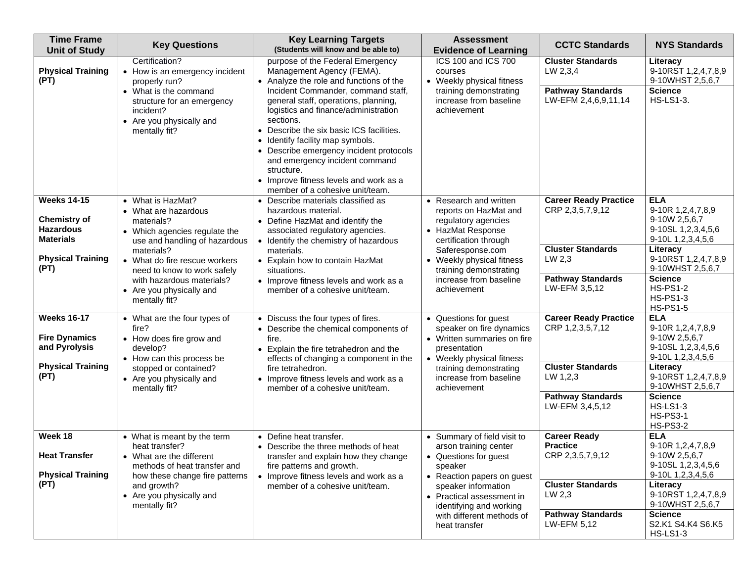| Time Frame Unit of Study | Key Questions | Key Learning Targets (Students will know and be able to) | Assessment Evidence of Learning | CCTC Standards | NYS Standards |
|---|---|---|---|---|---|
| **Physical Training (PT)** | Certification?<br>• How is an emergency incident properly run?<br>• What is the command structure for an emergency incident?<br>• Are you physically and mentally fit? | purpose of the Federal Emergency Management Agency (FEMA).<br>• Analyze the role and functions of the Incident Commander, command staff, general staff, operations, planning, logistics and finance/administration sections.<br>• Describe the six basic ICS facilities.<br>• Identify facility map symbols.<br>• Describe emergency incident protocols and emergency incident command structure.<br>• Improve fitness levels and work as a member of a cohesive unit/team. | ICS 100 and ICS 700 courses<br>• Weekly physical fitness training demonstrating increase from baseline achievement | **Cluster Standards**<br>LW 2,3,4<br><br>**Pathway Standards**<br>LW-EFM 2,4,6,9,11,14 | **Literacy**<br>9-10RST 1,2,4,7,8,9<br>9-10WHST 2,5,6,7<br><br>**Science**<br>HS-LS1-3. |
| **Weeks 14-15**<br><br>**Chemistry of Hazardous Materials**<br><br>**Physical Training (PT)** | • What is HazMat?<br>• What are hazardous materials?<br>• Which agencies regulate the use and handling of hazardous materials?<br>• What do fire rescue workers need to know to work safely with hazardous materials?<br>• Are you physically and mentally fit? | • Describe materials classified as hazardous material.<br>• Define HazMat and identify the associated regulatory agencies.<br>• Identify the chemistry of hazardous materials.<br>• Explain how to contain HazMat situations.<br>• Improve fitness levels and work as a member of a cohesive unit/team. | • Research and written reports on HazMat and regulatory agencies<br>• HazMat Response certification through Saferesponse.com<br>• Weekly physical fitness training demonstrating increase from baseline achievement | **Career Ready Practice**<br>CRP 2,3,5,7,9,12<br><br>**Cluster Standards**<br>LW 2,3<br><br>**Pathway Standards**<br>LW-EFM 3,5,12 | **ELA**<br>9-10R 1,2,4,7,8,9<br>9-10W 2,5,6,7<br>9-10SL 1,2,3,4,5,6<br>9-10L 1,2,3,4,5,6<br><br>**Literacy**<br>9-10RST 1,2,4,7,8,9<br>9-10WHST 2,5,6,7<br><br>**Science**<br>HS-PS1-2<br>HS-PS1-3<br>HS-PS1-5 |
| **Weeks 16-17**<br><br>**Fire Dynamics and Pyrolysis**<br><br>**Physical Training (PT)** | • What are the four types of fire?<br>• How does fire grow and develop?<br>• How can this process be stopped or contained?<br>• Are you physically and mentally fit? | • Discuss the four types of fires.<br>• Describe the chemical components of fire.<br>• Explain the fire tetrahedron and the effects of changing a component in the fire tetrahedron.<br>• Improve fitness levels and work as a member of a cohesive unit/team. | • Questions for guest speaker on fire dynamics<br>• Written summaries on fire presentation<br>• Weekly physical fitness training demonstrating increase from baseline achievement | **Career Ready Practice**<br>CRP 1,2,3,5,7,12<br><br>**Cluster Standards**<br>LW 1,2,3<br><br>**Pathway Standards**<br>LW-EFM 3,4,5,12 | **ELA**<br>9-10R 1,2,4,7,8,9<br>9-10W 2,5,6,7<br>9-10SL 1,2,3,4,5,6<br>9-10L 1,2,3,4,5,6<br><br>**Literacy**<br>9-10RST 1,2,4,7,8,9<br>9-10WHST 2,5,6,7<br><br>**Science**<br>HS-LS1-3<br>HS-PS3-1<br>HS-PS3-2 |
| **Week 18**<br><br>**Heat Transfer**<br><br>**Physical Training (PT)** | • What is meant by the term heat transfer?<br>• What are the different methods of heat transfer and how these change fire patterns and growth?<br>• Are you physically and mentally fit? | • Define heat transfer.<br>• Describe the three methods of heat transfer and explain how they change fire patterns and growth.<br>• Improve fitness levels and work as a member of a cohesive unit/team. | • Summary of field visit to arson training center<br>• Questions for guest speaker<br>• Reaction papers on guest speaker information<br>• Practical assessment in identifying and working with different methods of heat transfer | **Career Ready Practice**<br>CRP 2,3,5,7,9,12<br><br>**Cluster Standards**<br>LW 2,3<br><br>**Pathway Standards**<br>LW-EFM 5,12 | **ELA**<br>9-10R 1,2,4,7,8,9<br>9-10W 2,5,6,7<br>9-10SL 1,2,3,4,5,6<br>9-10L 1,2,3,4,5,6<br><br>**Literacy**<br>9-10RST 1,2,4,7,8,9<br>9-10WHST 2,5,6,7<br><br>**Science**<br>S2.K1 S4.K4 S6.K5<br>HS-LS1-3 |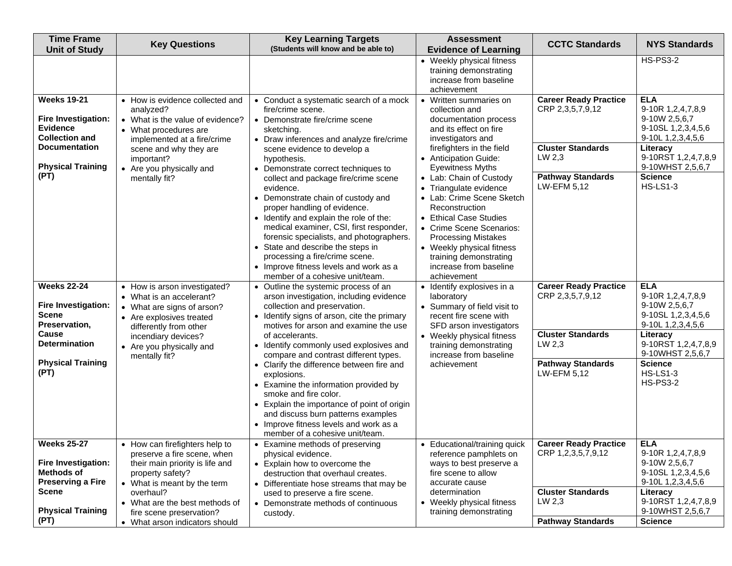| Time Frame Unit of Study | Key Questions | Key Learning Targets (Students will know and be able to) | Assessment Evidence of Learning | CCTC Standards | NYS Standards |
|---|---|---|---|---|---|
| | | | • Weekly physical fitness training demonstrating increase from baseline achievement | | HS-PS3-2 |
| **Weeks 19-21**<br><br>**Fire Investigation: Evidence Collection and Documentation**<br><br>**Physical Training (PT)** | • How is evidence collected and analyzed?<br>• What is the value of evidence?<br>• What procedures are implemented at a fire/crime scene and why they are important?<br>• Are you physically and mentally fit? | • Conduct a systematic search of a mock fire/crime scene.<br>• Demonstrate fire/crime scene sketching.<br>• Draw inferences and analyze fire/crime scene evidence to develop a hypothesis.<br>• Demonstrate correct techniques to collect and package fire/crime scene evidence.<br>• Demonstrate chain of custody and proper handling of evidence.<br>• Identify and explain the role of the: medical examiner, CSI, first responder, forensic specialists, and photographers.<br>• State and describe the steps in processing a fire/crime scene.<br>• Improve fitness levels and work as a member of a cohesive unit/team. | • Written summaries on collection and documentation process and its effect on fire investigators and firefighters in the field<br>• Anticipation Guide: Eyewitness Myths<br>• Lab: Chain of Custody<br>• Triangulate evidence<br>• Lab: Crime Scene Sketch Reconstruction<br>• Ethical Case Studies<br>• Crime Scene Scenarios: Processing Mistakes<br>• Weekly physical fitness training demonstrating increase from baseline achievement | **Career Ready Practice**<br>CRP 2,3,5,7,9,12<br><br>**Cluster Standards**<br>LW 2,3<br><br>**Pathway Standards**<br>LW-EFM 5,12 | **ELA**<br>9-10R 1,2,4,7,8,9<br>9-10W 2,5,6,7<br>9-10SL 1,2,3,4,5,6<br>9-10L 1,2,3,4,5,6<br><br>**Literacy**<br>9-10RST 1,2,4,7,8,9<br>9-10WHST 2,5,6,7<br><br>**Science**<br>HS-LS1-3 |
| **Weeks 22-24**<br><br>**Fire Investigation: Scene Preservation, Cause Determination**<br><br>**Physical Training (PT)** | • How is arson investigated?<br>• What is an accelerant?<br>• What are signs of arson?<br>• Are explosives treated differently from other incendiary devices?<br>• Are you physically and mentally fit? | • Outline the systemic process of an arson investigation, including evidence collection and preservation.<br>• Identify signs of arson, cite the primary motives for arson and examine the use of accelerants.<br>• Identify commonly used explosives and compare and contrast different types.<br>• Clarify the difference between fire and explosions.<br>• Examine the information provided by smoke and fire color.<br>• Explain the importance of point of origin and discuss burn patterns examples<br>• Improve fitness levels and work as a member of a cohesive unit/team. | • Identify explosives in a laboratory<br>• Summary of field visit to recent fire scene with SFD arson investigators<br>• Weekly physical fitness training demonstrating increase from baseline achievement | **Career Ready Practice**<br>CRP 2,3,5,7,9,12<br><br>**Cluster Standards**<br>LW 2,3<br><br>**Pathway Standards**<br>LW-EFM 5,12 | **ELA**<br>9-10R 1,2,4,7,8,9<br>9-10W 2,5,6,7<br>9-10SL 1,2,3,4,5,6<br>9-10L 1,2,3,4,5,6<br><br>**Literacy**<br>9-10RST 1,2,4,7,8,9<br>9-10WHST 2,5,6,7<br><br>**Science**<br>HS-LS1-3<br>HS-PS3-2 |
| **Weeks 25-27**<br><br>**Fire Investigation: Methods of Preserving a Fire Scene**<br><br>**Physical Training (PT)** | • How can firefighters help to preserve a fire scene, when their main priority is life and property safety?<br>• What is meant by the term overhaul?<br>• What are the best methods of fire scene preservation?<br>• What arson indicators should | • Examine methods of preserving physical evidence.<br>• Explain how to overcome the destruction that overhaul creates.<br>• Differentiate hose streams that may be used to preserve a fire scene.<br>• Demonstrate methods of continuous custody. | • Educational/training quick reference pamphlets on ways to best preserve a fire scene to allow accurate cause determination<br>• Weekly physical fitness training demonstrating | **Career Ready Practice**<br>CRP 1,2,3,5,7,9,12<br><br>**Cluster Standards**<br>LW 2,3<br><br>**Pathway Standards** | **ELA**<br>9-10R 1,2,4,7,8,9<br>9-10W 2,5,6,7<br>9-10SL 1,2,3,4,5,6<br>9-10L 1,2,3,4,5,6<br><br>**Literacy**<br>9-10RST 1,2,4,7,8,9<br>9-10WHST 2,5,6,7<br><br>**Science** |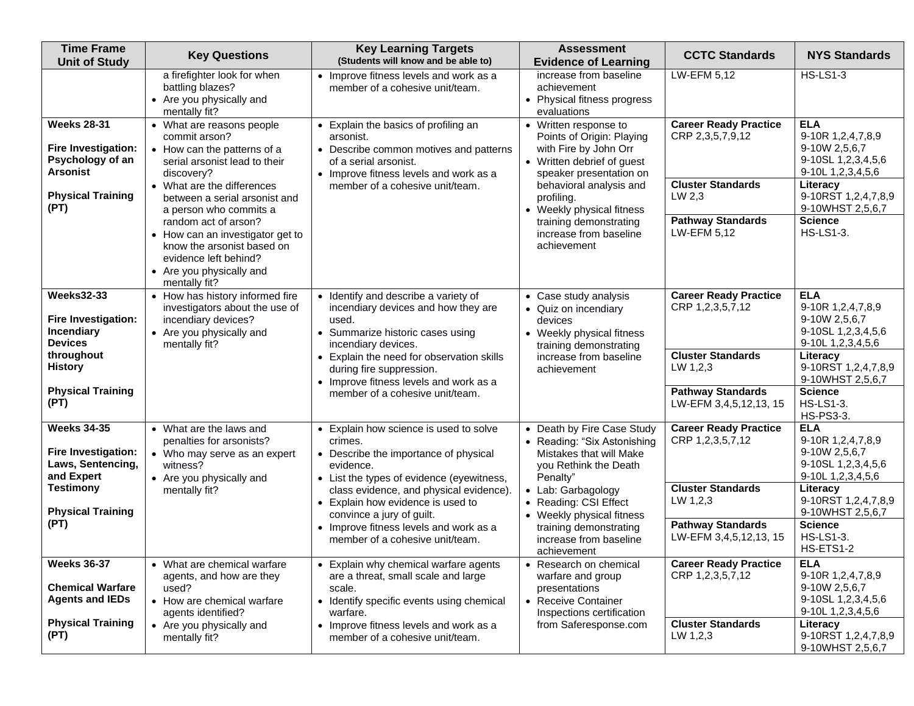| Time Frame Unit of Study | Key Questions | Key Learning Targets (Students will know and be able to) | Assessment Evidence of Learning | CCTC Standards | NYS Standards |
|---|---|---|---|---|---|
| | a firefighter look for when battling blazes?<br>• Are you physically and mentally fit? | • Improve fitness levels and work as a member of a cohesive unit/team. | increase from baseline achievement<br>• Physical fitness progress evaluations | LW-EFM 5,12 | HS-LS1-3 |
| **Weeks 28-31**<br><br>**Fire Investigation: Psychology of an Arsonist**<br><br>**Physical Training (PT)** | • What are reasons people commit arson?<br>• How can the patterns of a serial arsonist lead to their discovery?<br>• What are the differences between a serial arsonist and a person who commits a random act of arson?<br>• How can an investigator get to know the arsonist based on evidence left behind?<br>• Are you physically and mentally fit? | • Explain the basics of profiling an arsonist.<br>• Describe common motives and patterns of a serial arsonist.<br>• Improve fitness levels and work as a member of a cohesive unit/team. | • Written response to Points of Origin: Playing with Fire by John Orr<br>• Written debrief of guest speaker presentation on behavioral analysis and profiling.<br>• Weekly physical fitness training demonstrating increase from baseline achievement | **Career Ready Practice**<br>CRP 2,3,5,7,9,12<br><br>**Cluster Standards**<br>LW 2,3<br><br>**Pathway Standards**<br>LW-EFM 5,12 | **ELA**<br>9-10R 1,2,4,7,8,9<br>9-10W 2,5,6,7<br>9-10SL 1,2,3,4,5,6<br>9-10L 1,2,3,4,5,6<br><br>**Literacy**<br>9-10RST 1,2,4,7,8,9<br>9-10WHST 2,5,6,7<br><br>**Science**<br>HS-LS1-3. |
| **Weeks32-33**<br><br>**Fire Investigation: Incendiary Devices throughout History**<br><br>**Physical Training (PT)** | • How has history informed fire investigators about the use of incendiary devices?<br>• Are you physically and mentally fit? | • Identify and describe a variety of incendiary devices and how they are used.<br>• Summarize historic cases using incendiary devices.<br>• Explain the need for observation skills during fire suppression.<br>• Improve fitness levels and work as a member of a cohesive unit/team. | • Case study analysis<br>• Quiz on incendiary devices<br>• Weekly physical fitness training demonstrating increase from baseline achievement | **Career Ready Practice**<br>CRP 1,2,3,5,7,12<br><br>**Cluster Standards**<br>LW 1,2,3<br><br>**Pathway Standards**<br>LW-EFM 3,4,5,12,13, 15 | **ELA**<br>9-10R 1,2,4,7,8,9<br>9-10W 2,5,6,7<br>9-10SL 1,2,3,4,5,6<br>9-10L 1,2,3,4,5,6<br><br>**Literacy**<br>9-10RST 1,2,4,7,8,9<br>9-10WHST 2,5,6,7<br><br>**Science**<br>HS-LS1-3.<br>HS-PS3-3. |
| **Weeks 34-35**<br><br>**Fire Investigation: Laws, Sentencing, and Expert Testimony**<br><br>**Physical Training (PT)** | • What are the laws and penalties for arsonists?<br>• Who may serve as an expert witness?<br>• Are you physically and mentally fit? | • Explain how science is used to solve crimes.<br>• Describe the importance of physical evidence.<br>• List the types of evidence (eyewitness, class evidence, and physical evidence).<br>• Explain how evidence is used to convince a jury of guilt.<br>• Improve fitness levels and work as a member of a cohesive unit/team. | • Death by Fire Case Study<br>• Reading: "Six Astonishing Mistakes that will Make you Rethink the Death Penalty"<br>• Lab: Garbagology<br>• Reading: CSI Effect<br>• Weekly physical fitness training demonstrating increase from baseline achievement | **Career Ready Practice**<br>CRP 1,2,3,5,7,12<br><br>**Cluster Standards**<br>LW 1,2,3<br><br>**Pathway Standards**<br>LW-EFM 3,4,5,12,13, 15 | **ELA**<br>9-10R 1,2,4,7,8,9<br>9-10W 2,5,6,7<br>9-10SL 1,2,3,4,5,6<br>9-10L 1,2,3,4,5,6<br><br>**Literacy**<br>9-10RST 1,2,4,7,8,9<br>9-10WHST 2,5,6,7<br><br>**Science**<br>HS-LS1-3.<br>HS-ETS1-2 |
| **Weeks 36-37**<br><br>**Chemical Warfare Agents and IEDs**<br><br>**Physical Training (PT)** | • What are chemical warfare agents, and how are they used?<br>• How are chemical warfare agents identified?<br>• Are you physically and mentally fit? | • Explain why chemical warfare agents are a threat, small scale and large scale.<br>• Identify specific events using chemical warfare.<br>• Improve fitness levels and work as a member of a cohesive unit/team. | • Research on chemical warfare and group presentations<br>• Receive Container Inspections certification from Saferesponse.com | **Career Ready Practice**<br>CRP 1,2,3,5,7,12<br><br>**Cluster Standards**<br>LW 1,2,3 | **ELA**<br>9-10R 1,2,4,7,8,9<br>9-10W 2,5,6,7<br>9-10SL 1,2,3,4,5,6<br>9-10L 1,2,3,4,5,6<br><br>**Literacy**<br>9-10RST 1,2,4,7,8,9<br>9-10WHST 2,5,6,7 |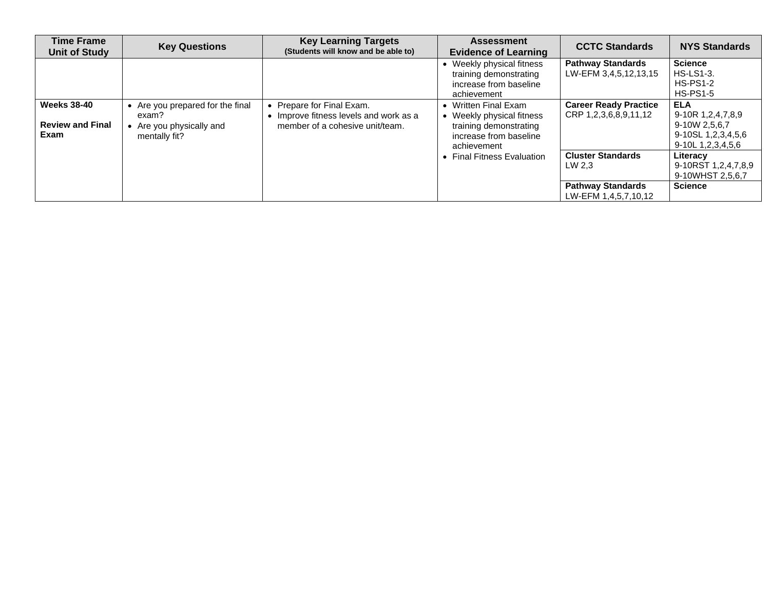| Time Frame Unit of Study | Key Questions | Key Learning Targets (Students will know and be able to) | Assessment Evidence of Learning | CCTC Standards | NYS Standards |
|---|---|---|---|---|---|
| | | | • Weekly physical fitness training demonstrating increase from baseline achievement | **Pathway Standards** LW-EFM 3,4,5,12,13,15 | **Science** HS-LS1-3. HS-PS1-2 HS-PS1-5 |
| **Weeks 38-40** **Review and Final Exam** | • Are you prepared for the final exam? • Are you physically and mentally fit? | • Prepare for Final Exam. • Improve fitness levels and work as a member of a cohesive unit/team. | • Written Final Exam • Weekly physical fitness training demonstrating increase from baseline achievement • Final Fitness Evaluation | **Career Ready Practice** CRP 1,2,3,6,8,9,11,12 | **ELA** 9-10R 1,2,4,7,8,9 9-10W 2,5,6,7 9-10SL 1,2,3,4,5,6 9-10L 1,2,3,4,5,6 |
| | | | | **Cluster Standards** LW 2,3 | **Literacy** 9-10RST 1,2,4,7,8,9 9-10WHST 2,5,6,7 |
| | | | | **Pathway Standards** LW-EFM 1,4,5,7,10,12 | **Science** |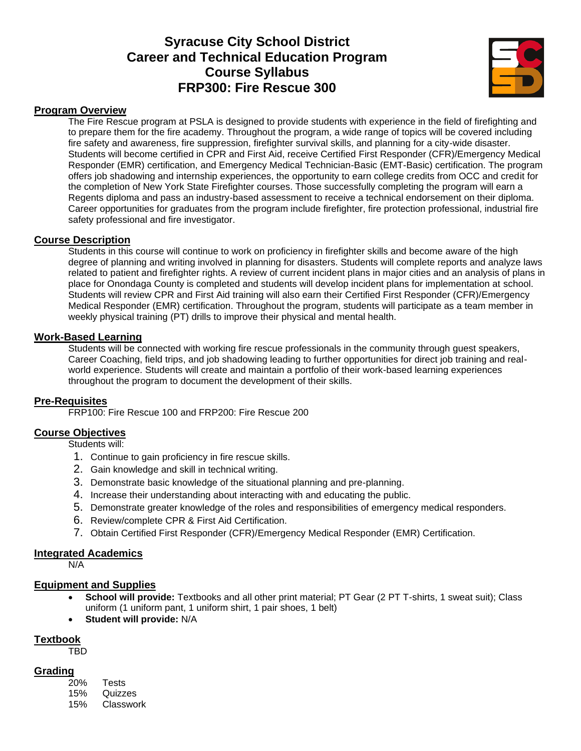# Syracuse City School District
# Career and Technical Education Program
# Course Syllabus
# FRP300: Fire Rescue 300

## Program Overview

The Fire Rescue program at PSLA is designed to provide students with experience in the field of firefighting and to prepare them for the fire academy. Throughout the program, a wide range of topics will be covered including fire safety and awareness, fire suppression, firefighter survival skills, and planning for a city-wide disaster. Students will become certified in CPR and First Aid, receive Certified First Responder (CFR)/Emergency Medical Responder (EMR) certification, and Emergency Medical Technician-Basic (EMT-Basic) certification. The program offers job shadowing and internship experiences, the opportunity to earn college credits from OCC and credit for the completion of New York State Firefighter courses. Those successfully completing the program will earn a Regents diploma and pass an industry-based assessment to receive a technical endorsement on their diploma. Career opportunities for graduates from the program include firefighter, fire protection professional, industrial fire safety professional and fire investigator.

## Course Description

Students in this course will continue to work on proficiency in firefighter skills and become aware of the high degree of planning and writing involved in planning for disasters. Students will complete reports and analyze laws related to patient and firefighter rights. A review of current incident plans in major cities and an analysis of plans in place for Onondaga County is completed and students will develop incident plans for implementation at school. Students will review CPR and First Aid training will also earn their Certified First Responder (CFR)/Emergency Medical Responder (EMR) certification. Throughout the program, students will participate as a team member in weekly physical training (PT) drills to improve their physical and mental health.

## Work-Based Learning

Students will be connected with working fire rescue professionals in the community through guest speakers, Career Coaching, field trips, and job shadowing leading to further opportunities for direct job training and real-world experience. Students will create and maintain a portfolio of their work-based learning experiences throughout the program to document the development of their skills.

## Pre-Requisites

FRP100: Fire Rescue 100 and FRP200: Fire Rescue 200

## Course Objectives

Students will:

1. Continue to gain proficiency in fire rescue skills.
2. Gain knowledge and skill in technical writing.
3. Demonstrate basic knowledge of the situational planning and pre-planning.
4. Increase their understanding about interacting with and educating the public.
5. Demonstrate greater knowledge of the roles and responsibilities of emergency medical responders.
6. Review/complete CPR & First Aid Certification.
7. Obtain Certified First Responder (CFR)/Emergency Medical Responder (EMR) Certification.

## Integrated Academics

N/A

## Equipment and Supplies

- **School will provide:** Textbooks and all other print material; PT Gear (2 PT T-shirts, 1 sweat suit); Class uniform (1 uniform pant, 1 uniform shirt, 1 pair shoes, 1 belt)
- **Student will provide:** N/A

## Textbook

TBD

## Grading

20% Tests
15% Quizzes
15% Classwork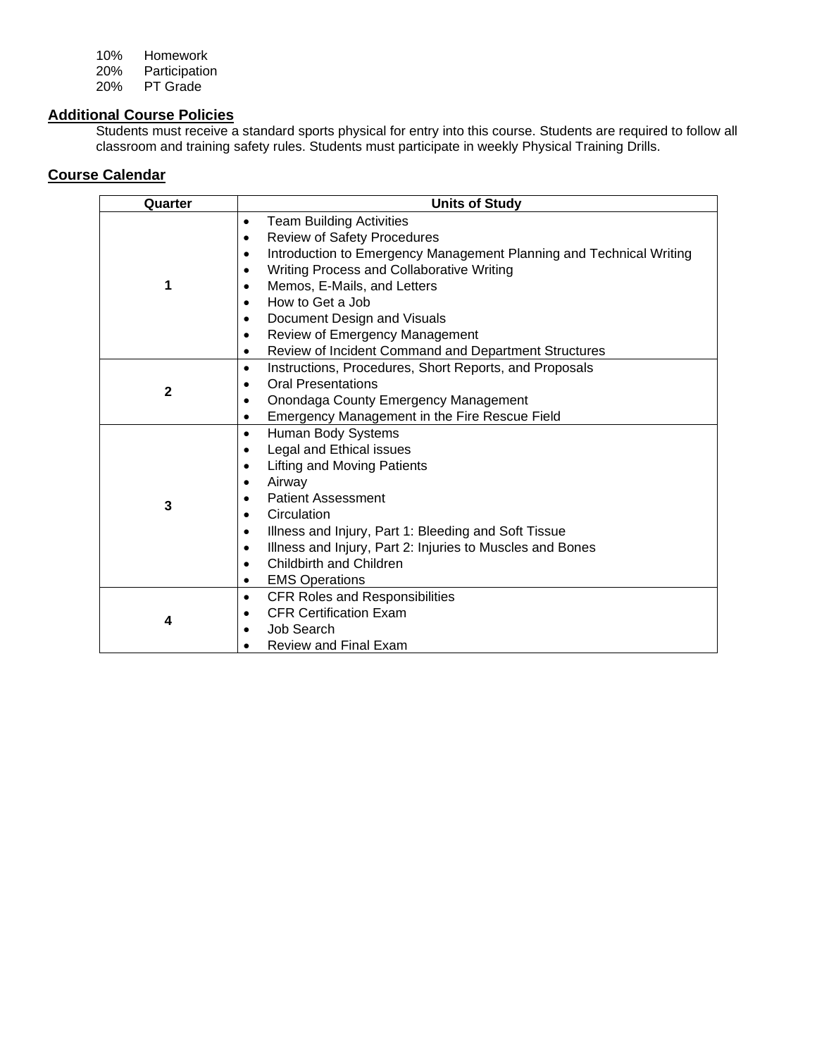10% Homework
20% Participation
20% PT Grade

## Additional Course Policies

Students must receive a standard sports physical for entry into this course. Students are required to follow all classroom and training safety rules. Students must participate in weekly Physical Training Drills.

## Course Calendar

| Quarter | Units of Study |
|---|---|
| 1 | • Team Building Activities<br>• Review of Safety Procedures<br>• Introduction to Emergency Management Planning and Technical Writing<br>• Writing Process and Collaborative Writing<br>• Memos, E-Mails, and Letters<br>• How to Get a Job<br>• Document Design and Visuals<br>• Review of Emergency Management<br>• Review of Incident Command and Department Structures |
| 2 | • Instructions, Procedures, Short Reports, and Proposals<br>• Oral Presentations<br>• Onondaga County Emergency Management<br>• Emergency Management in the Fire Rescue Field |
| 3 | • Human Body Systems<br>• Legal and Ethical issues<br>• Lifting and Moving Patients<br>• Airway<br>• Patient Assessment<br>• Circulation<br>• Illness and Injury, Part 1: Bleeding and Soft Tissue<br>• Illness and Injury, Part 2: Injuries to Muscles and Bones<br>• Childbirth and Children<br>• EMS Operations |
| 4 | • CFR Roles and Responsibilities<br>• CFR Certification Exam<br>• Job Search<br>• Review and Final Exam |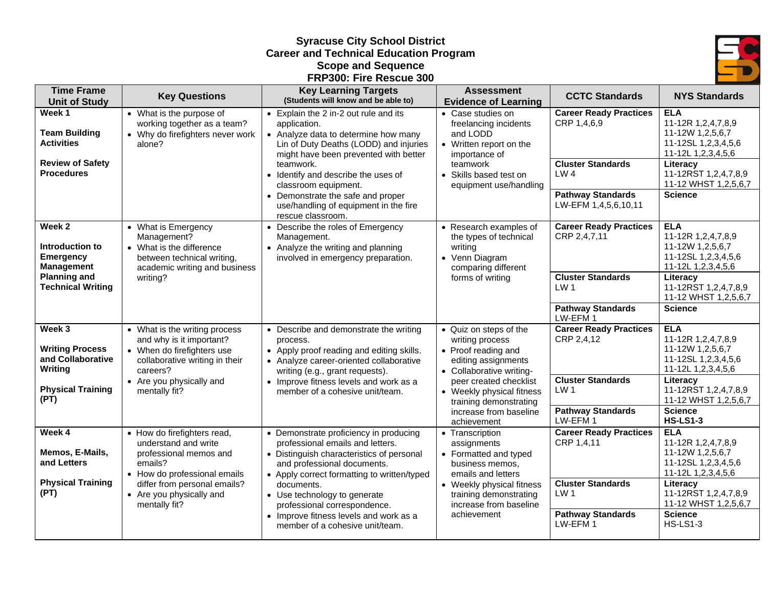# Syracuse City School District
## Career and Technical Education Program
## Scope and Sequence
## FRP300: Fire Rescue 300

| Time Frame Unit of Study | Key Questions | Key Learning Targets (Students will know and be able to) | Assessment Evidence of Learning | CCTC Standards | NYS Standards |
|---|---|---|---|---|---|
| **Week 1**<br><br>**Team Building Activities**<br><br>**Review of Safety Procedures** | • What is the purpose of working together as a team?<br>• Why do firefighters never work alone? | • Explain the 2 in-2 out rule and its application.<br>• Analyze data to determine how many Lin of Duty Deaths (LODD) and injuries might have been prevented with better teamwork.<br>• Identify and describe the uses of classroom equipment.<br>• Demonstrate the safe and proper use/handling of equipment in the fire rescue classroom. | • Case studies on freelancing incidents and LODD<br>• Written report on the importance of teamwork<br>• Skills based test on equipment use/handling | **Career Ready Practices**<br>CRP 1,4,6,9<br><br>**Cluster Standards**<br>LW 4<br><br>**Pathway Standards**<br>LW-EFM 1,4,5,6,10,11 | **ELA**<br>11-12R 1,2,4,7,8,9<br>11-12W 1,2,5,6,7<br>11-12SL 1,2,3,4,5,6<br>11-12L 1,2,3,4,5,6<br>**Literacy**<br>11-12RST 1,2,4,7,8,9<br>11-12 WHST 1,2,5,6,7<br>**Science** |
| **Week 2**<br><br>**Introduction to Emergency Management Planning and Technical Writing** | • What is Emergency Management?<br>• What is the difference between technical writing, academic writing and business writing? | • Describe the roles of Emergency Management.<br>• Analyze the writing and planning involved in emergency preparation. | • Research examples of the types of technical writing<br>• Venn Diagram comparing different forms of writing | **Career Ready Practices**<br>CRP 2,4,7,11<br><br>**Cluster Standards**<br>LW 1<br><br>**Pathway Standards**<br>LW-EFM 1 | **ELA**<br>11-12R 1,2,4,7,8,9<br>11-12W 1,2,5,6,7<br>11-12SL 1,2,3,4,5,6<br>11-12L 1,2,3,4,5,6<br>**Literacy**<br>11-12RST 1,2,4,7,8,9<br>11-12 WHST 1,2,5,6,7<br>**Science** |
| **Week 3**<br><br>**Writing Process and Collaborative Writing**<br><br>**Physical Training (PT)** | • What is the writing process and why is it important?<br>• When do firefighters use collaborative writing in their careers?<br>• Are you physically and mentally fit? | • Describe and demonstrate the writing process.<br>• Apply proof reading and editing skills.<br>• Analyze career-oriented collaborative writing (e.g., grant requests).<br>• Improve fitness levels and work as a member of a cohesive unit/team. | • Quiz on steps of the writing process<br>• Proof reading and editing assignments<br>• Collaborative writing-peer created checklist<br>• Weekly physical fitness training demonstrating increase from baseline achievement | **Career Ready Practices**<br>CRP 2,4,12<br><br>**Cluster Standards**<br>LW 1<br><br>**Pathway Standards**<br>LW-EFM 1 | **ELA**<br>11-12R 1,2,4,7,8,9<br>11-12W 1,2,5,6,7<br>11-12SL 1,2,3,4,5,6<br>11-12L 1,2,3,4,5,6<br>**Literacy**<br>11-12RST 1,2,4,7,8,9<br>11-12 WHST 1,2,5,6,7<br>**Science**<br>**HS-LS1-3** |
| **Week 4**<br><br>**Memos, E-Mails, and Letters**<br><br>**Physical Training (PT)** | • How do firefighters read, understand and write professional memos and emails?<br>• How do professional emails differ from personal emails?<br>• Are you physically and mentally fit? | • Demonstrate proficiency in producing professional emails and letters.<br>• Distinguish characteristics of personal and professional documents.<br>• Apply correct formatting to written/typed documents.<br>• Use technology to generate professional correspondence.<br>• Improve fitness levels and work as a member of a cohesive unit/team. | • Transcription assignments<br>• Formatted and typed business memos, emails and letters<br>• Weekly physical fitness training demonstrating increase from baseline achievement | **Career Ready Practices**<br>CRP 1,4,11<br><br>**Cluster Standards**<br>LW 1<br><br>**Pathway Standards**<br>LW-EFM 1 | **ELA**<br>11-12R 1,2,4,7,8,9<br>11-12W 1,2,5,6,7<br>11-12SL 1,2,3,4,5,6<br>11-12L 1,2,3,4,5,6<br>**Literacy**<br>11-12RST 1,2,4,7,8,9<br>11-12 WHST 1,2,5,6,7<br>**Science**<br>HS-LS1-3 |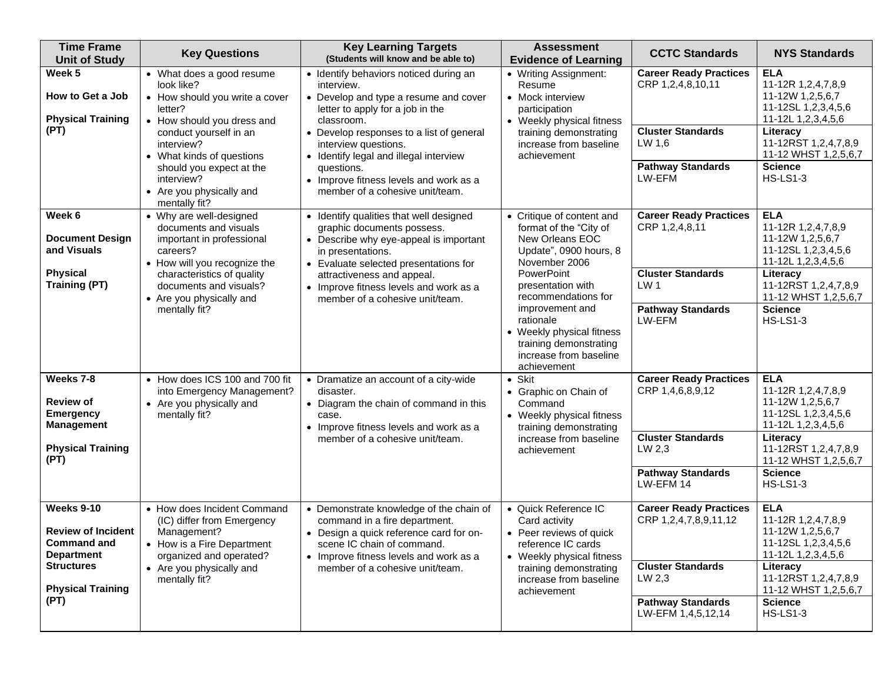| Time Frame Unit of Study | Key Questions | Key Learning Targets (Students will know and be able to) | Assessment Evidence of Learning | CCTC Standards | NYS Standards |
|---|---|---|---|---|---|
| **Week 5**<br><br>**How to Get a Job**<br><br>**Physical Training (PT)** | • What does a good resume look like?<br>• How should you write a cover letter?<br>• How should you dress and conduct yourself in an interview?<br>• What kinds of questions should you expect at the interview?<br>• Are you physically and mentally fit? | • Identify behaviors noticed during an interview.<br>• Develop and type a resume and cover letter to apply for a job in the classroom.<br>• Develop responses to a list of general interview questions.<br>• Identify legal and illegal interview questions.<br>• Improve fitness levels and work as a member of a cohesive unit/team. | • Writing Assignment: Resume<br>• Mock interview participation<br>• Weekly physical fitness training demonstrating increase from baseline achievement | **Career Ready Practices**<br>CRP 1,2,4,8,10,11<br><br>**Cluster Standards**<br>LW 1,6<br><br>**Pathway Standards**<br>LW-EFM | **ELA**<br>11-12R 1,2,4,7,8,9<br>11-12W 1,2,5,6,7<br>11-12SL 1,2,3,4,5,6<br>11-12L 1,2,3,4,5,6<br><br>**Literacy**<br>11-12RST 1,2,4,7,8,9<br>11-12 WHST 1,2,5,6,7<br><br>**Science**<br>HS-LS1-3 |
| **Week 6**<br><br>**Document Design and Visuals**<br><br>**Physical Training (PT)** | • Why are well-designed documents and visuals important in professional careers?<br>• How will you recognize the characteristics of quality documents and visuals?<br>• Are you physically and mentally fit? | • Identify qualities that well designed graphic documents possess.<br>• Describe why eye-appeal is important in presentations.<br>• Evaluate selected presentations for attractiveness and appeal.<br>• Improve fitness levels and work as a member of a cohesive unit/team. | • Critique of content and format of the "City of New Orleans EOC Update", 0900 hours, 8 November 2006 PowerPoint presentation with recommendations for improvement and rationale<br>• Weekly physical fitness training demonstrating increase from baseline achievement | **Career Ready Practices**<br>CRP 1,2,4,8,11<br><br>**Cluster Standards**<br>LW 1<br><br>**Pathway Standards**<br>LW-EFM | **ELA**<br>11-12R 1,2,4,7,8,9<br>11-12W 1,2,5,6,7<br>11-12SL 1,2,3,4,5,6<br>11-12L 1,2,3,4,5,6<br><br>**Literacy**<br>11-12RST 1,2,4,7,8,9<br>11-12 WHST 1,2,5,6,7<br><br>**Science**<br>HS-LS1-3 |
| **Weeks 7-8**<br><br>**Review of Emergency Management**<br><br>**Physical Training (PT)** | • How does ICS 100 and 700 fit into Emergency Management?<br>• Are you physically and mentally fit? | • Dramatize an account of a city-wide disaster.<br>• Diagram the chain of command in this case.<br>• Improve fitness levels and work as a member of a cohesive unit/team. | • Skit<br>• Graphic on Chain of Command<br>• Weekly physical fitness training demonstrating increase from baseline achievement | **Career Ready Practices**<br>CRP 1,4,6,8,9,12<br><br>**Cluster Standards**<br>LW 2,3<br><br>**Pathway Standards**<br>LW-EFM 14 | **ELA**<br>11-12R 1,2,4,7,8,9<br>11-12W 1,2,5,6,7<br>11-12SL 1,2,3,4,5,6<br>11-12L 1,2,3,4,5,6<br><br>**Literacy**<br>11-12RST 1,2,4,7,8,9<br>11-12 WHST 1,2,5,6,7<br><br>**Science**<br>HS-LS1-3 |
| **Weeks 9-10**<br><br>**Review of Incident Command and Department Structures**<br><br>**Physical Training (PT)** | • How does Incident Command (IC) differ from Emergency Management?<br>• How is a Fire Department organized and operated?<br>• Are you physically and mentally fit? | • Demonstrate knowledge of the chain of command in a fire department.<br>• Design a quick reference card for on-scene IC chain of command.<br>• Improve fitness levels and work as a member of a cohesive unit/team. | • Quick Reference IC Card activity<br>• Peer reviews of quick reference IC cards<br>• Weekly physical fitness training demonstrating increase from baseline achievement | **Career Ready Practices**<br>CRP 1,2,4,7,8,9,11,12<br><br>**Cluster Standards**<br>LW 2,3<br><br>**Pathway Standards**<br>LW-EFM 1,4,5,12,14 | **ELA**<br>11-12R 1,2,4,7,8,9<br>11-12W 1,2,5,6,7<br>11-12SL 1,2,3,4,5,6<br>11-12L 1,2,3,4,5,6<br><br>**Literacy**<br>11-12RST 1,2,4,7,8,9<br>11-12 WHST 1,2,5,6,7<br><br>**Science**<br>HS-LS1-3 |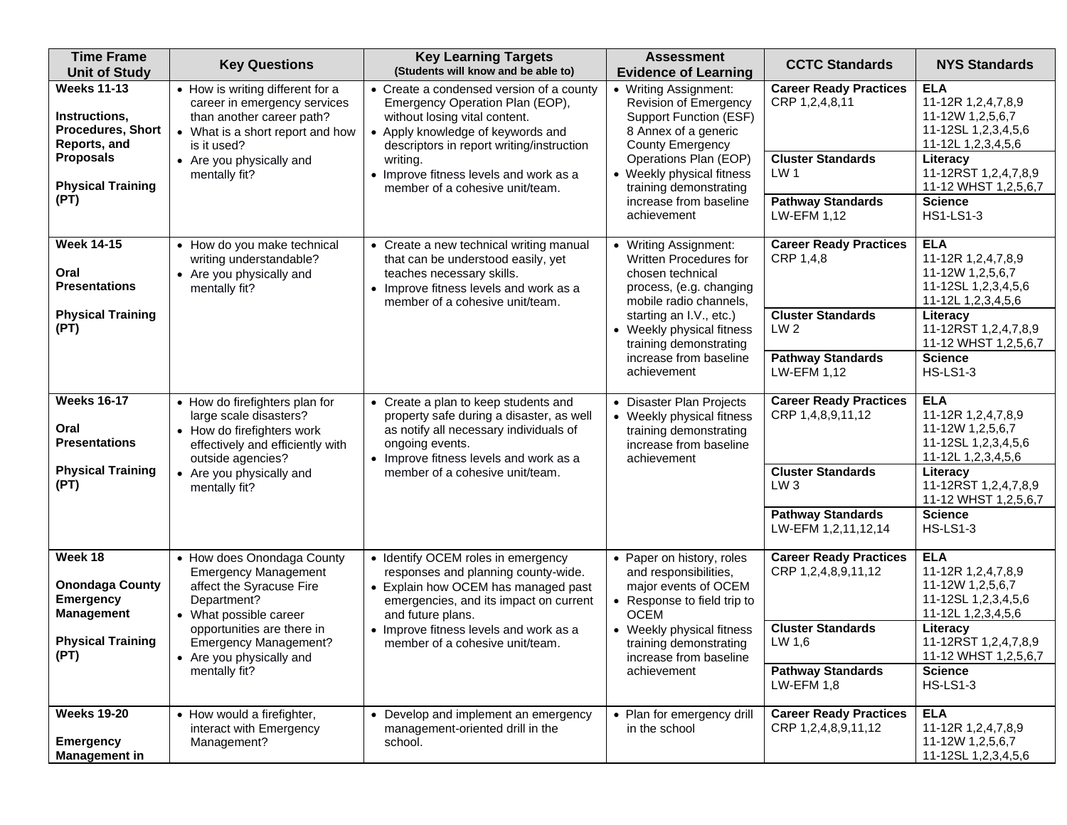| Time Frame Unit of Study | Key Questions | Key Learning Targets (Students will know and be able to) | Assessment Evidence of Learning | CCTC Standards | NYS Standards |
|---|---|---|---|---|---|
| **Weeks 11-13**<br><br>**Instructions, Procedures, Short Reports, and Proposals**<br><br>**Physical Training (PT)** | • How is writing different for a career in emergency services than another career path?<br>• What is a short report and how is it used?<br>• Are you physically and mentally fit? | • Create a condensed version of a county Emergency Operation Plan (EOP), without losing vital content.<br>• Apply knowledge of keywords and descriptors in report writing/instruction writing.<br>• Improve fitness levels and work as a member of a cohesive unit/team. | • Writing Assignment: Revision of Emergency Support Function (ESF) 8 Annex of a generic County Emergency Operations Plan (EOP)<br>• Weekly physical fitness training demonstrating increase from baseline achievement | **Career Ready Practices**<br>CRP 1,2,4,8,11<br><br>**Cluster Standards**<br>LW 1<br><br>**Pathway Standards**<br>LW-EFM 1,12 | **ELA**<br>11-12R 1,2,4,7,8,9<br>11-12W 1,2,5,6,7<br>11-12SL 1,2,3,4,5,6<br>11-12L 1,2,3,4,5,6<br><br>**Literacy**<br>11-12RST 1,2,4,7,8,9<br>11-12 WHST 1,2,5,6,7<br><br>**Science**<br>HS1-LS1-3 |
| **Week 14-15**<br><br>**Oral Presentations**<br><br>**Physical Training (PT)** | • How do you make technical writing understandable?<br>• Are you physically and mentally fit? | • Create a new technical writing manual that can be understood easily, yet teaches necessary skills.<br>• Improve fitness levels and work as a member of a cohesive unit/team. | • Writing Assignment: Written Procedures for chosen technical process, (e.g. changing mobile radio channels, starting an I.V., etc.)<br>• Weekly physical fitness training demonstrating increase from baseline achievement | **Career Ready Practices**<br>CRP 1,4,8<br><br>**Cluster Standards**<br>LW 2<br><br>**Pathway Standards**<br>LW-EFM 1,12 | **ELA**<br>11-12R 1,2,4,7,8,9<br>11-12W 1,2,5,6,7<br>11-12SL 1,2,3,4,5,6<br>11-12L 1,2,3,4,5,6<br><br>**Literacy**<br>11-12RST 1,2,4,7,8,9<br>11-12 WHST 1,2,5,6,7<br><br>**Science**<br>HS-LS1-3 |
| **Weeks 16-17**<br><br>**Oral Presentations**<br><br>**Physical Training (PT)** | • How do firefighters plan for large scale disasters?<br>• How do firefighters work effectively and efficiently with outside agencies?<br>• Are you physically and mentally fit? | • Create a plan to keep students and property safe during a disaster, as well as notify all necessary individuals of ongoing events.<br>• Improve fitness levels and work as a member of a cohesive unit/team. | • Disaster Plan Projects<br>• Weekly physical fitness training demonstrating increase from baseline achievement | **Career Ready Practices**<br>CRP 1,4,8,9,11,12<br><br>**Cluster Standards**<br>LW 3<br><br>**Pathway Standards**<br>LW-EFM 1,2,11,12,14 | **ELA**<br>11-12R 1,2,4,7,8,9<br>11-12W 1,2,5,6,7<br>11-12SL 1,2,3,4,5,6<br>11-12L 1,2,3,4,5,6<br><br>**Literacy**<br>11-12RST 1,2,4,7,8,9<br>11-12 WHST 1,2,5,6,7<br><br>**Science**<br>HS-LS1-3 |
| **Week 18**<br><br>**Onondaga County Emergency Management**<br><br>**Physical Training (PT)** | • How does Onondaga County Emergency Management affect the Syracuse Fire Department?<br>• What possible career opportunities are there in Emergency Management?<br>• Are you physically and mentally fit? | • Identify OCEM roles in emergency responses and planning county-wide.<br>• Explain how OCEM has managed past emergencies, and its impact on current and future plans.<br>• Improve fitness levels and work as a member of a cohesive unit/team. | • Paper on history, roles and responsibilities, major events of OCEM<br>• Response to field trip to OCEM<br>• Weekly physical fitness training demonstrating increase from baseline achievement | **Career Ready Practices**<br>CRP 1,2,4,8,9,11,12<br><br>**Cluster Standards**<br>LW 1,6<br><br>**Pathway Standards**<br>LW-EFM 1,8 | **ELA**<br>11-12R 1,2,4,7,8,9<br>11-12W 1,2,5,6,7<br>11-12SL 1,2,3,4,5,6<br>11-12L 1,2,3,4,5,6<br><br>**Literacy**<br>11-12RST 1,2,4,7,8,9<br>11-12 WHST 1,2,5,6,7<br><br>**Science**<br>HS-LS1-3 |
| **Weeks 19-20**<br><br>**Emergency Management in** | • How would a firefighter, interact with Emergency Management? | • Develop and implement an emergency management-oriented drill in the school. | • Plan for emergency drill in the school | **Career Ready Practices**<br>CRP 1,2,4,8,9,11,12 | **ELA**<br>11-12R 1,2,4,7,8,9<br>11-12W 1,2,5,6,7<br>11-12SL 1,2,3,4,5,6 |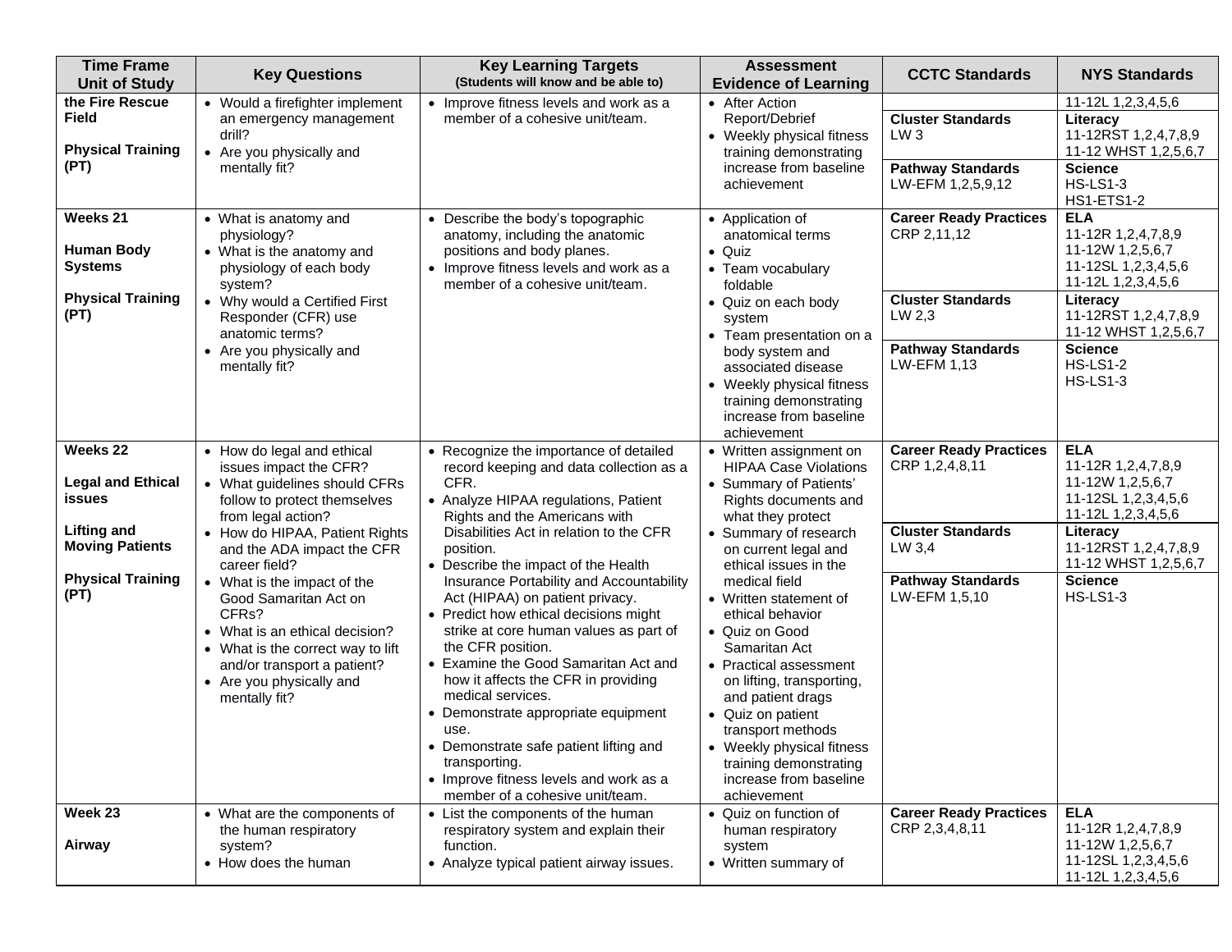| Time Frame Unit of Study | Key Questions | Key Learning Targets (Students will know and be able to) | Assessment Evidence of Learning | CCTC Standards | NYS Standards |
|---|---|---|---|---|---|
| **the Fire Rescue Field**<br><br>**Physical Training (PT)** | • Would a firefighter implement an emergency management drill?<br>• Are you physically and mentally fit? | • Improve fitness levels and work as a member of a cohesive unit/team. | • After Action Report/Debrief<br>• Weekly physical fitness training demonstrating increase from baseline achievement | <br><br>**Cluster Standards**<br>LW 3<br><br>**Pathway Standards**<br>LW-EFM 1,2,5,9,12 | 11-12L 1,2,3,4,5,6<br><br>**Literacy**<br>11-12RST 1,2,4,7,8,9<br>11-12 WHST 1,2,5,6,7<br><br>**Science**<br>HS-LS1-3<br>HS1-ETS1-2 |
| **Weeks 21**<br><br>**Human Body Systems**<br><br>**Physical Training (PT)** | • What is anatomy and physiology?<br>• What is the anatomy and physiology of each body system?<br>• Why would a Certified First Responder (CFR) use anatomic terms?<br>• Are you physically and mentally fit? | • Describe the body's topographic anatomy, including the anatomic positions and body planes.<br>• Improve fitness levels and work as a member of a cohesive unit/team. | • Application of anatomical terms<br>• Quiz<br>• Team vocabulary foldable<br>• Quiz on each body system<br>• Team presentation on a body system and associated disease<br>• Weekly physical fitness training demonstrating increase from baseline achievement | **Career Ready Practices**<br>CRP 2,11,12<br><br>**Cluster Standards**<br>LW 2,3<br><br>**Pathway Standards**<br>LW-EFM 1,13 | **ELA**<br>11-12R 1,2,4,7,8,9<br>11-12W 1,2,5,6,7<br>11-12SL 1,2,3,4,5,6<br>11-12L 1,2,3,4,5,6<br><br>**Literacy**<br>11-12RST 1,2,4,7,8,9<br>11-12 WHST 1,2,5,6,7<br><br>**Science**<br>HS-LS1-2<br>HS-LS1-3 |
| **Weeks 22**<br><br>**Legal and Ethical issues**<br><br>**Lifting and Moving Patients**<br><br>**Physical Training (PT)** | • How do legal and ethical issues impact the CFR?<br>• What guidelines should CFRs follow to protect themselves from legal action?<br>• How do HIPAA, Patient Rights and the ADA impact the CFR career field?<br>• What is the impact of the Good Samaritan Act on CFRs?<br>• What is an ethical decision?<br>• What is the correct way to lift and/or transport a patient?<br>• Are you physically and mentally fit? | • Recognize the importance of detailed record keeping and data collection as a CFR.<br>• Analyze HIPAA regulations, Patient Rights and the Americans with Disabilities Act in relation to the CFR position.<br>• Describe the impact of the Health Insurance Portability and Accountability Act (HIPAA) on patient privacy.<br>• Predict how ethical decisions might strike at core human values as part of the CFR position.<br>• Examine the Good Samaritan Act and how it affects the CFR in providing medical services.<br>• Demonstrate appropriate equipment use.<br>• Demonstrate safe patient lifting and transporting.<br>• Improve fitness levels and work as a member of a cohesive unit/team. | • Written assignment on HIPAA Case Violations<br>• Summary of Patients' Rights documents and what they protect<br>• Summary of research on current legal and ethical issues in the medical field<br>• Written statement of ethical behavior<br>• Quiz on Good Samaritan Act<br>• Practical assessment on lifting, transporting, and patient drags<br>• Quiz on patient transport methods<br>• Weekly physical fitness training demonstrating increase from baseline achievement | **Career Ready Practices**<br>CRP 1,2,4,8,11<br><br>**Cluster Standards**<br>LW 3,4<br><br>**Pathway Standards**<br>LW-EFM 1,5,10 | **ELA**<br>11-12R 1,2,4,7,8,9<br>11-12W 1,2,5,6,7<br>11-12SL 1,2,3,4,5,6<br>11-12L 1,2,3,4,5,6<br><br>**Literacy**<br>11-12RST 1,2,4,7,8,9<br>11-12 WHST 1,2,5,6,7<br><br>**Science**<br>HS-LS1-3 |
| **Week 23**<br><br>**Airway** | • What are the components of the human respiratory system?<br>• How does the human | • List the components of the human respiratory system and explain their function.<br>• Analyze typical patient airway issues. | • Quiz on function of human respiratory system<br>• Written summary of | **Career Ready Practices**<br>CRP 2,3,4,8,11 | **ELA**<br>11-12R 1,2,4,7,8,9<br>11-12W 1,2,5,6,7<br>11-12SL 1,2,3,4,5,6<br>11-12L 1,2,3,4,5,6 |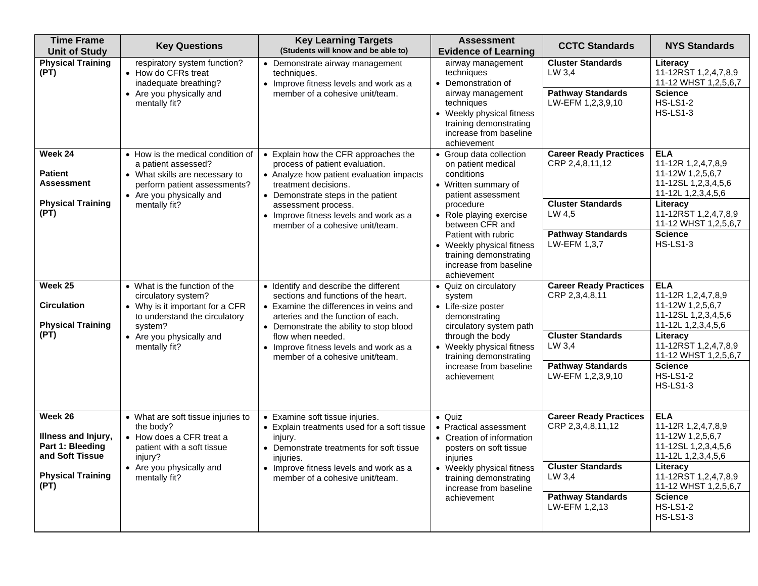| Time Frame Unit of Study | Key Questions | Key Learning Targets (Students will know and be able to) | Assessment Evidence of Learning | CCTC Standards | NYS Standards |
|---|---|---|---|---|---|
| **Physical Training (PT)** | respiratory system function?<br>• How do CFRs treat inadequate breathing?<br>• Are you physically and mentally fit? | • Demonstrate airway management techniques.<br>• Improve fitness levels and work as a member of a cohesive unit/team. | airway management techniques<br>• Demonstration of airway management techniques<br>• Weekly physical fitness training demonstrating increase from baseline achievement | **Cluster Standards**<br>LW 3,4<br><br>**Pathway Standards**<br>LW-EFM 1,2,3,9,10 | **Literacy**<br>11-12RST 1,2,4,7,8,9<br>11-12 WHST 1,2,5,6,7<br><br>**Science**<br>HS-LS1-2<br>HS-LS1-3 |
| **Week 24**<br><br>**Patient Assessment**<br><br>**Physical Training (PT)** | • How is the medical condition of a patient assessed?<br>• What skills are necessary to perform patient assessments?<br>• Are you physically and mentally fit? | • Explain how the CFR approaches the process of patient evaluation.<br>• Analyze how patient evaluation impacts treatment decisions.<br>• Demonstrate steps in the patient assessment process.<br>• Improve fitness levels and work as a member of a cohesive unit/team. | • Group data collection on patient medical conditions<br>• Written summary of patient assessment procedure<br>• Role playing exercise between CFR and Patient with rubric<br>• Weekly physical fitness training demonstrating increase from baseline achievement | **Career Ready Practices**<br>CRP 2,4,8,11,12<br><br>**Cluster Standards**<br>LW 4,5<br><br>**Pathway Standards**<br>LW-EFM 1,3,7 | **ELA**<br>11-12R 1,2,4,7,8,9<br>11-12W 1,2,5,6,7<br>11-12SL 1,2,3,4,5,6<br>11-12L 1,2,3,4,5,6<br><br>**Literacy**<br>11-12RST 1,2,4,7,8,9<br>11-12 WHST 1,2,5,6,7<br><br>**Science**<br>HS-LS1-3 |
| **Week 25**<br><br>**Circulation**<br><br>**Physical Training (PT)** | • What is the function of the circulatory system?<br>• Why is it important for a CFR to understand the circulatory system?<br>• Are you physically and mentally fit? | • Identify and describe the different sections and functions of the heart.<br>• Examine the differences in veins and arteries and the function of each.<br>• Demonstrate the ability to stop blood flow when needed.<br>• Improve fitness levels and work as a member of a cohesive unit/team. | • Quiz on circulatory system<br>• Life-size poster demonstrating circulatory system path through the body<br>• Weekly physical fitness training demonstrating increase from baseline achievement | **Career Ready Practices**<br>CRP 2,3,4,8,11<br><br>**Cluster Standards**<br>LW 3,4<br><br>**Pathway Standards**<br>LW-EFM 1,2,3,9,10 | **ELA**<br>11-12R 1,2,4,7,8,9<br>11-12W 1,2,5,6,7<br>11-12SL 1,2,3,4,5,6<br>11-12L 1,2,3,4,5,6<br><br>**Literacy**<br>11-12RST 1,2,4,7,8,9<br>11-12 WHST 1,2,5,6,7<br><br>**Science**<br>HS-LS1-2<br>HS-LS1-3 |
| **Week 26**<br><br>**Illness and Injury, Part 1: Bleeding and Soft Tissue**<br><br>**Physical Training (PT)** | • What are soft tissue injuries to the body?<br>• How does a CFR treat a patient with a soft tissue injury?<br>• Are you physically and mentally fit? | • Examine soft tissue injuries.<br>• Explain treatments used for a soft tissue injury.<br>• Demonstrate treatments for soft tissue injuries.<br>• Improve fitness levels and work as a member of a cohesive unit/team. | • Quiz<br>• Practical assessment<br>• Creation of information posters on soft tissue injuries<br>• Weekly physical fitness training demonstrating increase from baseline achievement | **Career Ready Practices**<br>CRP 2,3,4,8,11,12<br><br>**Cluster Standards**<br>LW 3,4<br><br>**Pathway Standards**<br>LW-EFM 1,2,13 | **ELA**<br>11-12R 1,2,4,7,8,9<br>11-12W 1,2,5,6,7<br>11-12SL 1,2,3,4,5,6<br>11-12L 1,2,3,4,5,6<br><br>**Literacy**<br>11-12RST 1,2,4,7,8,9<br>11-12 WHST 1,2,5,6,7<br><br>**Science**<br>HS-LS1-2<br>HS-LS1-3 |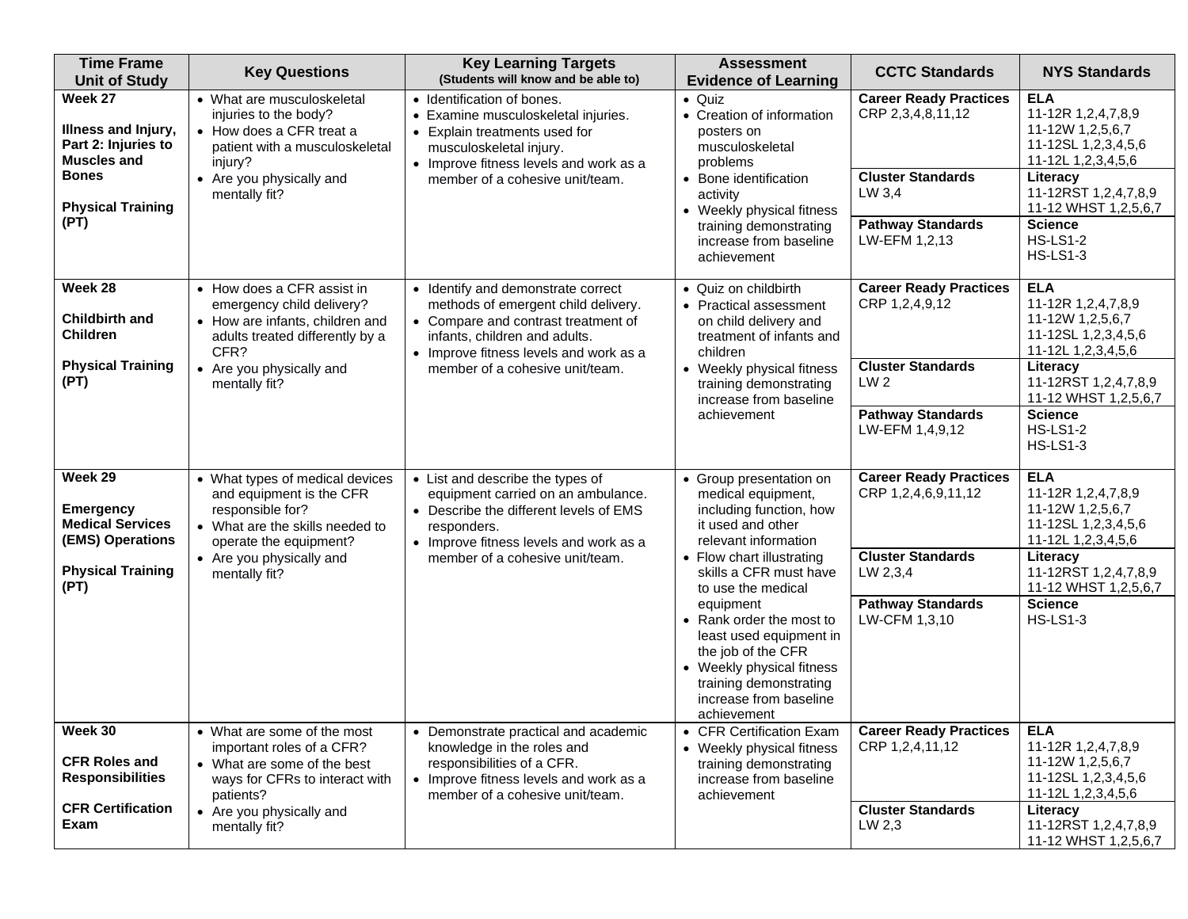| Time Frame Unit of Study | Key Questions | Key Learning Targets (Students will know and be able to) | Assessment Evidence of Learning | CCTC Standards | NYS Standards |
|---|---|---|---|---|---|
| **Week 27**<br><br>**Illness and Injury, Part 2: Injuries to Muscles and Bones**<br><br>**Physical Training (PT)** | • What are musculoskeletal injuries to the body?<br>• How does a CFR treat a patient with a musculoskeletal injury?<br>• Are you physically and mentally fit? | • Identification of bones.<br>• Examine musculoskeletal injuries.<br>• Explain treatments used for musculoskeletal injury.<br>• Improve fitness levels and work as a member of a cohesive unit/team. | • Quiz<br>• Creation of information posters on musculoskeletal problems<br>• Bone identification activity<br>• Weekly physical fitness training demonstrating increase from baseline achievement | **Career Ready Practices**<br>CRP 2,3,4,8,11,12<br><br>**Cluster Standards**<br>LW 3,4<br><br>**Pathway Standards**<br>LW-EFM 1,2,13 | **ELA**<br>11-12R 1,2,4,7,8,9<br>11-12W 1,2,5,6,7<br>11-12SL 1,2,3,4,5,6<br>11-12L 1,2,3,4,5,6<br><br>**Literacy**<br>11-12RST 1,2,4,7,8,9<br>11-12 WHST 1,2,5,6,7<br><br>**Science**<br>HS-LS1-2<br>HS-LS1-3 |
| **Week 28**<br><br>**Childbirth and Children**<br><br>**Physical Training (PT)** | • How does a CFR assist in emergency child delivery?<br>• How are infants, children and adults treated differently by a CFR?<br>• Are you physically and mentally fit? | • Identify and demonstrate correct methods of emergent child delivery.<br>• Compare and contrast treatment of infants, children and adults.<br>• Improve fitness levels and work as a member of a cohesive unit/team. | • Quiz on childbirth<br>• Practical assessment on child delivery and treatment of infants and children<br>• Weekly physical fitness training demonstrating increase from baseline achievement | **Career Ready Practices**<br>CRP 1,2,4,9,12<br><br>**Cluster Standards**<br>LW 2<br><br>**Pathway Standards**<br>LW-EFM 1,4,9,12 | **ELA**<br>11-12R 1,2,4,7,8,9<br>11-12W 1,2,5,6,7<br>11-12SL 1,2,3,4,5,6<br>11-12L 1,2,3,4,5,6<br><br>**Literacy**<br>11-12RST 1,2,4,7,8,9<br>11-12 WHST 1,2,5,6,7<br><br>**Science**<br>HS-LS1-2<br>HS-LS1-3 |
| **Week 29**<br><br>**Emergency Medical Services (EMS) Operations**<br><br>**Physical Training (PT)** | • What types of medical devices and equipment is the CFR responsible for?<br>• What are the skills needed to operate the equipment?<br>• Are you physically and mentally fit? | • List and describe the types of equipment carried on an ambulance.<br>• Describe the different levels of EMS responders.<br>• Improve fitness levels and work as a member of a cohesive unit/team. | • Group presentation on medical equipment, including function, how it used and other relevant information<br>• Flow chart illustrating skills a CFR must have to use the medical equipment<br>• Rank order the most to least used equipment in the job of the CFR<br>• Weekly physical fitness training demonstrating increase from baseline achievement | **Career Ready Practices**<br>CRP 1,2,4,6,9,11,12<br><br>**Cluster Standards**<br>LW 2,3,4<br><br>**Pathway Standards**<br>LW-CFM 1,3,10 | **ELA**<br>11-12R 1,2,4,7,8,9<br>11-12W 1,2,5,6,7<br>11-12SL 1,2,3,4,5,6<br>11-12L 1,2,3,4,5,6<br><br>**Literacy**<br>11-12RST 1,2,4,7,8,9<br>11-12 WHST 1,2,5,6,7<br><br>**Science**<br>HS-LS1-3 |
| **Week 30**<br><br>**CFR Roles and Responsibilities**<br><br>**CFR Certification Exam** | • What are some of the most important roles of a CFR?<br>• What are some of the best ways for CFRs to interact with patients?<br>• Are you physically and mentally fit? | • Demonstrate practical and academic knowledge in the roles and responsibilities of a CFR.<br>• Improve fitness levels and work as a member of a cohesive unit/team. | • CFR Certification Exam<br>• Weekly physical fitness training demonstrating increase from baseline achievement | **Career Ready Practices**<br>CRP 1,2,4,11,12<br><br>**Cluster Standards**<br>LW 2,3 | **ELA**<br>11-12R 1,2,4,7,8,9<br>11-12W 1,2,5,6,7<br>11-12SL 1,2,3,4,5,6<br>11-12L 1,2,3,4,5,6<br><br>**Literacy**<br>11-12RST 1,2,4,7,8,9<br>11-12 WHST 1,2,5,6,7 |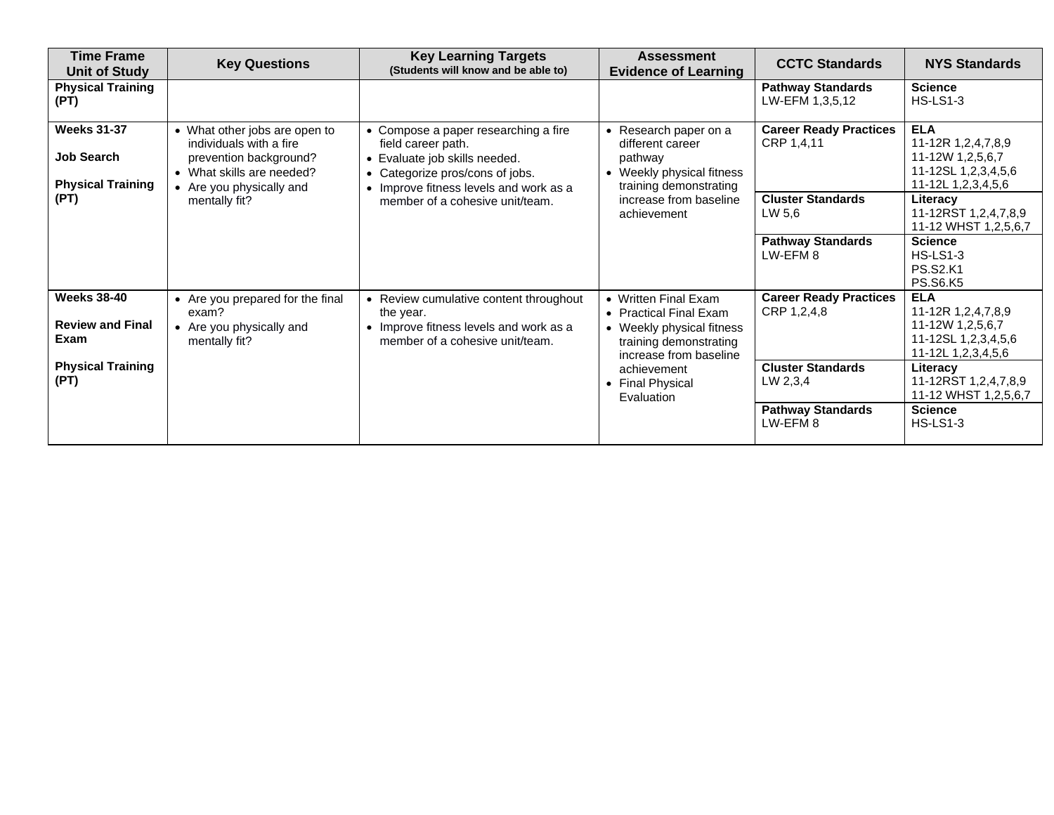| Time Frame Unit of Study | Key Questions | Key Learning Targets (Students will know and be able to) | Assessment Evidence of Learning | CCTC Standards | NYS Standards |
|---|---|---|---|---|---|
| **Physical Training (PT)** | | | | **Pathway Standards** LW-EFM 1,3,5,12 | **Science** HS-LS1-3 |
| **Weeks 31-37**<br><br>**Job Search**<br><br>**Physical Training (PT)** | • What other jobs are open to individuals with a fire prevention background?<br>• What skills are needed?<br>• Are you physically and mentally fit? | • Compose a paper researching a fire field career path.<br>• Evaluate job skills needed.<br>• Categorize pros/cons of jobs.<br>• Improve fitness levels and work as a member of a cohesive unit/team. | • Research paper on a different career pathway<br>• Weekly physical fitness training demonstrating increase from baseline achievement | **Career Ready Practices** CRP 1,4,11 | **ELA** 11-12R 1,2,4,7,8,9<br>11-12W 1,2,5,6,7<br>11-12SL 1,2,3,4,5,6<br>11-12L 1,2,3,4,5,6 |
| | | | | **Cluster Standards** LW 5,6 | **Literacy** 11-12RST 1,2,4,7,8,9<br>11-12 WHST 1,2,5,6,7 |
| | | | | **Pathway Standards** LW-EFM 8 | **Science** HS-LS1-3<br>PS.S2.K1<br>PS.S6.K5 |
| **Weeks 38-40**<br><br>**Review and Final Exam**<br><br>**Physical Training (PT)** | • Are you prepared for the final exam?<br>• Are you physically and mentally fit? | • Review cumulative content throughout the year.<br>• Improve fitness levels and work as a member of a cohesive unit/team. | • Written Final Exam<br>• Practical Final Exam<br>• Weekly physical fitness training demonstrating increase from baseline achievement<br>• Final Physical Evaluation | **Career Ready Practices** CRP 1,2,4,8 | **ELA** 11-12R 1,2,4,7,8,9<br>11-12W 1,2,5,6,7<br>11-12SL 1,2,3,4,5,6<br>11-12L 1,2,3,4,5,6 |
| | | | | **Cluster Standards** LW 2,3,4 | **Literacy** 11-12RST 1,2,4,7,8,9<br>11-12 WHST 1,2,5,6,7 |
| | | | | **Pathway Standards** LW-EFM 8 | **Science** HS-LS1-3 |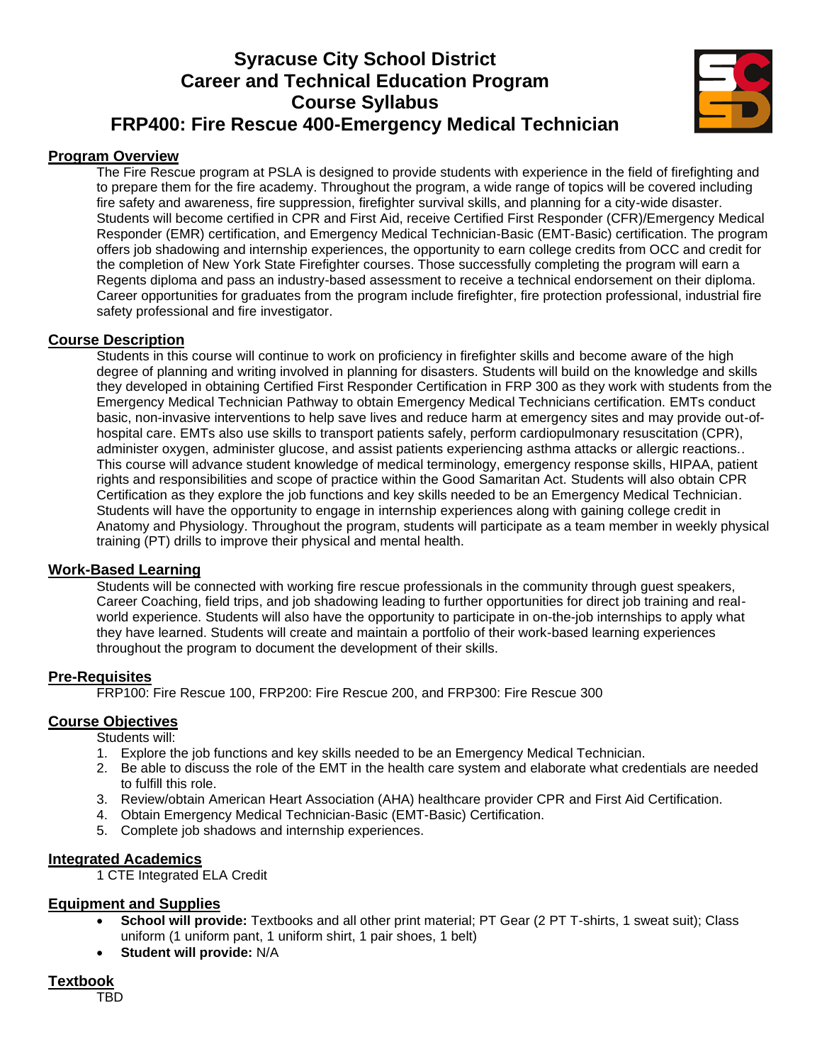# Syracuse City School District
# Career and Technical Education Program
# Course Syllabus
# FRP400: Fire Rescue 400-Emergency Medical Technician

## Program Overview

The Fire Rescue program at PSLA is designed to provide students with experience in the field of firefighting and to prepare them for the fire academy. Throughout the program, a wide range of topics will be covered including fire safety and awareness, fire suppression, firefighter survival skills, and planning for a city-wide disaster. Students will become certified in CPR and First Aid, receive Certified First Responder (CFR)/Emergency Medical Responder (EMR) certification, and Emergency Medical Technician-Basic (EMT-Basic) certification. The program offers job shadowing and internship experiences, the opportunity to earn college credits from OCC and credit for the completion of New York State Firefighter courses. Those successfully completing the program will earn a Regents diploma and pass an industry-based assessment to receive a technical endorsement on their diploma. Career opportunities for graduates from the program include firefighter, fire protection professional, industrial fire safety professional and fire investigator.

## Course Description

Students in this course will continue to work on proficiency in firefighter skills and become aware of the high degree of planning and writing involved in planning for disasters. Students will build on the knowledge and skills they developed in obtaining Certified First Responder Certification in FRP 300 as they work with students from the Emergency Medical Technician Pathway to obtain Emergency Medical Technicians certification. EMTs conduct basic, non-invasive interventions to help save lives and reduce harm at emergency sites and may provide out-of-hospital care. EMTs also use skills to transport patients safely, perform cardiopulmonary resuscitation (CPR), administer oxygen, administer glucose, and assist patients experiencing asthma attacks or allergic reactions.. This course will advance student knowledge of medical terminology, emergency response skills, HIPAA, patient rights and responsibilities and scope of practice within the Good Samaritan Act. Students will also obtain CPR Certification as they explore the job functions and key skills needed to be an Emergency Medical Technician. Students will have the opportunity to engage in internship experiences along with gaining college credit in Anatomy and Physiology. Throughout the program, students will participate as a team member in weekly physical training (PT) drills to improve their physical and mental health.

## Work-Based Learning

Students will be connected with working fire rescue professionals in the community through guest speakers, Career Coaching, field trips, and job shadowing leading to further opportunities for direct job training and real-world experience. Students will also have the opportunity to participate in on-the-job internships to apply what they have learned. Students will create and maintain a portfolio of their work-based learning experiences throughout the program to document the development of their skills.

## Pre-Requisites

FRP100: Fire Rescue 100, FRP200: Fire Rescue 200, and FRP300: Fire Rescue 300

## Course Objectives

Students will:

1. Explore the job functions and key skills needed to be an Emergency Medical Technician.
2. Be able to discuss the role of the EMT in the health care system and elaborate what credentials are needed to fulfill this role.
3. Review/obtain American Heart Association (AHA) healthcare provider CPR and First Aid Certification.
4. Obtain Emergency Medical Technician-Basic (EMT-Basic) Certification.
5. Complete job shadows and internship experiences.

## Integrated Academics

1 CTE Integrated ELA Credit

## Equipment and Supplies

- **School will provide:** Textbooks and all other print material; PT Gear (2 PT T-shirts, 1 sweat suit); Class uniform (1 uniform pant, 1 uniform shirt, 1 pair shoes, 1 belt)
- **Student will provide:** N/A

## Textbook

TBD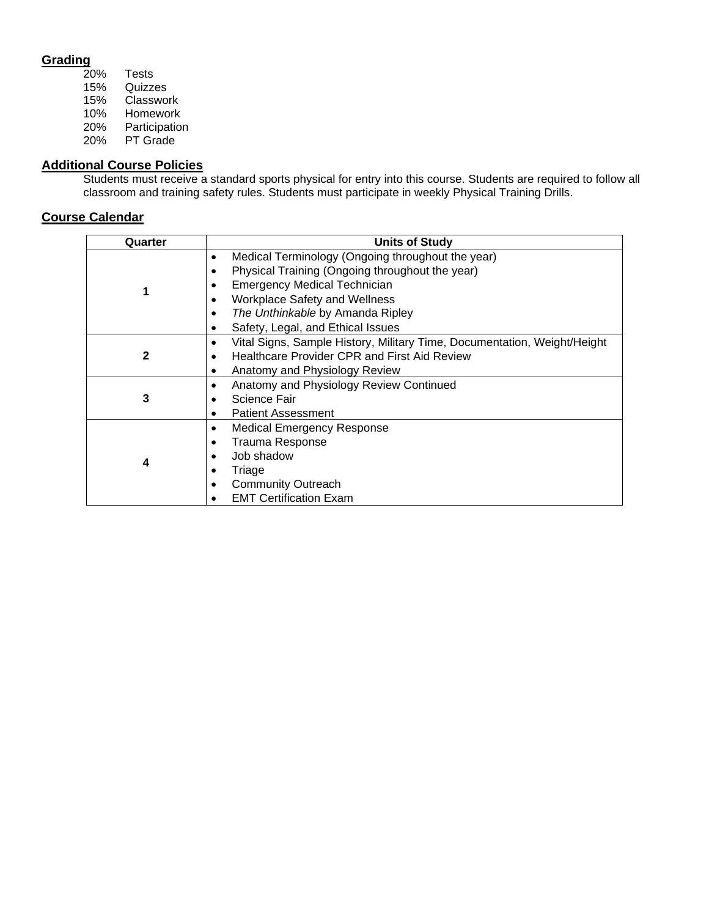## Grading

- 20% Tests
- 15% Quizzes
- 15% Classwork
- 10% Homework
- 20% Participation
- 20% PT Grade

## Additional Course Policies

Students must receive a standard sports physical for entry into this course. Students are required to follow all classroom and training safety rules. Students must participate in weekly Physical Training Drills.

## Course Calendar

| Quarter | Units of Study |
|---|---|
| 1 | • Medical Terminology (Ongoing throughout the year)<br>• Physical Training (Ongoing throughout the year)<br>• Emergency Medical Technician<br>• Workplace Safety and Wellness<br>• *The Unthinkable* by Amanda Ripley<br>• Safety, Legal, and Ethical Issues |
| 2 | • Vital Signs, Sample History, Military Time, Documentation, Weight/Height<br>• Healthcare Provider CPR and First Aid Review<br>• Anatomy and Physiology Review |
| 3 | • Anatomy and Physiology Review Continued<br>• Science Fair<br>• Patient Assessment |
| 4 | • Medical Emergency Response<br>• Trauma Response<br>• Job shadow<br>• Triage<br>• Community Outreach<br>• EMT Certification Exam |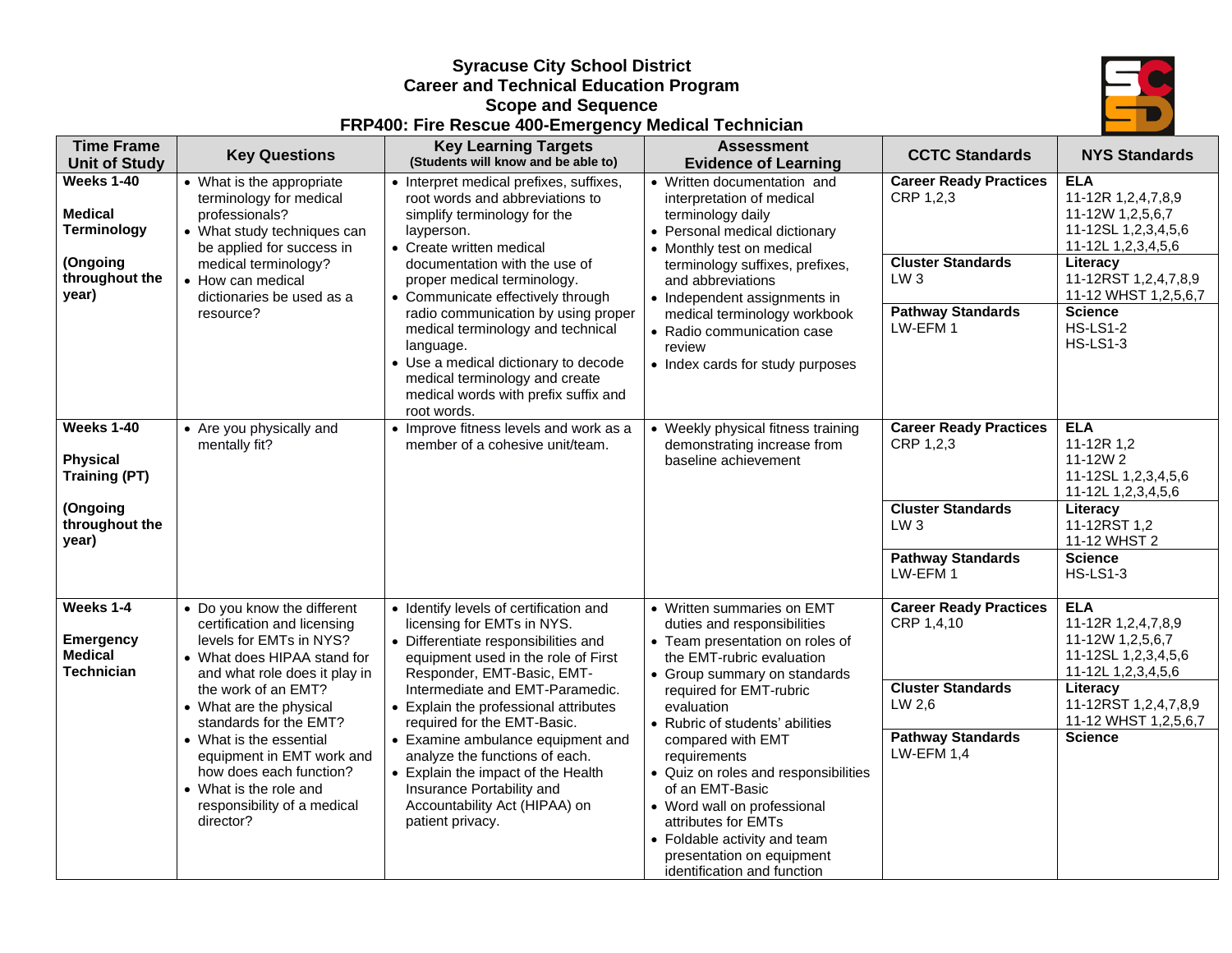# Syracuse City School District
## Career and Technical Education Program
## Scope and Sequence
## FRP400: Fire Rescue 400-Emergency Medical Technician

| Time Frame Unit of Study | Key Questions | Key Learning Targets (Students will know and be able to) | Assessment Evidence of Learning | CCTC Standards | NYS Standards |
|---|---|---|---|---|---|
| **Weeks 1-40**<br><br>**Medical Terminology**<br><br>**(Ongoing throughout the year)** | • What is the appropriate terminology for medical professionals?<br>• What study techniques can be applied for success in medical terminology?<br>• How can medical dictionaries be used as a resource? | • Interpret medical prefixes, suffixes, root words and abbreviations to simplify terminology for the layperson.<br>• Create written medical documentation with the use of proper medical terminology.<br>• Communicate effectively through radio communication by using proper medical terminology and technical language.<br>• Use a medical dictionary to decode medical terminology and create medical words with prefix suffix and root words. | • Written documentation and interpretation of medical terminology daily<br>• Personal medical dictionary<br>• Monthly test on medical terminology suffixes, prefixes, and abbreviations<br>• Independent assignments in medical terminology workbook<br>• Radio communication case review<br>• Index cards for study purposes | **Career Ready Practices**<br>CRP 1,2,3<br><br>**Cluster Standards**<br>LW 3<br><br>**Pathway Standards**<br>LW-EFM 1 | **ELA**<br>11-12R 1,2,4,7,8,9<br>11-12W 1,2,5,6,7<br>11-12SL 1,2,3,4,5,6<br>11-12L 1,2,3,4,5,6<br>**Literacy**<br>11-12RST 1,2,4,7,8,9<br>11-12 WHST 1,2,5,6,7<br>**Science**<br>HS-LS1-2<br>HS-LS1-3 |
| **Weeks 1-40**<br><br>**Physical Training (PT)**<br><br>**(Ongoing throughout the year)** | • Are you physically and mentally fit? | • Improve fitness levels and work as a member of a cohesive unit/team. | • Weekly physical fitness training demonstrating increase from baseline achievement | **Career Ready Practices**<br>CRP 1,2,3<br><br>**Cluster Standards**<br>LW 3<br><br>**Pathway Standards**<br>LW-EFM 1 | **ELA**<br>11-12R 1,2<br>11-12W 2<br>11-12SL 1,2,3,4,5,6<br>11-12L 1,2,3,4,5,6<br>**Literacy**<br>11-12RST 1,2<br>11-12 WHST 2<br>**Science**<br>HS-LS1-3 |
| **Weeks 1-4**<br><br>**Emergency Medical Technician** | • Do you know the different certification and licensing levels for EMTs in NYS?<br>• What does HIPAA stand for and what role does it play in the work of an EMT?<br>• What are the physical standards for the EMT?<br>• What is the essential equipment in EMT work and how does each function?<br>• What is the role and responsibility of a medical director? | • Identify levels of certification and licensing for EMTs in NYS.<br>• Differentiate responsibilities and equipment used in the role of First Responder, EMT-Basic, EMT-Intermediate and EMT-Paramedic.<br>• Explain the professional attributes required for the EMT-Basic.<br>• Examine ambulance equipment and analyze the functions of each.<br>• Explain the impact of the Health Insurance Portability and Accountability Act (HIPAA) on patient privacy. | • Written summaries on EMT duties and responsibilities<br>• Team presentation on roles of the EMT-rubric evaluation<br>• Group summary on standards required for EMT-rubric evaluation<br>• Rubric of students' abilities compared with EMT requirements<br>• Quiz on roles and responsibilities of an EMT-Basic<br>• Word wall on professional attributes for EMTs<br>• Foldable activity and team presentation on equipment identification and function | **Career Ready Practices**<br>CRP 1,4,10<br><br>**Cluster Standards**<br>LW 2,6<br><br>**Pathway Standards**<br>LW-EFM 1,4 | **ELA**<br>11-12R 1,2,4,7,8,9<br>11-12W 1,2,5,6,7<br>11-12SL 1,2,3,4,5,6<br>11-12L 1,2,3,4,5,6<br>**Literacy**<br>11-12RST 1,2,4,7,8,9<br>11-12 WHST 1,2,5,6,7<br>**Science** |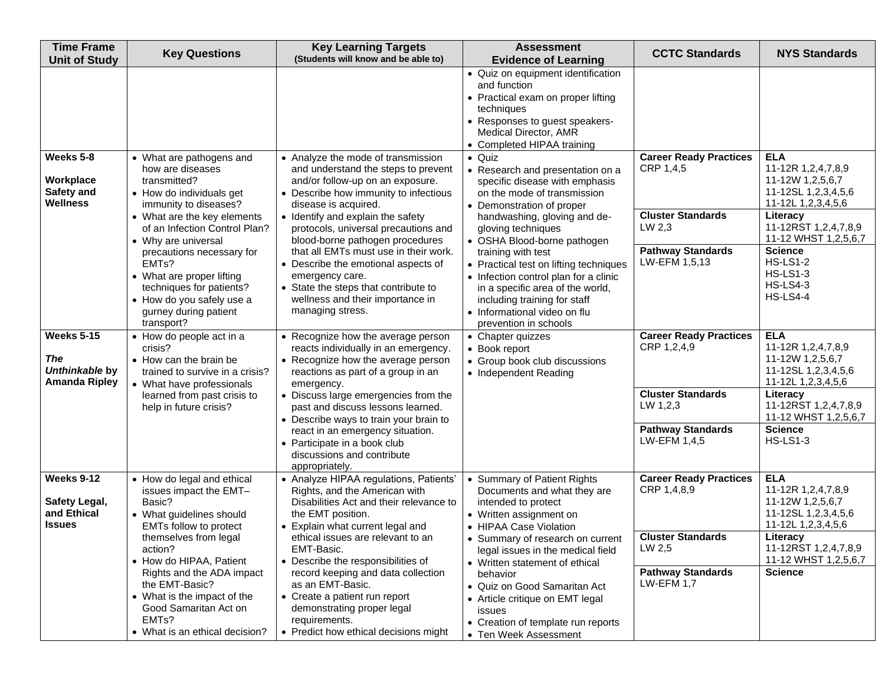| Time Frame Unit of Study | Key Questions | Key Learning Targets (Students will know and be able to) | Assessment Evidence of Learning | CCTC Standards | NYS Standards |
|---|---|---|---|---|---|
| | | | • Quiz on equipment identification and function<br>• Practical exam on proper lifting techniques<br>• Responses to guest speakers- Medical Director, AMR<br>• Completed HIPAA training | | |
| **Weeks 5-8**<br><br>**Workplace Safety and Wellness** | • What are pathogens and how are diseases transmitted?<br>• How do individuals get immunity to diseases?<br>• What are the key elements of an Infection Control Plan?<br>• Why are universal precautions necessary for EMTs?<br>• What are proper lifting techniques for patients?<br>• How do you safely use a gurney during patient transport? | • Analyze the mode of transmission and understand the steps to prevent and/or follow-up on an exposure.<br>• Describe how immunity to infectious disease is acquired.<br>• Identify and explain the safety protocols, universal precautions and blood-borne pathogen procedures that all EMTs must use in their work.<br>• Describe the emotional aspects of emergency care.<br>• State the steps that contribute to wellness and their importance in managing stress. | • Quiz<br>• Research and presentation on a specific disease with emphasis on the mode of transmission<br>• Demonstration of proper handwashing, gloving and de-gloving techniques<br>• OSHA Blood-borne pathogen training with test<br>• Practical test on lifting techniques<br>• Infection control plan for a clinic in a specific area of the world, including training for staff<br>• Informational video on flu prevention in schools | **Career Ready Practices**<br>CRP 1,4,5<br><br>**Cluster Standards**<br>LW 2,3<br><br>**Pathway Standards**<br>LW-EFM 1,5,13 | **ELA**<br>11-12R 1,2,4,7,8,9<br>11-12W 1,2,5,6,7<br>11-12SL 1,2,3,4,5,6<br>11-12L 1,2,3,4,5,6<br><br>**Literacy**<br>11-12RST 1,2,4,7,8,9<br>11-12 WHST 1,2,5,6,7<br><br>**Science**<br>HS-LS1-2<br>HS-LS1-3<br>HS-LS4-3<br>HS-LS4-4 |
| **Weeks 5-15**<br><br>***The Unthinkable* by Amanda Ripley** | • How do people act in a crisis?<br>• How can the brain be trained to survive in a crisis?<br>• What have professionals learned from past crisis to help in future crisis? | • Recognize how the average person reacts individually in an emergency.<br>• Recognize how the average person reactions as part of a group in an emergency.<br>• Discuss large emergencies from the past and discuss lessons learned.<br>• Describe ways to train your brain to react in an emergency situation.<br>• Participate in a book club discussions and contribute appropriately. | • Chapter quizzes<br>• Book report<br>• Group book club discussions<br>• Independent Reading | **Career Ready Practices**<br>CRP 1,2,4,9<br><br>**Cluster Standards**<br>LW 1,2,3<br><br>**Pathway Standards**<br>LW-EFM 1,4,5 | **ELA**<br>11-12R 1,2,4,7,8,9<br>11-12W 1,2,5,6,7<br>11-12SL 1,2,3,4,5,6<br>11-12L 1,2,3,4,5,6<br><br>**Literacy**<br>11-12RST 1,2,4,7,8,9<br>11-12 WHST 1,2,5,6,7<br><br>**Science**<br>HS-LS1-3 |
| **Weeks 9-12**<br><br>**Safety Legal, and Ethical Issues** | • How do legal and ethical issues impact the EMT–Basic?<br>• What guidelines should EMTs follow to protect themselves from legal action?<br>• How do HIPAA, Patient Rights and the ADA impact the EMT-Basic?<br>• What is the impact of the Good Samaritan Act on EMTs?<br>• What is an ethical decision? | • Analyze HIPAA regulations, Patients' Rights, and the American with Disabilities Act and their relevance to the EMT position.<br>• Explain what current legal and ethical issues are relevant to an EMT-Basic.<br>• Describe the responsibilities of record keeping and data collection as an EMT-Basic.<br>• Create a patient run report demonstrating proper legal requirements.<br>• Predict how ethical decisions might | • Summary of Patient Rights Documents and what they are intended to protect<br>• Written assignment on<br>• HIPAA Case Violation<br>• Summary of research on current legal issues in the medical field<br>• Written statement of ethical behavior<br>• Quiz on Good Samaritan Act<br>• Article critique on EMT legal issues<br>• Creation of template run reports<br>• Ten Week Assessment | **Career Ready Practices**<br>CRP 1,4,8,9<br><br>**Cluster Standards**<br>LW 2,5<br><br>**Pathway Standards**<br>LW-EFM 1,7 | **ELA**<br>11-12R 1,2,4,7,8,9<br>11-12W 1,2,5,6,7<br>11-12SL 1,2,3,4,5,6<br>11-12L 1,2,3,4,5,6<br><br>**Literacy**<br>11-12RST 1,2,4,7,8,9<br>11-12 WHST 1,2,5,6,7<br><br>**Science** |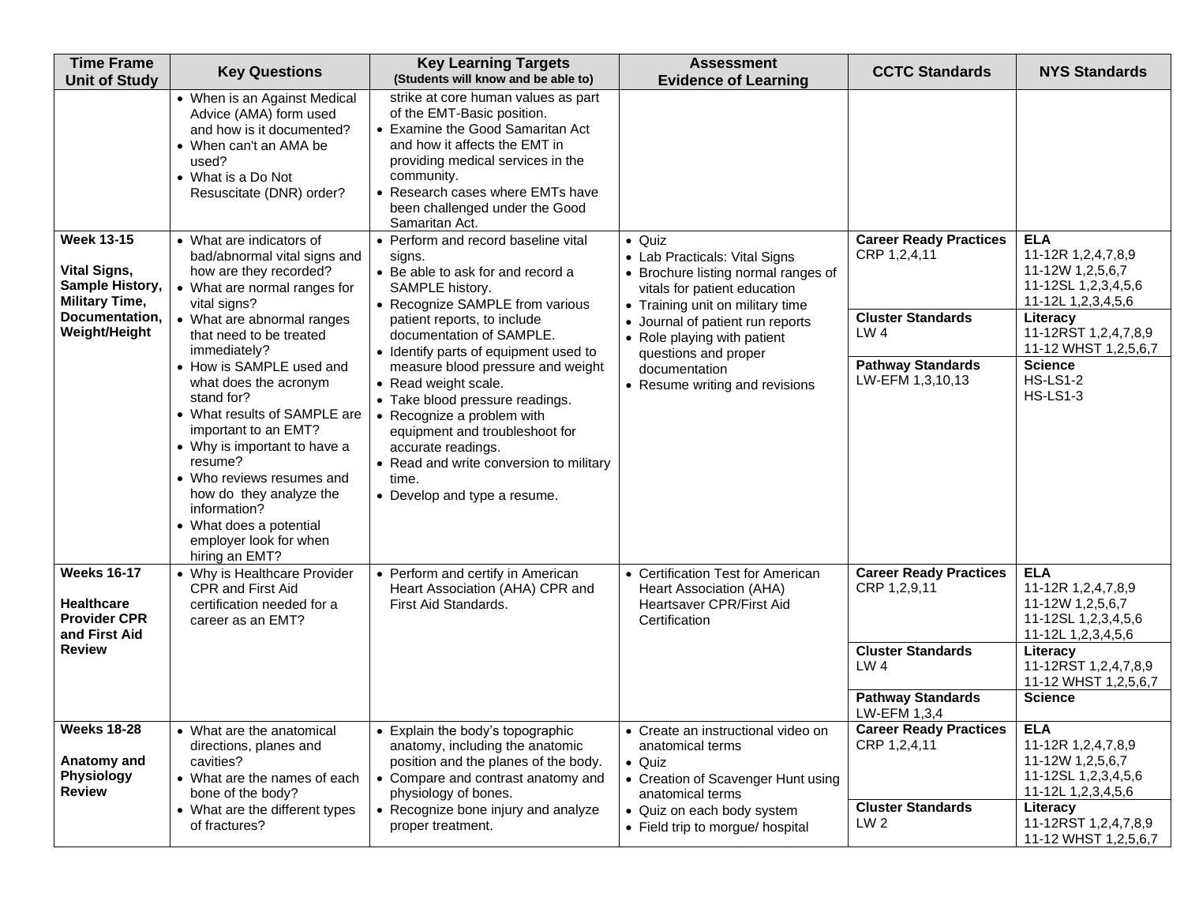| Time Frame Unit of Study | Key Questions | Key Learning Targets (Students will know and be able to) | Assessment Evidence of Learning | CCTC Standards | NYS Standards |
|---|---|---|---|---|---|
| | • When is an Against Medical Advice (AMA) form used and how is it documented?<br>• When can't an AMA be used?<br>• What is a Do Not Resuscitate (DNR) order? | strike at core human values as part of the EMT-Basic position.<br>• Examine the Good Samaritan Act and how it affects the EMT in providing medical services in the community.<br>• Research cases where EMTs have been challenged under the Good Samaritan Act. | | | |
| **Week 13-15**<br><br>**Vital Signs, Sample History, Military Time, Documentation, Weight/Height** | • What are indicators of bad/abnormal vital signs and how are they recorded?<br>• What are normal ranges for vital signs?<br>• What are abnormal ranges that need to be treated immediately?<br>• How is SAMPLE used and what does the acronym stand for?<br>• What results of SAMPLE are important to an EMT?<br>• Why is important to have a resume?<br>• Who reviews resumes and how do they analyze the information?<br>• What does a potential employer look for when hiring an EMT? | • Perform and record baseline vital signs.<br>• Be able to ask for and record a SAMPLE history.<br>• Recognize SAMPLE from various patient reports, to include documentation of SAMPLE.<br>• Identify parts of equipment used to measure blood pressure and weight<br>• Read weight scale.<br>• Take blood pressure readings.<br>• Recognize a problem with equipment and troubleshoot for accurate readings.<br>• Read and write conversion to military time.<br>• Develop and type a resume. | • Quiz<br>• Lab Practicals: Vital Signs<br>• Brochure listing normal ranges of vitals for patient education<br>• Training unit on military time<br>• Journal of patient run reports<br>• Role playing with patient questions and proper documentation<br>• Resume writing and revisions | **Career Ready Practices**<br>CRP 1,2,4,11<br><br>**Cluster Standards**<br>LW 4<br><br>**Pathway Standards**<br>LW-EFM 1,3,10,13 | **ELA**<br>11-12R 1,2,4,7,8,9<br>11-12W 1,2,5,6,7<br>11-12SL 1,2,3,4,5,6<br>11-12L 1,2,3,4,5,6<br><br>**Literacy**<br>11-12RST 1,2,4,7,8,9<br>11-12 WHST 1,2,5,6,7<br><br>**Science**<br>HS-LS1-2<br>HS-LS1-3 |
| **Weeks 16-17**<br><br>**Healthcare Provider CPR and First Aid Review** | • Why is Healthcare Provider CPR and First Aid certification needed for a career as an EMT? | • Perform and certify in American Heart Association (AHA) CPR and First Aid Standards. | • Certification Test for American Heart Association (AHA) Heartsaver CPR/First Aid Certification | **Career Ready Practices**<br>CRP 1,2,9,11<br><br>**Cluster Standards**<br>LW 4<br><br>**Pathway Standards**<br>LW-EFM 1,3,4 | **ELA**<br>11-12R 1,2,4,7,8,9<br>11-12W 1,2,5,6,7<br>11-12SL 1,2,3,4,5,6<br>11-12L 1,2,3,4,5,6<br><br>**Literacy**<br>11-12RST 1,2,4,7,8,9<br>11-12 WHST 1,2,5,6,7<br><br>**Science** |
| **Weeks 18-28**<br><br>**Anatomy and Physiology Review** | • What are the anatomical directions, planes and cavities?<br>• What are the names of each bone of the body?<br>• What are the different types of fractures? | • Explain the body's topographic anatomy, including the anatomic position and the planes of the body.<br>• Compare and contrast anatomy and physiology of bones.<br>• Recognize bone injury and analyze proper treatment. | • Create an instructional video on anatomical terms<br>• Quiz<br>• Creation of Scavenger Hunt using anatomical terms<br>• Quiz on each body system<br>• Field trip to morgue/ hospital | **Career Ready Practices**<br>CRP 1,2,4,11<br><br>**Cluster Standards**<br>LW 2 | **ELA**<br>11-12R 1,2,4,7,8,9<br>11-12W 1,2,5,6,7<br>11-12SL 1,2,3,4,5,6<br>11-12L 1,2,3,4,5,6<br><br>**Literacy**<br>11-12RST 1,2,4,7,8,9<br>11-12 WHST 1,2,5,6,7 |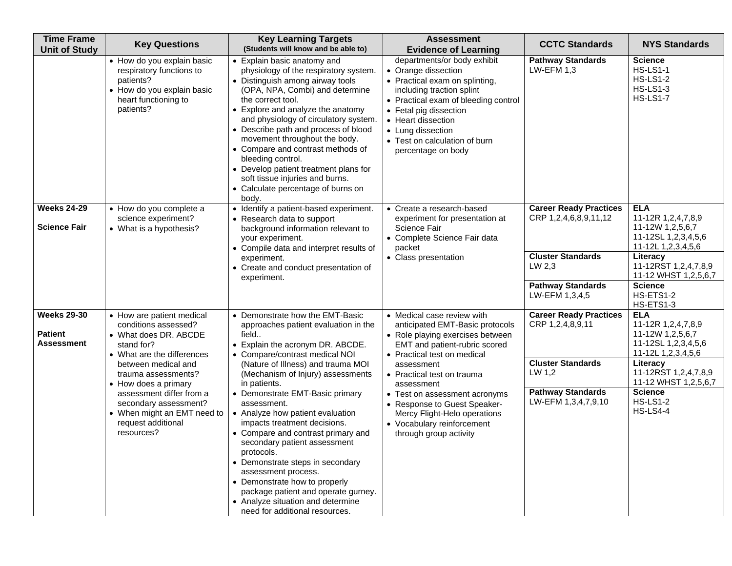| Time Frame Unit of Study | Key Questions | Key Learning Targets (Students will know and be able to) | Assessment Evidence of Learning | CCTC Standards | NYS Standards |
|---|---|---|---|---|---|
| | • How do you explain basic respiratory functions to patients?<br>• How do you explain basic heart functioning to patients? | • Explain basic anatomy and physiology of the respiratory system.<br>• Distinguish among airway tools (OPA, NPA, Combi) and determine the correct tool.<br>• Explore and analyze the anatomy and physiology of circulatory system.<br>• Describe path and process of blood movement throughout the body.<br>• Compare and contrast methods of bleeding control.<br>• Develop patient treatment plans for soft tissue injuries and burns.<br>• Calculate percentage of burns on body. | departments/or body exhibit<br>• Orange dissection<br>• Practical exam on splinting, including traction splint<br>• Practical exam of bleeding control<br>• Fetal pig dissection<br>• Heart dissection<br>• Lung dissection<br>• Test on calculation of burn percentage on body | **Pathway Standards**<br>LW-EFM 1,3 | **Science**<br>HS-LS1-1<br>HS-LS1-2<br>HS-LS1-3<br>HS-LS1-7 |
| **Weeks 24-29**<br><br>**Science Fair** | • How do you complete a science experiment?<br>• What is a hypothesis? | • Identify a patient-based experiment.<br>• Research data to support background information relevant to your experiment.<br>• Compile data and interpret results of experiment.<br>• Create and conduct presentation of experiment. | • Create a research-based experiment for presentation at Science Fair<br>• Complete Science Fair data packet<br>• Class presentation | **Career Ready Practices**<br>CRP 1,2,4,6,8,9,11,12<br><br>**Cluster Standards**<br>LW 2,3<br><br>**Pathway Standards**<br>LW-EFM 1,3,4,5 | **ELA**<br>11-12R 1,2,4,7,8,9<br>11-12W 1,2,5,6,7<br>11-12SL 1,2,3,4,5,6<br>11-12L 1,2,3,4,5,6<br><br>**Literacy**<br>11-12RST 1,2,4,7,8,9<br>11-12 WHST 1,2,5,6,7<br><br>**Science**<br>HS-ETS1-2<br>HS-ETS1-3 |
| **Weeks 29-30**<br><br>**Patient Assessment** | • How are patient medical conditions assessed?<br>• What does DR. ABCDE stand for?<br>• What are the differences between medical and trauma assessments?<br>• How does a primary assessment differ from a secondary assessment?<br>• When might an EMT need to request additional resources? | • Demonstrate how the EMT-Basic approaches patient evaluation in the field..<br>• Explain the acronym DR. ABCDE.<br>• Compare/contrast medical NOI (Nature of Illness) and trauma MOI (Mechanism of Injury) assessments in patients.<br>• Demonstrate EMT-Basic primary assessment.<br>• Analyze how patient evaluation impacts treatment decisions.<br>• Compare and contrast primary and secondary patient assessment protocols.<br>• Demonstrate steps in secondary assessment process.<br>• Demonstrate how to properly package patient and operate gurney.<br>• Analyze situation and determine need for additional resources. | • Medical case review with anticipated EMT-Basic protocols<br>• Role playing exercises between EMT and patient-rubric scored<br>• Practical test on medical assessment<br>• Practical test on trauma assessment<br>• Test on assessment acronyms<br>• Response to Guest Speaker-Mercy Flight-Helo operations<br>• Vocabulary reinforcement through group activity | **Career Ready Practices**<br>CRP 1,2,4,8,9,11<br><br>**Cluster Standards**<br>LW 1,2<br><br>**Pathway Standards**<br>LW-EFM 1,3,4,7,9,10 | **ELA**<br>11-12R 1,2,4,7,8,9<br>11-12W 1,2,5,6,7<br>11-12SL 1,2,3,4,5,6<br>11-12L 1,2,3,4,5,6<br><br>**Literacy**<br>11-12RST 1,2,4,7,8,9<br>11-12 WHST 1,2,5,6,7<br><br>**Science**<br>HS-LS1-2<br>HS-LS4-4 |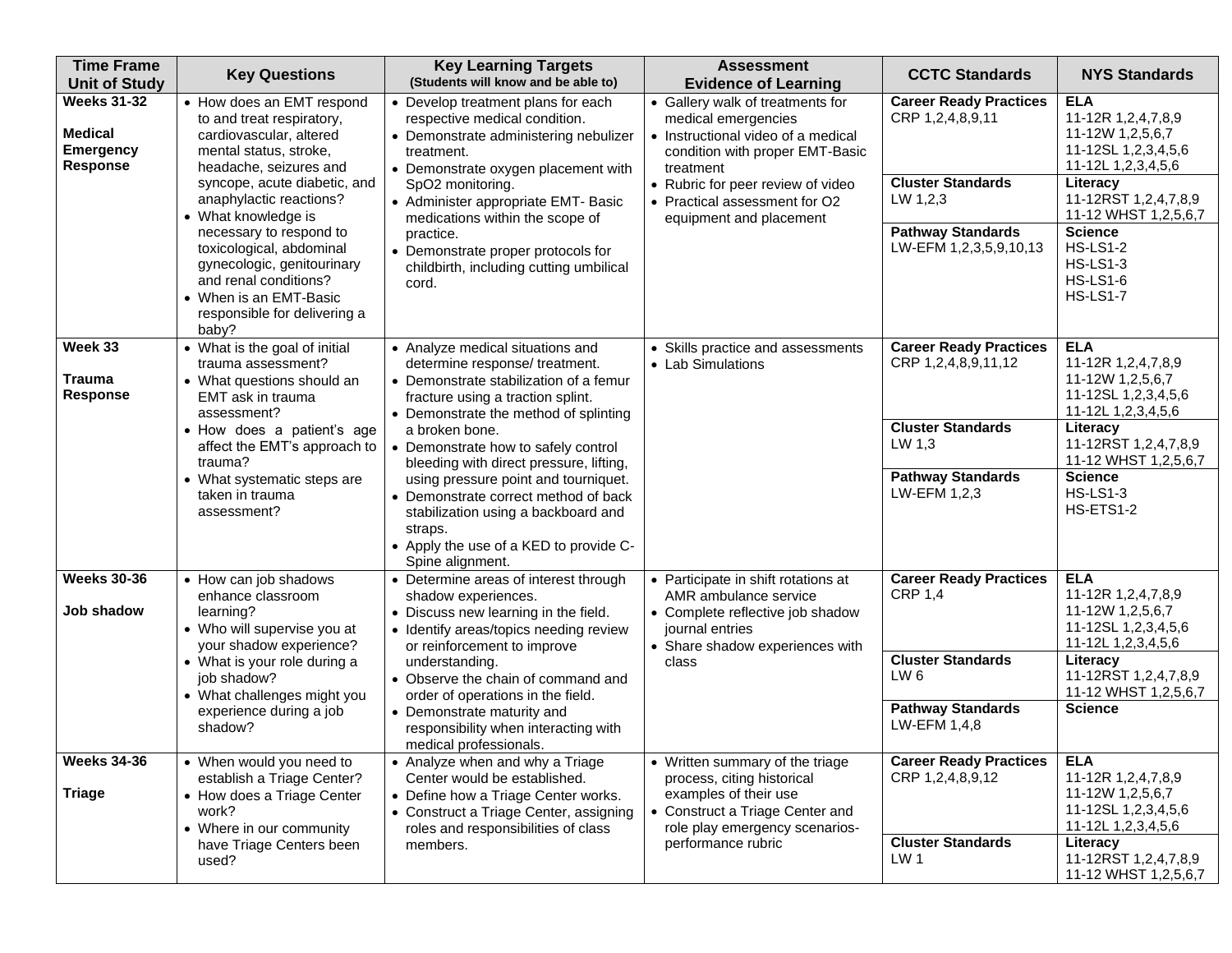| Time Frame Unit of Study | Key Questions | Key Learning Targets (Students will know and be able to) | Assessment Evidence of Learning | CCTC Standards | NYS Standards |
|---|---|---|---|---|---|
| **Weeks 31-32**<br><br>**Medical Emergency Response** | • How does an EMT respond to and treat respiratory, cardiovascular, altered mental status, stroke, headache, seizures and syncope, acute diabetic, and anaphylactic reactions?<br>• What knowledge is necessary to respond to toxicological, abdominal gynecologic, genitourinary and renal conditions?<br>• When is an EMT-Basic responsible for delivering a baby? | • Develop treatment plans for each respective medical condition.<br>• Demonstrate administering nebulizer treatment.<br>• Demonstrate oxygen placement with SpO2 monitoring.<br>• Administer appropriate EMT- Basic medications within the scope of practice.<br>• Demonstrate proper protocols for childbirth, including cutting umbilical cord. | • Gallery walk of treatments for medical emergencies<br>• Instructional video of a medical condition with proper EMT-Basic treatment<br>• Rubric for peer review of video<br>• Practical assessment for O2 equipment and placement | **Career Ready Practices**<br>CRP 1,2,4,8,9,11<br><br>**Cluster Standards**<br>LW 1,2,3<br><br>**Pathway Standards**<br>LW-EFM 1,2,3,5,9,10,13 | **ELA**<br>11-12R 1,2,4,7,8,9<br>11-12W 1,2,5,6,7<br>11-12SL 1,2,3,4,5,6<br>11-12L 1,2,3,4,5,6<br><br>**Literacy**<br>11-12RST 1,2,4,7,8,9<br>11-12 WHST 1,2,5,6,7<br><br>**Science**<br>HS-LS1-2<br>HS-LS1-3<br>HS-LS1-6<br>HS-LS1-7 |
| **Week 33**<br><br>**Trauma Response** | • What is the goal of initial trauma assessment?<br>• What questions should an EMT ask in trauma assessment?<br>• How does a patient's age affect the EMT's approach to trauma?<br>• What systematic steps are taken in trauma assessment? | • Analyze medical situations and determine response/ treatment.<br>• Demonstrate stabilization of a femur fracture using a traction splint.<br>• Demonstrate the method of splinting a broken bone.<br>• Demonstrate how to safely control bleeding with direct pressure, lifting, using pressure point and tourniquet.<br>• Demonstrate correct method of back stabilization using a backboard and straps.<br>• Apply the use of a KED to provide C-Spine alignment. | • Skills practice and assessments<br>• Lab Simulations | **Career Ready Practices**<br>CRP 1,2,4,8,9,11,12<br><br>**Cluster Standards**<br>LW 1,3<br><br>**Pathway Standards**<br>LW-EFM 1,2,3 | **ELA**<br>11-12R 1,2,4,7,8,9<br>11-12W 1,2,5,6,7<br>11-12SL 1,2,3,4,5,6<br>11-12L 1,2,3,4,5,6<br><br>**Literacy**<br>11-12RST 1,2,4,7,8,9<br>11-12 WHST 1,2,5,6,7<br><br>**Science**<br>HS-LS1-3<br>HS-ETS1-2 |
| **Weeks 30-36**<br><br>**Job shadow** | • How can job shadows enhance classroom learning?<br>• Who will supervise you at your shadow experience?<br>• What is your role during a job shadow?<br>• What challenges might you experience during a job shadow? | • Determine areas of interest through shadow experiences.<br>• Discuss new learning in the field.<br>• Identify areas/topics needing review or reinforcement to improve understanding.<br>• Observe the chain of command and order of operations in the field.<br>• Demonstrate maturity and responsibility when interacting with medical professionals. | • Participate in shift rotations at AMR ambulance service<br>• Complete reflective job shadow journal entries<br>• Share shadow experiences with class | **Career Ready Practices**<br>CRP 1,4<br><br>**Cluster Standards**<br>LW 6<br><br>**Pathway Standards**<br>LW-EFM 1,4,8 | **ELA**<br>11-12R 1,2,4,7,8,9<br>11-12W 1,2,5,6,7<br>11-12SL 1,2,3,4,5,6<br>11-12L 1,2,3,4,5,6<br><br>**Literacy**<br>11-12RST 1,2,4,7,8,9<br>11-12 WHST 1,2,5,6,7<br><br>**Science** |
| **Weeks 34-36**<br><br>**Triage** | • When would you need to establish a Triage Center?<br>• How does a Triage Center work?<br>• Where in our community have Triage Centers been used? | • Analyze when and why a Triage Center would be established.<br>• Define how a Triage Center works.<br>• Construct a Triage Center, assigning roles and responsibilities of class members. | • Written summary of the triage process, citing historical examples of their use<br>• Construct a Triage Center and role play emergency scenarios- performance rubric | **Career Ready Practices**<br>CRP 1,2,4,8,9,12<br><br>**Cluster Standards**<br>LW 1 | **ELA**<br>11-12R 1,2,4,7,8,9<br>11-12W 1,2,5,6,7<br>11-12SL 1,2,3,4,5,6<br>11-12L 1,2,3,4,5,6<br><br>**Literacy**<br>11-12RST 1,2,4,7,8,9<br>11-12 WHST 1,2,5,6,7 |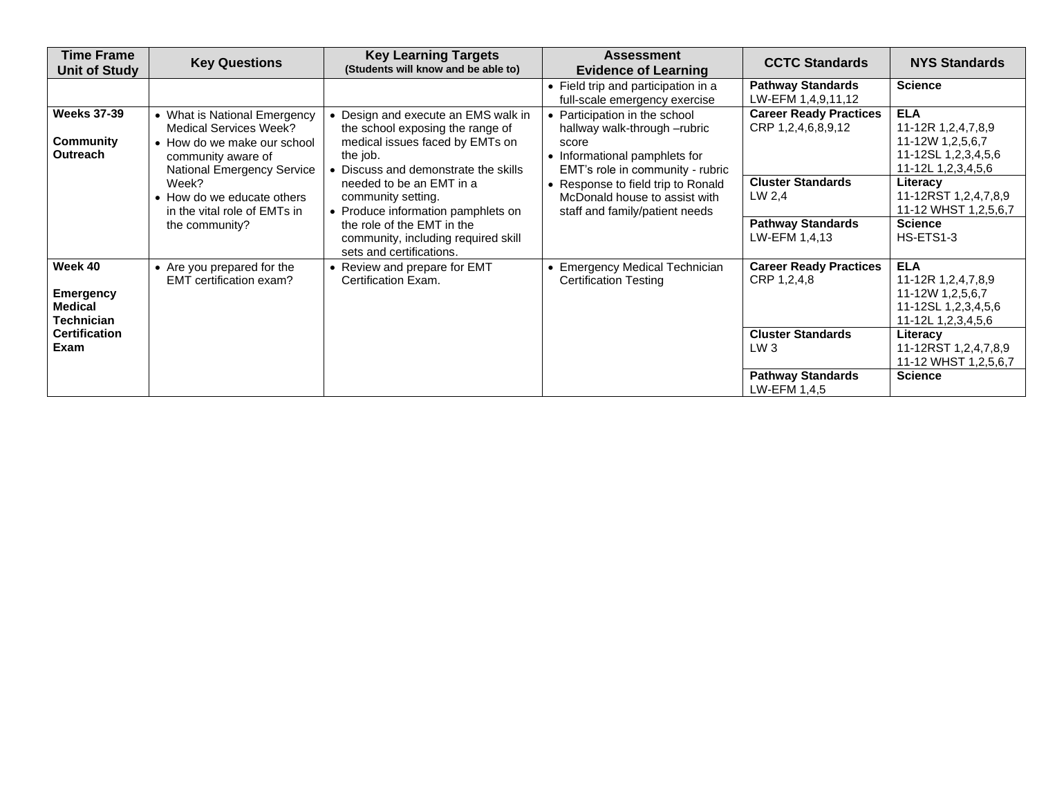| Time Frame Unit of Study | Key Questions | Key Learning Targets (Students will know and be able to) | Assessment Evidence of Learning | CCTC Standards | NYS Standards |
|---|---|---|---|---|---|
| | | | • Field trip and participation in a full-scale emergency exercise | **Pathway Standards** LW-EFM 1,4,9,11,12 | **Science** |
| **Weeks 37-39** **Community Outreach** | • What is National Emergency Medical Services Week? • How do we make our school community aware of National Emergency Service Week? • How do we educate others in the vital role of EMTs in the community? | • Design and execute an EMS walk in the school exposing the range of medical issues faced by EMTs on the job. • Discuss and demonstrate the skills needed to be an EMT in a community setting. • Produce information pamphlets on the role of the EMT in the community, including required skill sets and certifications. | • Participation in the school hallway walk-through –rubric score • Informational pamphlets for EMT's role in community - rubric • Response to field trip to Ronald McDonald house to assist with staff and family/patient needs | **Career Ready Practices** CRP 1,2,4,6,8,9,12 | **ELA** 11-12R 1,2,4,7,8,9 11-12W 1,2,5,6,7 11-12SL 1,2,3,4,5,6 11-12L 1,2,3,4,5,6 |
| | | | | **Cluster Standards** LW 2,4 | **Literacy** 11-12RST 1,2,4,7,8,9 11-12 WHST 1,2,5,6,7 |
| | | | | **Pathway Standards** LW-EFM 1,4,13 | **Science** HS-ETS1-3 |
| **Week 40** **Emergency Medical Technician Certification Exam** | • Are you prepared for the EMT certification exam? | • Review and prepare for EMT Certification Exam. | • Emergency Medical Technician Certification Testing | **Career Ready Practices** CRP 1,2,4,8 | **ELA** 11-12R 1,2,4,7,8,9 11-12W 1,2,5,6,7 11-12SL 1,2,3,4,5,6 11-12L 1,2,3,4,5,6 |
| | | | | **Cluster Standards** LW 3 | **Literacy** 11-12RST 1,2,4,7,8,9 11-12 WHST 1,2,5,6,7 |
| | | | | **Pathway Standards** LW-EFM 1,4,5 | **Science** |